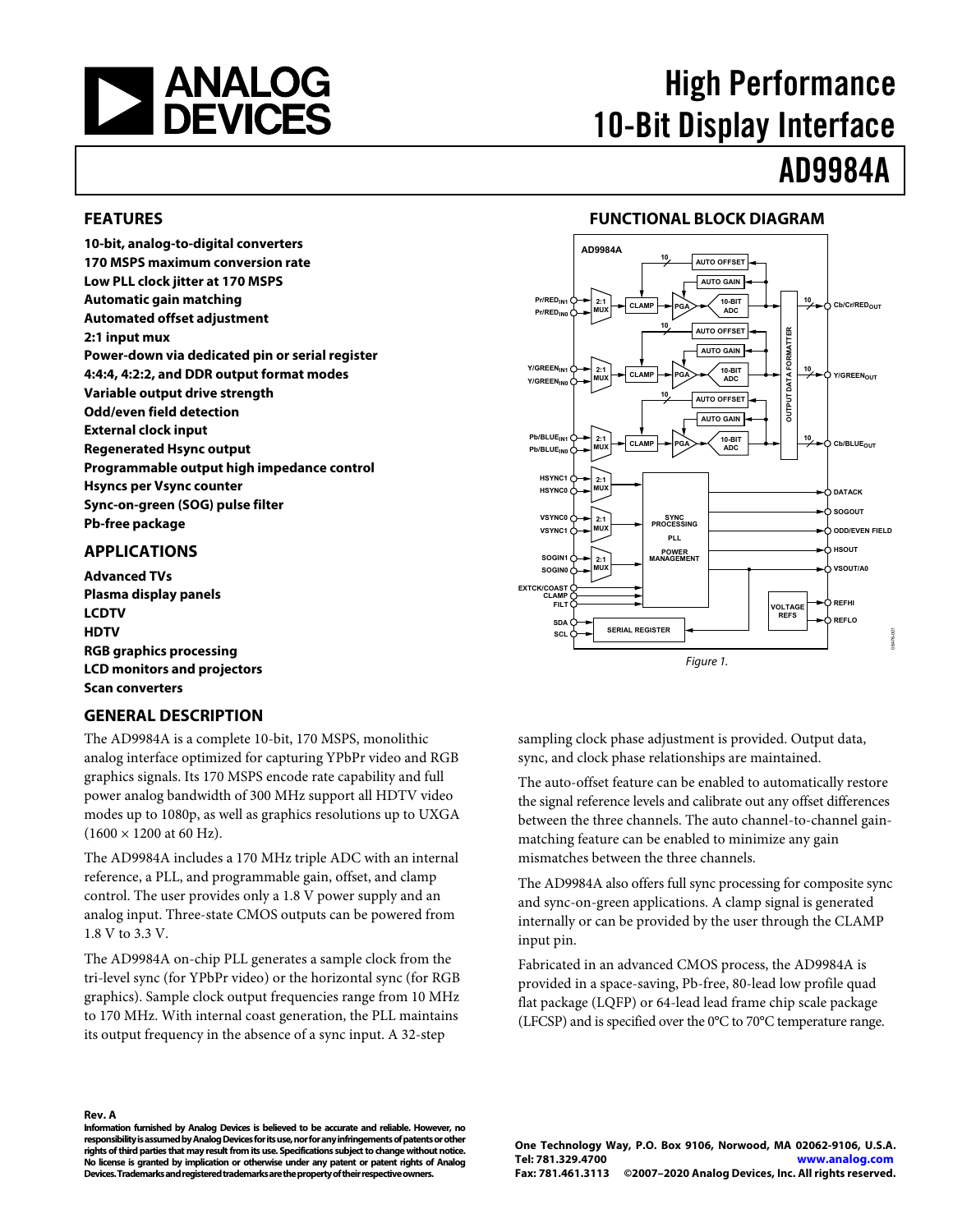# High Performance 10-Bit Display Interface

# AD9984A

## FEATURES

- **10-bit, analog-to-digital converters**
- **170 MSPS maximum conversion rate**
- **Low PLL clock jitter at 170 MSPS**
- **Automatic gain matching**
- **Automated offset adjustment**
- **2:1 input mux**
- **Power-down via dedicated pin or serial register**
- **4:4:4, 4:2:2, and DDR output format modes**
- **Variable output drive strength**
- **Odd/even field detection**
- **External clock input**
- **Regenerated Hsync output**
- **Programmable output high impedance control**
- **Hsyncs per Vsync counter**
- **Sync-on-green (SOG) pulse filter**
- **Pb-free package**

## APPLICATIONS

- **Advanced TVs**
- **Plasma display panels**
- **LCDTV**
- **HDTV**
- **RGB graphics processing**
- **LCD monitors and projectors**
- **Scan converters**

## FUNCTIONAL BLOCK DIAGRAM

*Figure 1.*

## GENERAL DESCRIPTION

The AD9984A is a complete 10-bit, 170 MSPS, monolithic analog interface optimized for capturing YPbPr video and RGB graphics signals. Its 170 MSPS encode rate capability and full power analog bandwidth of 300 MHz support all HDTV video modes up to 1080p, as well as graphics resolutions up to UXGA (1600 × 1200 at 60 Hz).

The AD9984A includes a 170 MHz triple ADC with an internal reference, a PLL, and programmable gain, offset, and clamp control. The user provides only a 1.8 V power supply and an analog input. Three-state CMOS outputs can be powered from 1.8 V to 3.3 V.

The AD9984A on-chip PLL generates a sample clock from the tri-level sync (for YPbPr video) or the horizontal sync (for RGB graphics). Sample clock output frequencies range from 10 MHz to 170 MHz. With internal coast generation, the PLL maintains its output frequency in the absence of a sync input. A 32-step sampling clock phase adjustment is provided. Output data, sync, and clock phase relationships are maintained.

The auto-offset feature can be enabled to automatically restore the signal reference levels and calibrate out any offset differences between the three channels. The auto channel-to-channel gain-matching feature can be enabled to minimize any gain mismatches between the three channels.

The AD9984A also offers full sync processing for composite sync and sync-on-green applications. A clamp signal is generated internally or can be provided by the user through the CLAMP input pin.

Fabricated in an advanced CMOS process, the AD9984A is provided in a space-saving, Pb-free, 80-lead low profile quad flat package (LQFP) or 64-lead lead frame chip scale package (LFCSP) and is specified over the 0°C to 70°C temperature range.

**Rev. A**

**Information furnished by Analog Devices is believed to be accurate and reliable. However, no responsibility is assumed by Analog Devices for its use, nor for any infringements of patents or other rights of third parties that may result from its use. Specifications subject to change without notice. No license is granted by implication or otherwise under any patent or patent rights of Analog Devices. Trademarks and registered trademarks are the property of their respective owners.**

**One Technology Way, P.O. Box 9106, Norwood, MA 02062-9106, U.S.A.**
**Tel: 781.329.4700** **www.analog.com**
**Fax: 781.461.3113** **©2007–2020 Analog Devices, Inc. All rights reserved.**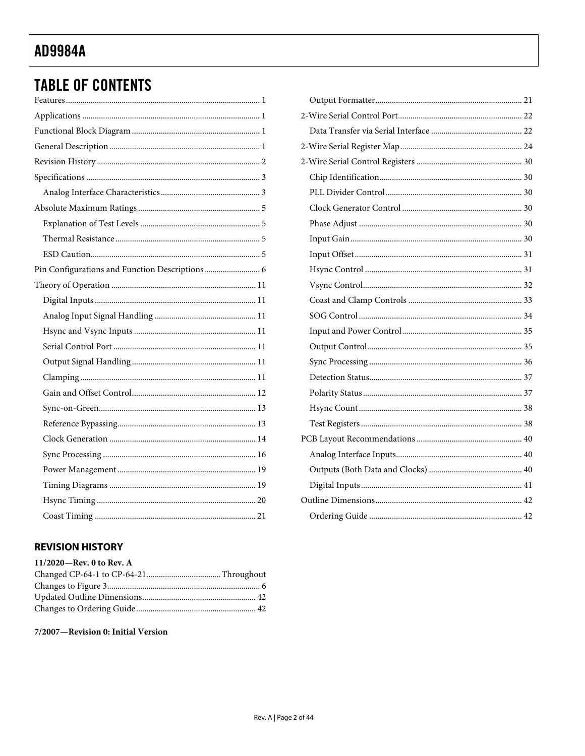## TABLE OF CONTENTS

Features ... 1
Applications ... 1
Functional Block Diagram ... 1
General Description ... 1
Revision History ... 2
Specifications ... 3
  Analog Interface Characteristics ... 3
Absolute Maximum Ratings ... 5
  Explanation of Test Levels ... 5
  Thermal Resistance ... 5
  ESD Caution ... 5
Pin Configurations and Function Descriptions ... 6
Theory of Operation ... 11
  Digital Inputs ... 11
  Analog Input Signal Handling ... 11
  Hsync and Vsync Inputs ... 11
  Serial Control Port ... 11
  Output Signal Handling ... 11
  Clamping ... 11
  Gain and Offset Control ... 12
  Sync-on-Green ... 13
  Reference Bypassing ... 13
  Clock Generation ... 14
  Sync Processing ... 16
  Power Management ... 19
  Timing Diagrams ... 19
  Hsync Timing ... 20
  Coast Timing ... 21
  Output Formatter ... 21
2-Wire Serial Control Port ... 22
  Data Transfer via Serial Interface ... 22
2-Wire Serial Register Map ... 24
2-Wire Serial Control Registers ... 30
  Chip Identification ... 30
  PLL Divider Control ... 30
  Clock Generator Control ... 30
  Phase Adjust ... 30
  Input Gain ... 30
  Input Offset ... 31
  Hsync Control ... 31
  Vsync Control ... 32
  Coast and Clamp Controls ... 33
  SOG Control ... 34
  Input and Power Control ... 35
  Output Control ... 35
  Sync Processing ... 36
  Detection Status ... 37
  Polarity Status ... 37
  Hsync Count ... 38
  Test Registers ... 38
PCB Layout Recommendations ... 40
  Analog Interface Inputs ... 40
  Outputs (Both Data and Clocks) ... 40
  Digital Inputs ... 41
Outline Dimensions ... 42
  Ordering Guide ... 42

## REVISION HISTORY

**11/2020—Rev. 0 to Rev. A**

Changed CP-64-1 to CP-64-21 ... Throughout
Changes to Figure 3 ... 6
Updated Outline Dimensions ... 42
Changes to Ordering Guide ... 42

**7/2007—Revision 0: Initial Version**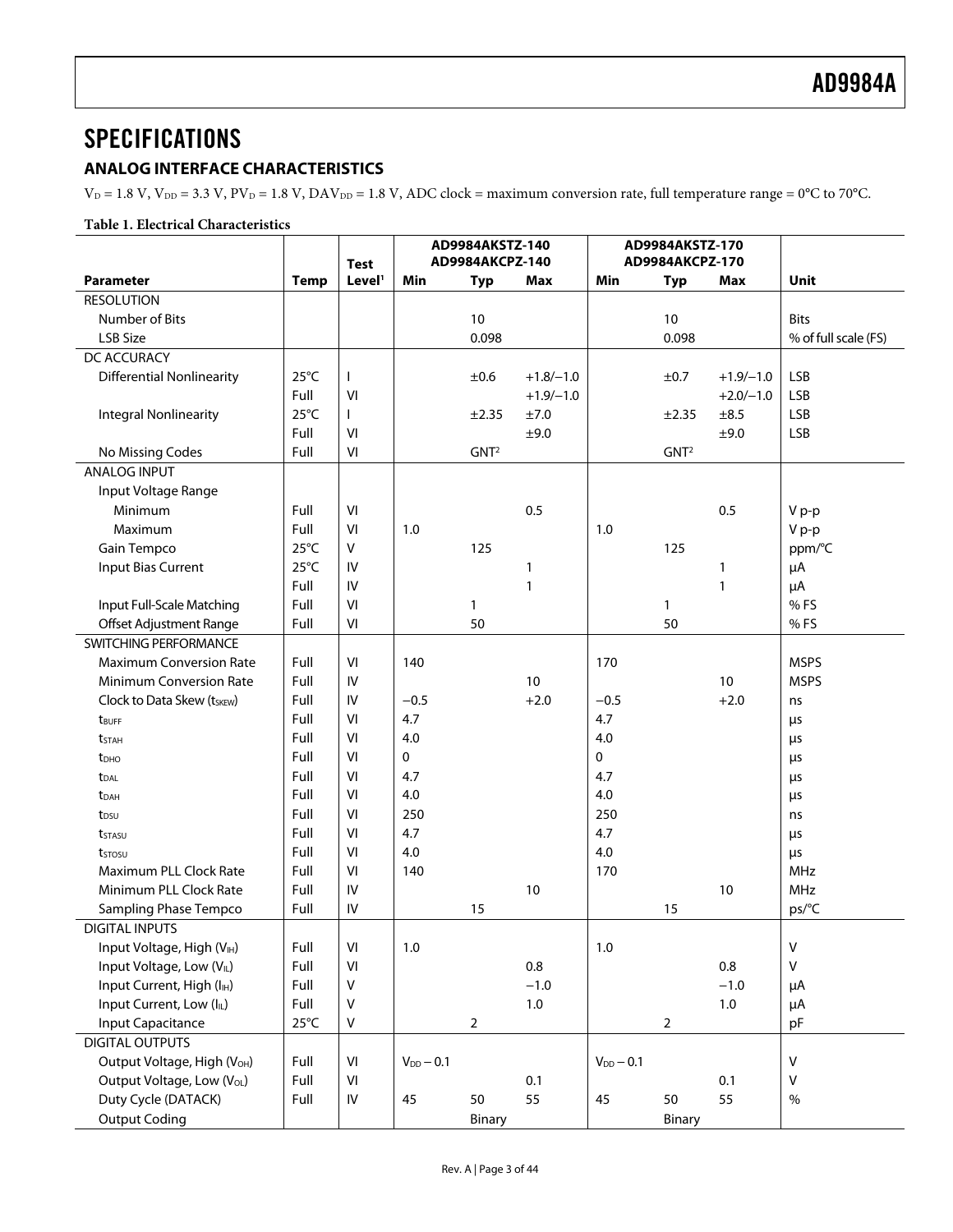## SPECIFICATIONS

### ANALOG INTERFACE CHARACTERISTICS

$V_D$ = 1.8 V, $V_{DD}$ = 3.3 V, $PV_D$ = 1.8 V, $DAV_{DD}$ = 1.8 V, ADC clock = maximum conversion rate, full temperature range = 0°C to 70°C.

**Table 1. Electrical Characteristics**

| Parameter | Temp | Test Level[1] | AD9984AKSTZ-140 AD9984AKCPZ-140 | | | AD9984AKSTZ-170 AD9984AKCPZ-170 | | | Unit |
|---|---|---|---|---|---|---|---|---|---|
| | | | Min | Typ | Max | Min | Typ | Max | |
| RESOLUTION | | | | | | | | | |
| Number of Bits | | | | 10 | | | 10 | | Bits |
| LSB Size | | | | 0.098 | | | 0.098 | | % of full scale (FS) |
| DC ACCURACY | | | | | | | | | |
| Differential Nonlinearity | 25°C | I | | ±0.6 | +1.8/−1.0 | | ±0.7 | +1.9/−1.0 | LSB |
| | Full | VI | | | +1.9/−1.0 | | | +2.0/−1.0 | LSB |
| Integral Nonlinearity | 25°C | I | | ±2.35 | ±7.0 | | ±2.35 | ±8.5 | LSB |
| | Full | VI | | | ±9.0 | | | ±9.0 | LSB |
| No Missing Codes | Full | VI | | GNT[2] | | | GNT[2] | | |
| ANALOG INPUT | | | | | | | | | |
| Input Voltage Range | | | | | | | | | |
| Minimum | Full | VI | | | 0.5 | | | 0.5 | V p-p |
| Maximum | Full | VI | 1.0 | | | 1.0 | | | V p-p |
| Gain Tempco | 25°C | V | | 125 | | | 125 | | ppm/°C |
| Input Bias Current | 25°C | IV | | | 1 | | | 1 | μA |
| | Full | IV | | | 1 | | | 1 | μA |
| Input Full-Scale Matching | Full | VI | | 1 | | | 1 | | % FS |
| Offset Adjustment Range | Full | VI | | 50 | | | 50 | | % FS |
| SWITCHING PERFORMANCE | | | | | | | | | |
| Maximum Conversion Rate | Full | VI | 140 | | | 170 | | | MSPS |
| Minimum Conversion Rate | Full | IV | | | 10 | | | 10 | MSPS |
| Clock to Data Skew ($t_{SKEW}$) | Full | IV | −0.5 | | +2.0 | −0.5 | | +2.0 | ns |
| $t_{BUFF}$ | Full | VI | 4.7 | | | 4.7 | | | μs |
| $t_{STAH}$ | Full | VI | 4.0 | | | 4.0 | | | μs |
| $t_{DHO}$ | Full | VI | 0 | | | 0 | | | μs |
| $t_{DAL}$ | Full | VI | 4.7 | | | 4.7 | | | μs |
| $t_{DAH}$ | Full | VI | 4.0 | | | 4.0 | | | μs |
| $t_{DSU}$ | Full | VI | 250 | | | 250 | | | ns |
| $t_{STASU}$ | Full | VI | 4.7 | | | 4.7 | | | μs |
| $t_{STOSU}$ | Full | VI | 4.0 | | | 4.0 | | | μs |
| Maximum PLL Clock Rate | Full | VI | 140 | | | 170 | | | MHz |
| Minimum PLL Clock Rate | Full | IV | | | 10 | | | 10 | MHz |
| Sampling Phase Tempco | Full | IV | | 15 | | | 15 | | ps/°C |
| DIGITAL INPUTS | | | | | | | | | |
| Input Voltage, High ($V_{IH}$) | Full | VI | 1.0 | | | 1.0 | | | V |
| Input Voltage, Low ($V_{IL}$) | Full | VI | | | 0.8 | | | 0.8 | V |
| Input Current, High ($I_{IH}$) | Full | V | | | −1.0 | | | −1.0 | μA |
| Input Current, Low ($I_{IL}$) | Full | V | | | 1.0 | | | 1.0 | μA |
| Input Capacitance | 25°C | V | | 2 | | | 2 | | pF |
| DIGITAL OUTPUTS | | | | | | | | | |
| Output Voltage, High ($V_{OH}$) | Full | VI | $V_{DD}$ − 0.1 | | | $V_{DD}$ − 0.1 | | | V |
| Output Voltage, Low ($V_{OL}$) | Full | VI | | | 0.1 | | | 0.1 | V |
| Duty Cycle (DATACK) | Full | IV | 45 | 50 | 55 | 45 | 50 | 55 | % |
| Output Coding | | | | Binary | | | Binary | | |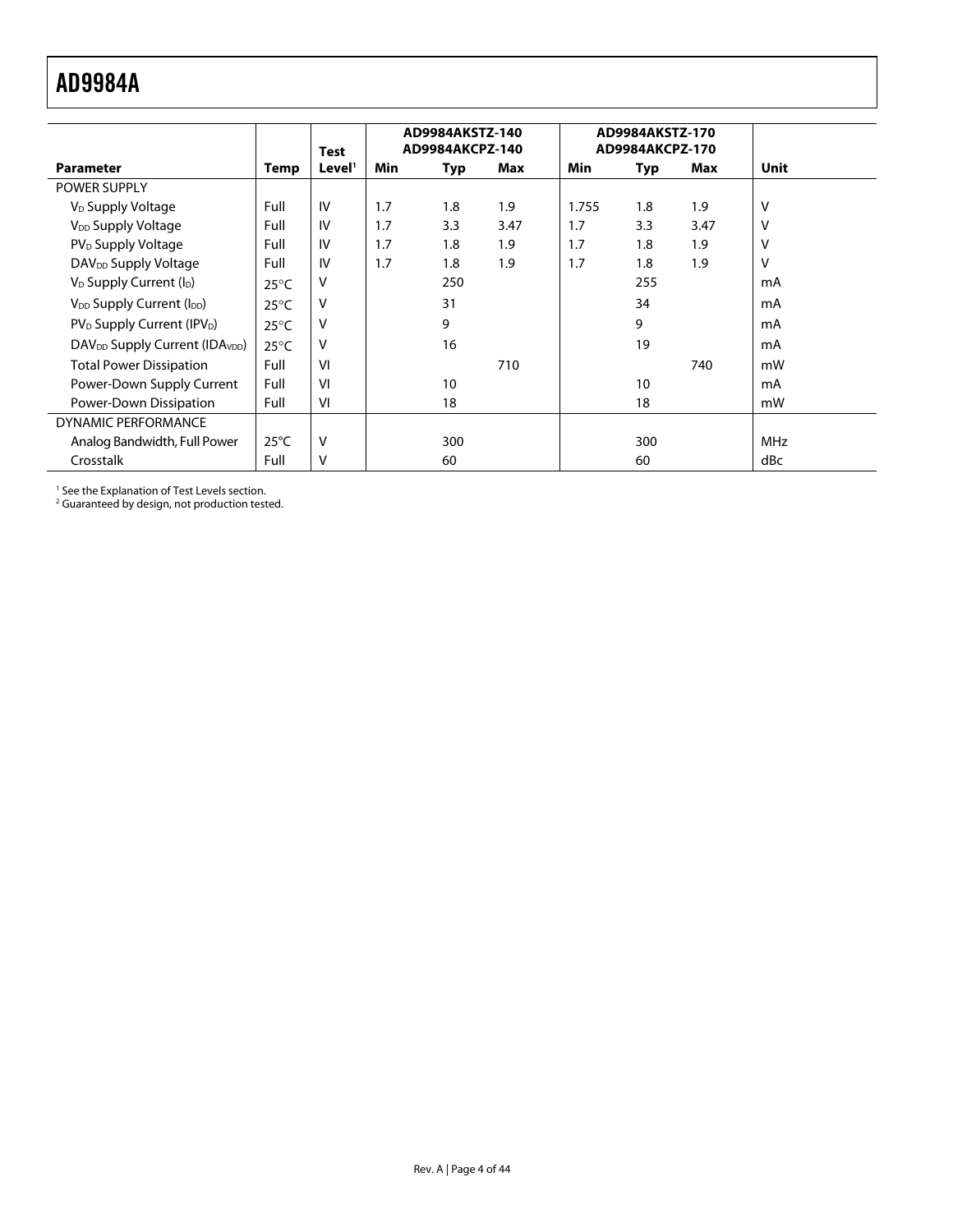| Parameter | Temp | Test Level[1] | AD9984AKSTZ-140 AD9984AKCPZ-140 Min | Typ | Max | AD9984AKSTZ-170 AD9984AKCPZ-170 Min | Typ | Max | Unit |
|---|---|---|---|---|---|---|---|---|---|
| POWER SUPPLY | | | | | | | | | |
| $V_D$ Supply Voltage | Full | IV | 1.7 | 1.8 | 1.9 | 1.755 | 1.8 | 1.9 | V |
| $V_{DD}$ Supply Voltage | Full | IV | 1.7 | 3.3 | 3.47 | 1.7 | 3.3 | 3.47 | V |
| $PV_D$ Supply Voltage | Full | IV | 1.7 | 1.8 | 1.9 | 1.7 | 1.8 | 1.9 | V |
| $DAV_{DD}$ Supply Voltage | Full | IV | 1.7 | 1.8 | 1.9 | 1.7 | 1.8 | 1.9 | V |
| $V_D$ Supply Current ($I_D$) | 25°C | V | | 250 | | | 255 | | mA |
| $V_{DD}$ Supply Current ($I_{DD}$) | 25°C | V | | 31 | | | 34 | | mA |
| $PV_D$ Supply Current ($IPV_D$) | 25°C | V | | 9 | | | 9 | | mA |
| $DAV_{DD}$ Supply Current ($IDA_{VDD}$) | 25°C | V | | 16 | | | 19 | | mA |
| Total Power Dissipation | Full | VI | | | 710 | | | 740 | mW |
| Power-Down Supply Current | Full | VI | | 10 | | | 10 | | mA |
| Power-Down Dissipation | Full | VI | | 18 | | | 18 | | mW |
| DYNAMIC PERFORMANCE | | | | | | | | | |
| Analog Bandwidth, Full Power | 25°C | V | | 300 | | | 300 | | MHz |
| Crosstalk | Full | V | | 60 | | | 60 | | dBc |

[1] See the Explanation of Test Levels section.
[2] Guaranteed by design, not production tested.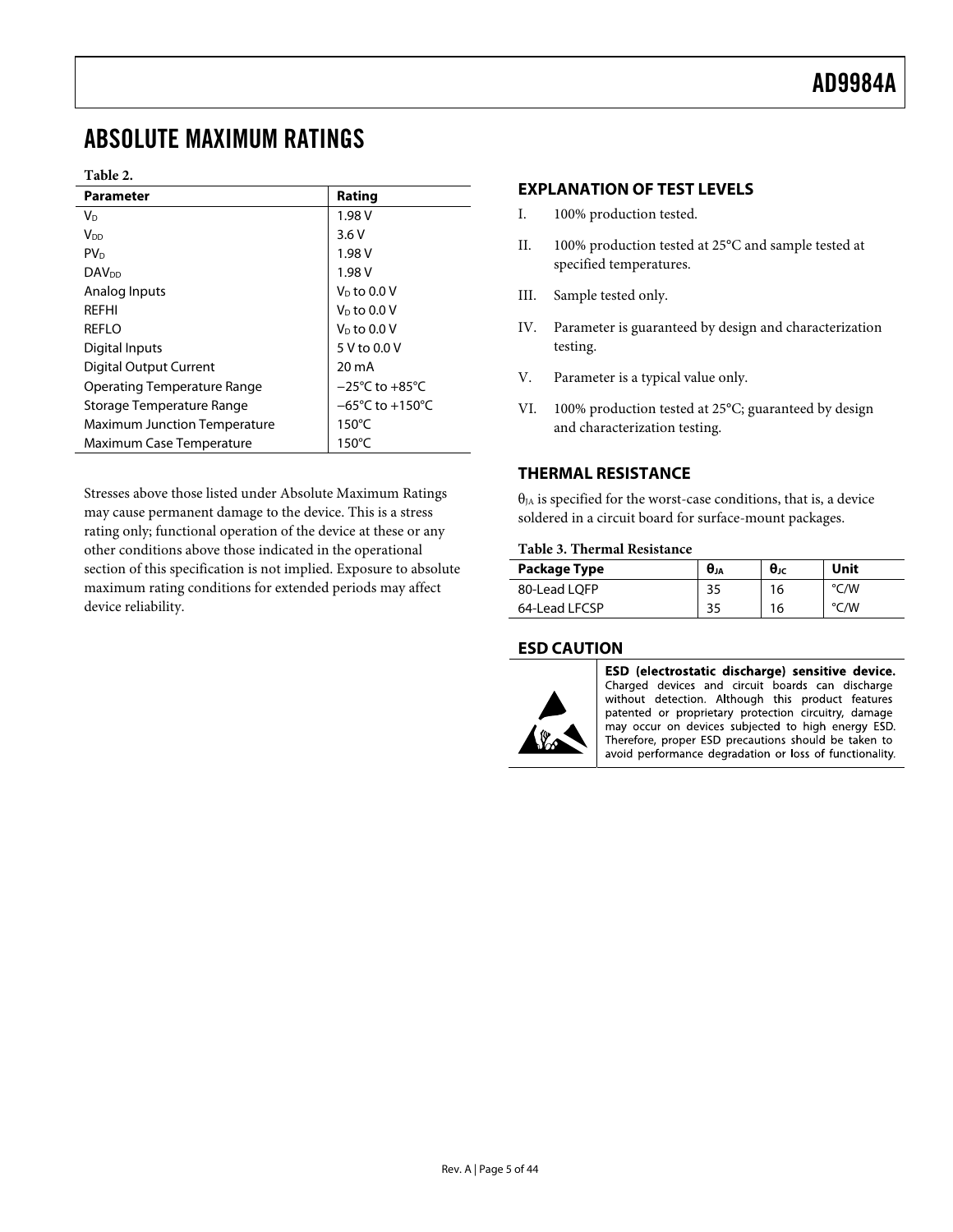# ABSOLUTE MAXIMUM RATINGS

**Table 2.**

| Parameter | Rating |
|---|---|
| $V_D$ | 1.98 V |
| $V_{DD}$ | 3.6 V |
| $PV_D$ | 1.98 V |
| $DAV_{DD}$ | 1.98 V |
| Analog Inputs | $V_D$ to 0.0 V |
| REFHI | $V_D$ to 0.0 V |
| REFLO | $V_D$ to 0.0 V |
| Digital Inputs | 5 V to 0.0 V |
| Digital Output Current | 20 mA |
| Operating Temperature Range | −25°C to +85°C |
| Storage Temperature Range | −65°C to +150°C |
| Maximum Junction Temperature | 150°C |
| Maximum Case Temperature | 150°C |

Stresses above those listed under Absolute Maximum Ratings may cause permanent damage to the device. This is a stress rating only; functional operation of the device at these or any other conditions above those indicated in the operational section of this specification is not implied. Exposure to absolute maximum rating conditions for extended periods may affect device reliability.

## EXPLANATION OF TEST LEVELS

I. 100% production tested.

II. 100% production tested at 25°C and sample tested at specified temperatures.

III. Sample tested only.

IV. Parameter is guaranteed by design and characterization testing.

V. Parameter is a typical value only.

VI. 100% production tested at 25°C; guaranteed by design and characterization testing.

## THERMAL RESISTANCE

$\theta_{JA}$ is specified for the worst-case conditions, that is, a device soldered in a circuit board for surface-mount packages.

**Table 3. Thermal Resistance**

| Package Type | $\theta_{JA}$ | $\theta_{JC}$ | Unit |
|---|---|---|---|
| 80-Lead LQFP | 35 | 16 | °C/W |
| 64-Lead LFCSP | 35 | 16 | °C/W |

## ESD CAUTION

**ESD (electrostatic discharge) sensitive device.** Charged devices and circuit boards can discharge without detection. Although this product features patented or proprietary protection circuitry, damage may occur on devices subjected to high energy ESD. Therefore, proper ESD precautions should be taken to avoid performance degradation or loss of functionality.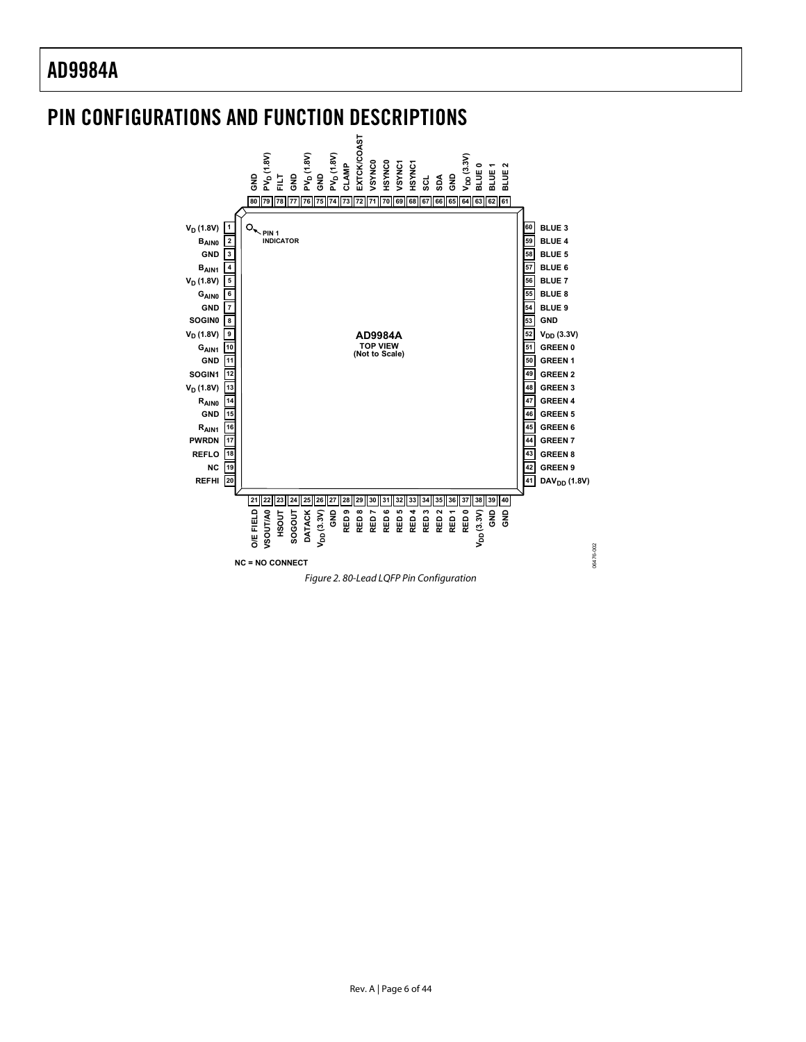## PIN CONFIGURATIONS AND FUNCTION DESCRIPTIONS

| Pin | Name | Pin | Name |
|---|---|---|---|
| 1 | $V_D$ (1.8V) | 41 | $DAV_{DD}$ (1.8V) |
| 2 | $B_{AIN0}$ | 42 | GREEN 9 |
| 3 | GND | 43 | GREEN 8 |
| 4 | $B_{AIN1}$ | 44 | GREEN 7 |
| 5 | $V_D$ (1.8V) | 45 | GREEN 6 |
| 6 | $G_{AIN0}$ | 46 | GREEN 5 |
| 7 | GND | 47 | GREEN 4 |
| 8 | SOGIN0 | 48 | GREEN 3 |
| 9 | $V_D$ (1.8V) | 49 | GREEN 2 |
| 10 | $G_{AIN1}$ | 50 | GREEN 1 |
| 11 | GND | 51 | GREEN 0 |
| 12 | SOGIN1 | 52 | $V_{DD}$ (3.3V) |
| 13 | $V_D$ (1.8V) | 53 | GND |
| 14 | $R_{AIN0}$ | 54 | BLUE 9 |
| 15 | GND | 55 | BLUE 8 |
| 16 | $R_{AIN1}$ | 56 | BLUE 7 |
| 17 | PWRDN | 57 | BLUE 6 |
| 18 | REFLO | 58 | BLUE 5 |
| 19 | NC | 59 | BLUE 4 |
| 20 | REFHI | 60 | BLUE 3 |
| 21 | O/E FIELD | 61 | BLUE 2 |
| 22 | VSOUT/A0 | 62 | BLUE 1 |
| 23 | HSOUT | 63 | BLUE 0 |
| 24 | SOGOUT | 64 | $V_{DD}$ (3.3V) |
| 25 | DATACK | 65 | GND |
| 26 | $V_{DD}$ (3.3V) | 66 | SDA |
| 27 | GND | 67 | SCL |
| 28 | RED 9 | 68 | HSYNC1 |
| 29 | RED 8 | 69 | VSYNC1 |
| 30 | RED 7 | 70 | HSYNC0 |
| 31 | RED 6 | 71 | VSYNC0 |
| 32 | RED 5 | 72 | EXTCK/COAST |
| 33 | RED 4 | 73 | CLAMP |
| 34 | RED 3 | 74 | $PV_D$ (1.8V) |
| 35 | RED 2 | 75 | GND |
| 36 | RED 1 | 76 | $PV_D$ (1.8V) |
| 37 | RED 0 | 77 | GND |
| 38 | $V_{DD}$ (3.3V) | 78 | FILT |
| 39 | GND | 79 | $PV_D$ (1.8V) |
| 40 | GND | 80 | GND |

AD9984A TOP VIEW (Not to Scale)

NC = NO CONNECT

*Figure 2. 80-Lead LQFP Pin Configuration*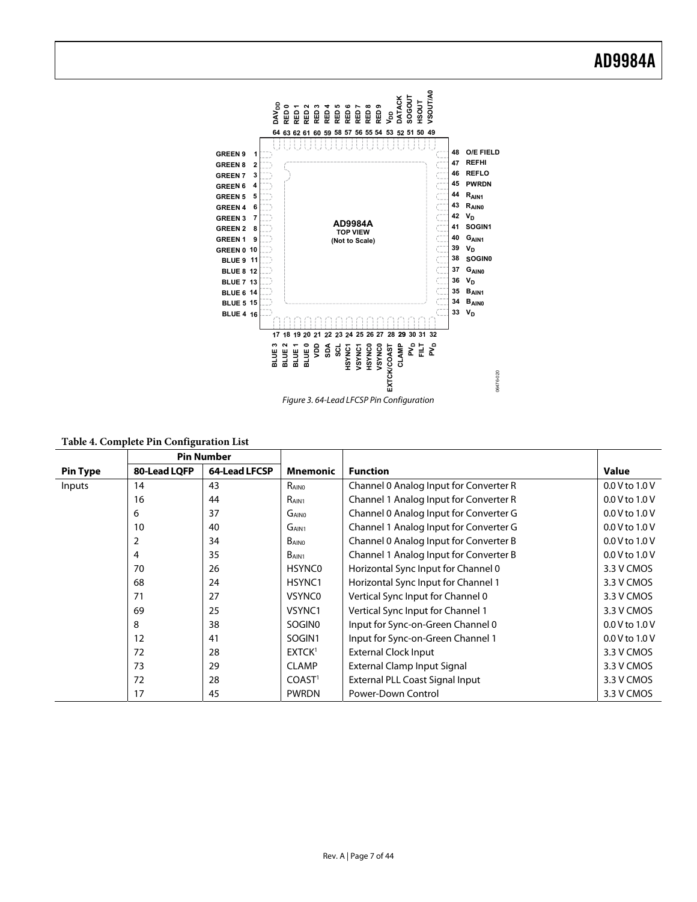Figure 3. 64-Lead LFCSP Pin Configuration

**Table 4. Complete Pin Configuration List**

| | Pin Number | | | | |
|---|---|---|---|---|---|
| **Pin Type** | **80-Lead LQFP** | **64-Lead LFCSP** | **Mnemonic** | **Function** | **Value** |
| Inputs | 14 | 43 | $R_{AIN0}$ | Channel 0 Analog Input for Converter R | 0.0 V to 1.0 V |
| | 16 | 44 | $R_{AIN1}$ | Channel 1 Analog Input for Converter R | 0.0 V to 1.0 V |
| | 6 | 37 | $G_{AIN0}$ | Channel 0 Analog Input for Converter G | 0.0 V to 1.0 V |
| | 10 | 40 | $G_{AIN1}$ | Channel 1 Analog Input for Converter G | 0.0 V to 1.0 V |
| | 2 | 34 | $B_{AIN0}$ | Channel 0 Analog Input for Converter B | 0.0 V to 1.0 V |
| | 4 | 35 | $B_{AIN1}$ | Channel 1 Analog Input for Converter B | 0.0 V to 1.0 V |
| | 70 | 26 | HSYNC0 | Horizontal Sync Input for Channel 0 | 3.3 V CMOS |
| | 68 | 24 | HSYNC1 | Horizontal Sync Input for Channel 1 | 3.3 V CMOS |
| | 71 | 27 | VSYNC0 | Vertical Sync Input for Channel 0 | 3.3 V CMOS |
| | 69 | 25 | VSYNC1 | Vertical Sync Input for Channel 1 | 3.3 V CMOS |
| | 8 | 38 | SOGIN0 | Input for Sync-on-Green Channel 0 | 0.0 V to 1.0 V |
| | 12 | 41 | SOGIN1 | Input for Sync-on-Green Channel 1 | 0.0 V to 1.0 V |
| | 72 | 28 | EXTCK[1] | External Clock Input | 3.3 V CMOS |
| | 73 | 29 | CLAMP | External Clamp Input Signal | 3.3 V CMOS |
| | 72 | 28 | COAST[1] | External PLL Coast Signal Input | 3.3 V CMOS |
| | 17 | 45 | PWRDN | Power-Down Control | 3.3 V CMOS |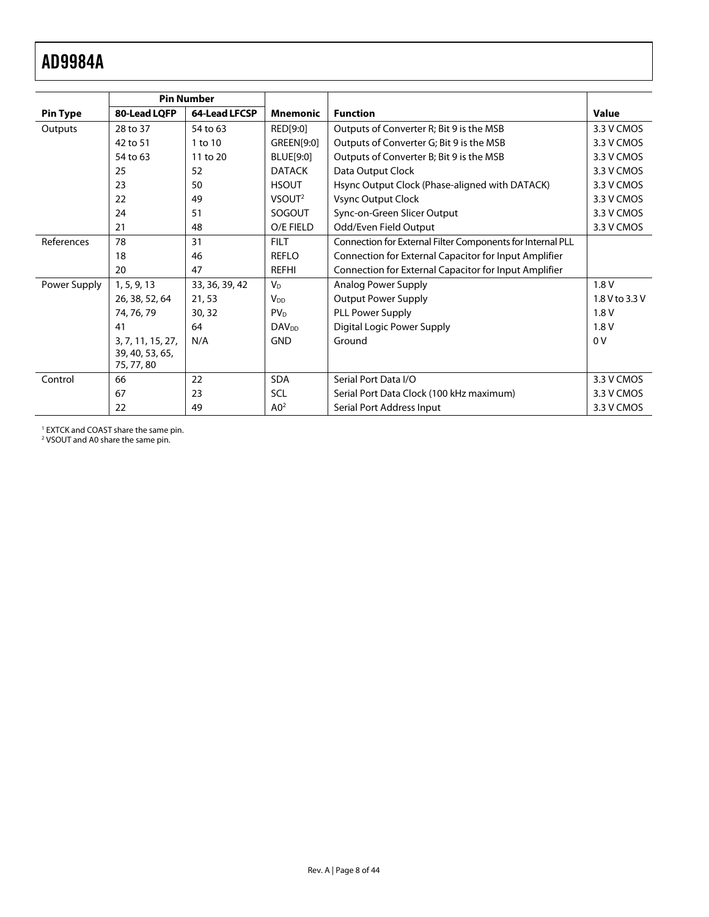| Pin Type | Pin Number | | Mnemonic | Function | Value |
|---|---|---|---|---|---|
| | 80-Lead LQFP | 64-Lead LFCSP | | | |
| Outputs | 28 to 37 | 54 to 63 | RED[9:0] | Outputs of Converter R; Bit 9 is the MSB | 3.3 V CMOS |
| | 42 to 51 | 1 to 10 | GREEN[9:0] | Outputs of Converter G; Bit 9 is the MSB | 3.3 V CMOS |
| | 54 to 63 | 11 to 20 | BLUE[9:0] | Outputs of Converter B; Bit 9 is the MSB | 3.3 V CMOS |
| | 25 | 52 | DATACK | Data Output Clock | 3.3 V CMOS |
| | 23 | 50 | HSOUT | Hsync Output Clock (Phase-aligned with DATACK) | 3.3 V CMOS |
| | 22 | 49 | VSOUT[2] | Vsync Output Clock | 3.3 V CMOS |
| | 24 | 51 | SOGOUT | Sync-on-Green Slicer Output | 3.3 V CMOS |
| | 21 | 48 | O/E FIELD | Odd/Even Field Output | 3.3 V CMOS |
| References | 78 | 31 | FILT | Connection for External Filter Components for Internal PLL | |
| | 18 | 46 | REFLO | Connection for External Capacitor for Input Amplifier | |
| | 20 | 47 | REFHI | Connection for External Capacitor for Input Amplifier | |
| Power Supply | 1, 5, 9, 13 | 33, 36, 39, 42 | $V_D$ | Analog Power Supply | 1.8 V |
| | 26, 38, 52, 64 | 21, 53 | $V_{DD}$ | Output Power Supply | 1.8 V to 3.3 V |
| | 74, 76, 79 | 30, 32 | $PV_D$ | PLL Power Supply | 1.8 V |
| | 41 | 64 | $DAV_{DD}$ | Digital Logic Power Supply | 1.8 V |
| | 3, 7, 11, 15, 27, 39, 40, 53, 65, 75, 77, 80 | N/A | GND | Ground | 0 V |
| Control | 66 | 22 | SDA | Serial Port Data I/O | 3.3 V CMOS |
| | 67 | 23 | SCL | Serial Port Data Clock (100 kHz maximum) | 3.3 V CMOS |
| | 22 | 49 | A0[2] | Serial Port Address Input | 3.3 V CMOS |

[1] EXTCK and COAST share the same pin.
[2] VSOUT and A0 share the same pin.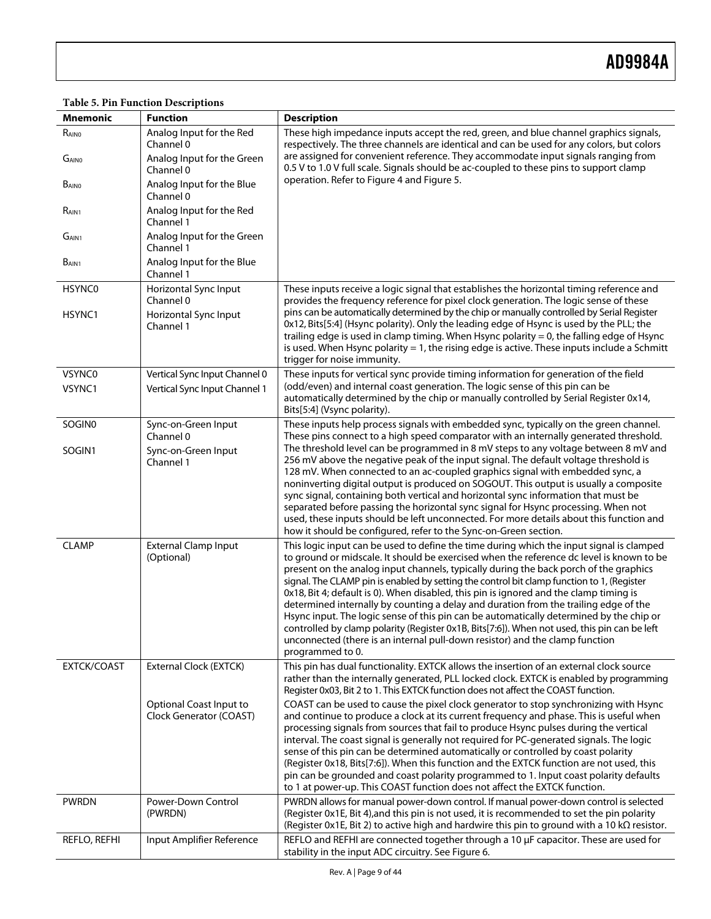**Table 5. Pin Function Descriptions**

| Mnemonic | Function | Description |
|---|---|---|
| $R_{AIN0}$ | Analog Input for the Red Channel 0 | These high impedance inputs accept the red, green, and blue channel graphics signals, respectively. The three channels are identical and can be used for any colors, but colors are assigned for convenient reference. They accommodate input signals ranging from 0.5 V to 1.0 V full scale. Signals should be ac-coupled to these pins to support clamp operation. Refer to Figure 4 and Figure 5. |
| $G_{AIN0}$ | Analog Input for the Green Channel 0 | |
| $B_{AIN0}$ | Analog Input for the Blue Channel 0 | |
| $R_{AIN1}$ | Analog Input for the Red Channel 1 | |
| $G_{AIN1}$ | Analog Input for the Green Channel 1 | |
| $B_{AIN1}$ | Analog Input for the Blue Channel 1 | |
| HSYNC0 | Horizontal Sync Input Channel 0 | These inputs receive a logic signal that establishes the horizontal timing reference and provides the frequency reference for pixel clock generation. The logic sense of these pins can be automatically determined by the chip or manually controlled by Serial Register 0x12, Bits[5:4] (Hsync polarity). Only the leading edge of Hsync is used by the PLL; the trailing edge is used in clamp timing. When Hsync polarity = 0, the falling edge of Hsync is used. When Hsync polarity = 1, the rising edge is active. These inputs include a Schmitt trigger for noise immunity. |
| HSYNC1 | Horizontal Sync Input Channel 1 | |
| VSYNC0 | Vertical Sync Input Channel 0 | These inputs for vertical sync provide timing information for generation of the field (odd/even) and internal coast generation. The logic sense of this pin can be automatically determined by the chip or manually controlled by Serial Register 0x14, Bits[5:4] (Vsync polarity). |
| VSYNC1 | Vertical Sync Input Channel 1 | |
| SOGIN0 | Sync-on-Green Input Channel 0 | These inputs help process signals with embedded sync, typically on the green channel. These pins connect to a high speed comparator with an internally generated threshold. The threshold level can be programmed in 8 mV steps to any voltage between 8 mV and 256 mV above the negative peak of the input signal. The default voltage threshold is 128 mV. When connected to an ac-coupled graphics signal with embedded sync, a noninverting digital output is produced on SOGOUT. This output is usually a composite sync signal, containing both vertical and horizontal sync information that must be separated before passing the horizontal sync signal for Hsync processing. When not used, these inputs should be left unconnected. For more details about this function and how it should be configured, refer to the Sync-on-Green section. |
| SOGIN1 | Sync-on-Green Input Channel 1 | |
| CLAMP | External Clamp Input (Optional) | This logic input can be used to define the time during which the input signal is clamped to ground or midscale. It should be exercised when the reference dc level is known to be present on the analog input channels, typically during the back porch of the graphics signal. The CLAMP pin is enabled by setting the control bit clamp function to 1, (Register 0x18, Bit 4; default is 0). When disabled, this pin is ignored and the clamp timing is determined internally by counting a delay and duration from the trailing edge of the Hsync input. The logic sense of this pin can be automatically determined by the chip or controlled by clamp polarity (Register 0x1B, Bits[7:6]). When not used, this pin can be left unconnected (there is an internal pull-down resistor) and the clamp function programmed to 0. |
| EXTCK/COAST | External Clock (EXTCK) | This pin has dual functionality. EXTCK allows the insertion of an external clock source rather than the internally generated, PLL locked clock. EXTCK is enabled by programming Register 0x03, Bit 2 to 1. This EXTCK function does not affect the COAST function. |
| | Optional Coast Input to Clock Generator (COAST) | COAST can be used to cause the pixel clock generator to stop synchronizing with Hsync and continue to produce a clock at its current frequency and phase. This is useful when processing signals from sources that fail to produce Hsync pulses during the vertical interval. The coast signal is generally not required for PC-generated signals. The logic sense of this pin can be determined automatically or controlled by coast polarity (Register 0x18, Bits[7:6]). When this function and the EXTCK function are not used, this pin can be grounded and coast polarity programmed to 1. Input coast polarity defaults to 1 at power-up. This COAST function does not affect the EXTCK function. |
| PWRDN | Power-Down Control (PWRDN) | PWRDN allows for manual power-down control. If manual power-down control is selected (Register 0x1E, Bit 4),and this pin is not used, it is recommended to set the pin polarity (Register 0x1E, Bit 2) to active high and hardwire this pin to ground with a 10 kΩ resistor. |
| REFLO, REFHI | Input Amplifier Reference | REFLO and REFHI are connected together through a 10 μF capacitor. These are used for stability in the input ADC circuitry. See Figure 6. |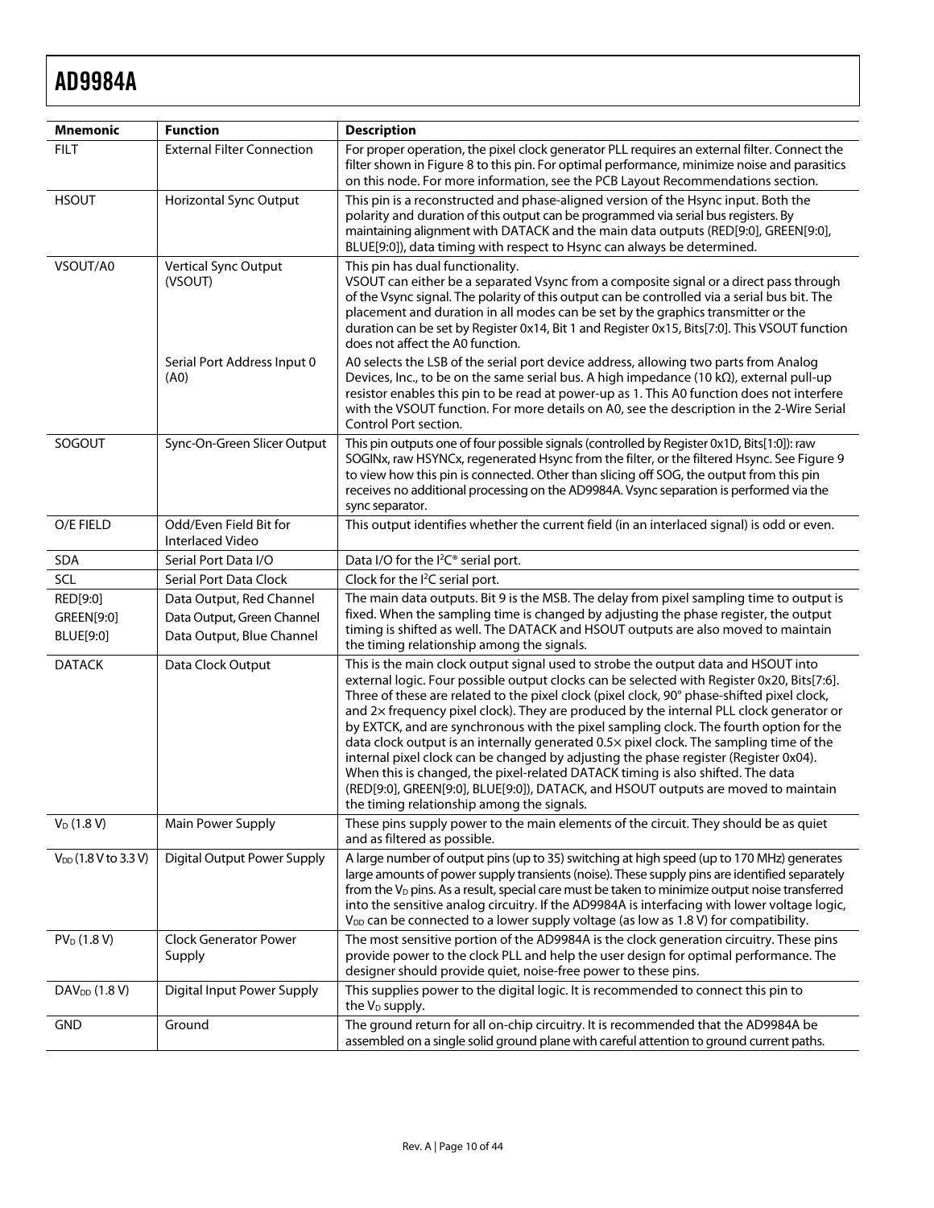| Mnemonic | Function | Description |
|---|---|---|
| FILT | External Filter Connection | For proper operation, the pixel clock generator PLL requires an external filter. Connect the filter shown in Figure 8 to this pin. For optimal performance, minimize noise and parasitics on this node. For more information, see the PCB Layout Recommendations section. |
| HSOUT | Horizontal Sync Output | This pin is a reconstructed and phase-aligned version of the Hsync input. Both the polarity and duration of this output can be programmed via serial bus registers. By maintaining alignment with DATACK and the main data outputs (RED[9:0], GREEN[9:0], BLUE[9:0]), data timing with respect to Hsync can always be determined. |
| VSOUT/A0 | Vertical Sync Output (VSOUT) | This pin has dual functionality. VSOUT can either be a separated Vsync from a composite signal or a direct pass through of the Vsync signal. The polarity of this output can be controlled via a serial bus bit. The placement and duration in all modes can be set by the graphics transmitter or the duration can be set by Register 0x14, Bit 1 and Register 0x15, Bits[7:0]. This VSOUT function does not affect the A0 function. |
| | Serial Port Address Input 0 (A0) | A0 selects the LSB of the serial port device address, allowing two parts from Analog Devices, Inc., to be on the same serial bus. A high impedance (10 kΩ), external pull-up resistor enables this pin to be read at power-up as 1. This A0 function does not interfere with the VSOUT function. For more details on A0, see the description in the 2-Wire Serial Control Port section. |
| SOGOUT | Sync-On-Green Slicer Output | This pin outputs one of four possible signals (controlled by Register 0x1D, Bits[1:0]): raw SOGINx, raw HSYNCx, regenerated Hsync from the filter, or the filtered Hsync. See Figure 9 to view how this pin is connected. Other than slicing off SOG, the output from this pin receives no additional processing on the AD9984A. Vsync separation is performed via the sync separator. |
| O/E FIELD | Odd/Even Field Bit for Interlaced Video | This output identifies whether the current field (in an interlaced signal) is odd or even. |
| SDA | Serial Port Data I/O | Data I/O for the I²C® serial port. |
| SCL | Serial Port Data Clock | Clock for the I²C serial port. |
| RED[9:0] GREEN[9:0] BLUE[9:0] | Data Output, Red Channel Data Output, Green Channel Data Output, Blue Channel | The main data outputs. Bit 9 is the MSB. The delay from pixel sampling time to output is fixed. When the sampling time is changed by adjusting the phase register, the output timing is shifted as well. The DATACK and HSOUT outputs are also moved to maintain the timing relationship among the signals. |
| DATACK | Data Clock Output | This is the main clock output signal used to strobe the output data and HSOUT into external logic. Four possible output clocks can be selected with Register 0x20, Bits[7:6]. Three of these are related to the pixel clock (pixel clock, 90° phase-shifted pixel clock, and 2× frequency pixel clock). They are produced by the internal PLL clock generator or by EXTCK, and are synchronous with the pixel sampling clock. The fourth option for the data clock output is an internally generated 0.5× pixel clock. The sampling time of the internal pixel clock can be changed by adjusting the phase register (Register 0x04). When this is changed, the pixel-related DATACK timing is also shifted. The data (RED[9:0], GREEN[9:0], BLUE[9:0]), DATACK, and HSOUT outputs are moved to maintain the timing relationship among the signals. |
| $V_D$ (1.8 V) | Main Power Supply | These pins supply power to the main elements of the circuit. They should be as quiet and as filtered as possible. |
| $V_{DD}$ (1.8 V to 3.3 V) | Digital Output Power Supply | A large number of output pins (up to 35) switching at high speed (up to 170 MHz) generates large amounts of power supply transients (noise). These supply pins are identified separately from the $V_D$ pins. As a result, special care must be taken to minimize output noise transferred into the sensitive analog circuitry. If the AD9984A is interfacing with lower voltage logic, $V_{DD}$ can be connected to a lower supply voltage (as low as 1.8 V) for compatibility. |
| $PV_D$ (1.8 V) | Clock Generator Power Supply | The most sensitive portion of the AD9984A is the clock generation circuitry. These pins provide power to the clock PLL and help the user design for optimal performance. The designer should provide quiet, noise-free power to these pins. |
| $DAV_{DD}$ (1.8 V) | Digital Input Power Supply | This supplies power to the digital logic. It is recommended to connect this pin to the $V_D$ supply. |
| GND | Ground | The ground return for all on-chip circuitry. It is recommended that the AD9984A be assembled on a single solid ground plane with careful attention to ground current paths. |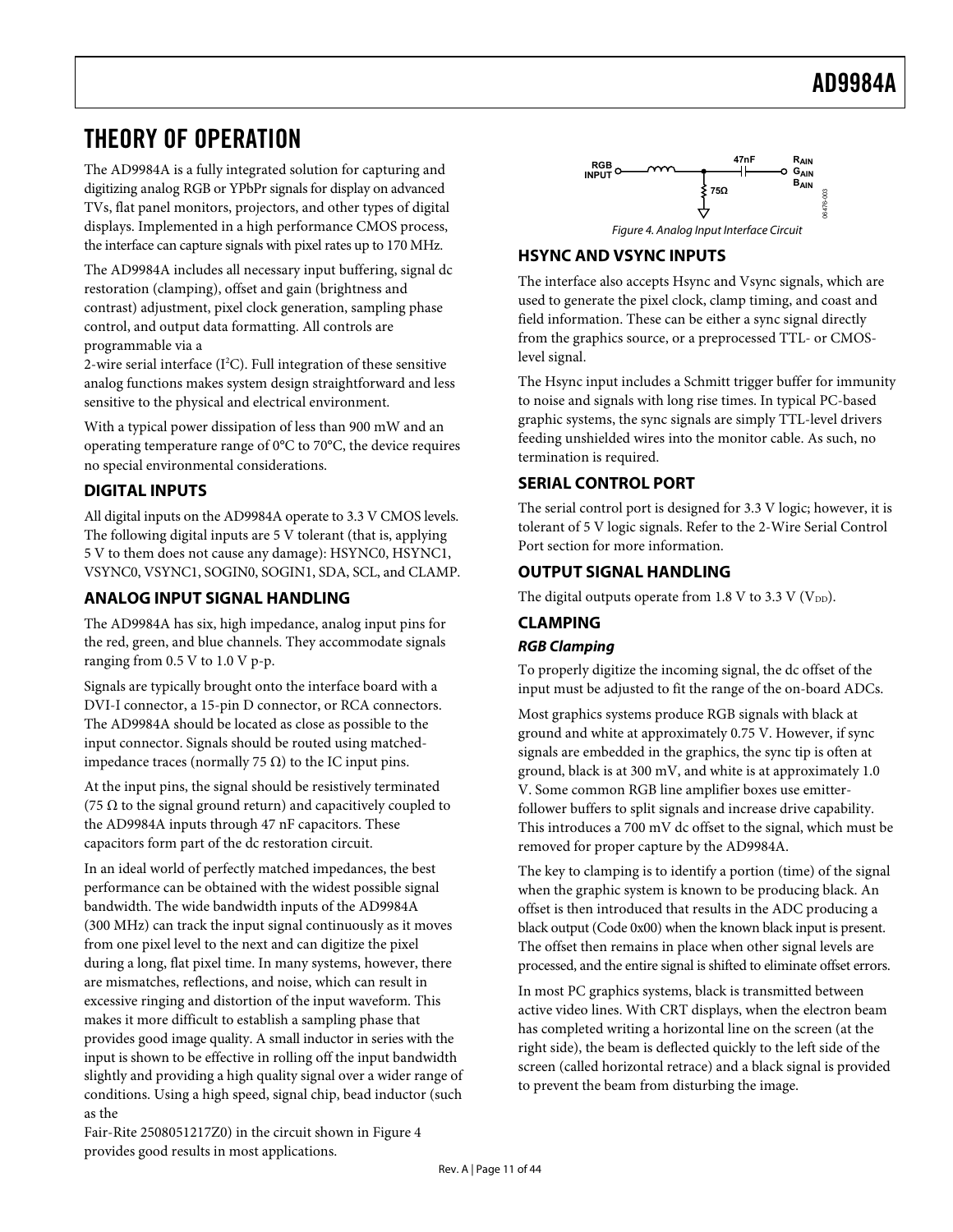# THEORY OF OPERATION

The AD9984A is a fully integrated solution for capturing and digitizing analog RGB or YPbPr signals for display on advanced TVs, flat panel monitors, projectors, and other types of digital displays. Implemented in a high performance CMOS process, the interface can capture signals with pixel rates up to 170 MHz.

The AD9984A includes all necessary input buffering, signal dc restoration (clamping), offset and gain (brightness and contrast) adjustment, pixel clock generation, sampling phase control, and output data formatting. All controls are programmable via a 2-wire serial interface ($I^2C$). Full integration of these sensitive analog functions makes system design straightforward and less sensitive to the physical and electrical environment.

With a typical power dissipation of less than 900 mW and an operating temperature range of 0°C to 70°C, the device requires no special environmental considerations.

## DIGITAL INPUTS

All digital inputs on the AD9984A operate to 3.3 V CMOS levels. The following digital inputs are 5 V tolerant (that is, applying 5 V to them does not cause any damage): HSYNC0, HSYNC1, VSYNC0, VSYNC1, SOGIN0, SOGIN1, SDA, SCL, and CLAMP.

## ANALOG INPUT SIGNAL HANDLING

The AD9984A has six, high impedance, analog input pins for the red, green, and blue channels. They accommodate signals ranging from 0.5 V to 1.0 V p-p.

Signals are typically brought onto the interface board with a DVI-I connector, a 15-pin D connector, or RCA connectors. The AD9984A should be located as close as possible to the input connector. Signals should be routed using matched-impedance traces (normally 75 Ω) to the IC input pins.

At the input pins, the signal should be resistively terminated (75 Ω to the signal ground return) and capacitively coupled to the AD9984A inputs through 47 nF capacitors. These capacitors form part of the dc restoration circuit.

In an ideal world of perfectly matched impedances, the best performance can be obtained with the widest possible signal bandwidth. The wide bandwidth inputs of the AD9984A (300 MHz) can track the input signal continuously as it moves from one pixel level to the next and can digitize the pixel during a long, flat pixel time. In many systems, however, there are mismatches, reflections, and noise, which can result in excessive ringing and distortion of the input waveform. This makes it more difficult to establish a sampling phase that provides good image quality. A small inductor in series with the input is shown to be effective in rolling off the input bandwidth slightly and providing a high quality signal over a wider range of conditions. Using a high speed, signal chip, bead inductor (such as the Fair-Rite 2508051217Z0) in the circuit shown in Figure 4 provides good results in most applications.

Figure 4. Analog Input Interface Circuit

## HSYNC AND VSYNC INPUTS

The interface also accepts Hsync and Vsync signals, which are used to generate the pixel clock, clamp timing, and coast and field information. These can be either a sync signal directly from the graphics source, or a preprocessed TTL- or CMOS-level signal.

The Hsync input includes a Schmitt trigger buffer for immunity to noise and signals with long rise times. In typical PC-based graphic systems, the sync signals are simply TTL-level drivers feeding unshielded wires into the monitor cable. As such, no termination is required.

## SERIAL CONTROL PORT

The serial control port is designed for 3.3 V logic; however, it is tolerant of 5 V logic signals. Refer to the 2-Wire Serial Control Port section for more information.

## OUTPUT SIGNAL HANDLING

The digital outputs operate from 1.8 V to 3.3 V ($V_{DD}$).

## CLAMPING

### *RGB Clamping*

To properly digitize the incoming signal, the dc offset of the input must be adjusted to fit the range of the on-board ADCs.

Most graphics systems produce RGB signals with black at ground and white at approximately 0.75 V. However, if sync signals are embedded in the graphics, the sync tip is often at ground, black is at 300 mV, and white is at approximately 1.0 V. Some common RGB line amplifier boxes use emitter-follower buffers to split signals and increase drive capability. This introduces a 700 mV dc offset to the signal, which must be removed for proper capture by the AD9984A.

The key to clamping is to identify a portion (time) of the signal when the graphic system is known to be producing black. An offset is then introduced that results in the ADC producing a black output (Code 0x00) when the known black input is present. The offset then remains in place when other signal levels are processed, and the entire signal is shifted to eliminate offset errors.

In most PC graphics systems, black is transmitted between active video lines. With CRT displays, when the electron beam has completed writing a horizontal line on the screen (at the right side), the beam is deflected quickly to the left side of the screen (called horizontal retrace) and a black signal is provided to prevent the beam from disturbing the image.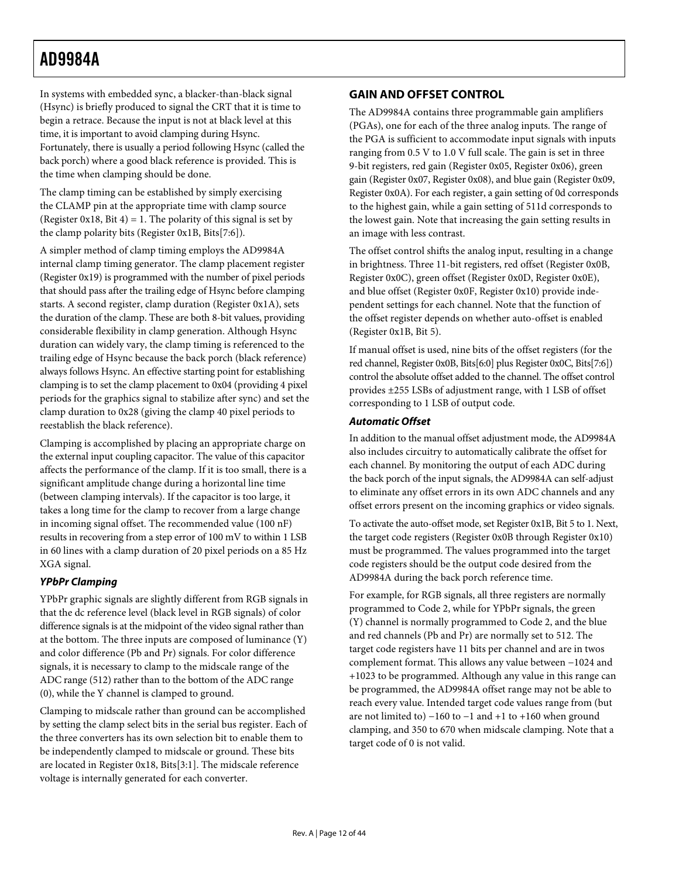In systems with embedded sync, a blacker-than-black signal (Hsync) is briefly produced to signal the CRT that it is time to begin a retrace. Because the input is not at black level at this time, it is important to avoid clamping during Hsync. Fortunately, there is usually a period following Hsync (called the back porch) where a good black reference is provided. This is the time when clamping should be done.

The clamp timing can be established by simply exercising the CLAMP pin at the appropriate time with clamp source (Register 0x18, Bit 4) = 1. The polarity of this signal is set by the clamp polarity bits (Register 0x1B, Bits[7:6]).

A simpler method of clamp timing employs the AD9984A internal clamp timing generator. The clamp placement register (Register 0x19) is programmed with the number of pixel periods that should pass after the trailing edge of Hsync before clamping starts. A second register, clamp duration (Register 0x1A), sets the duration of the clamp. These are both 8-bit values, providing considerable flexibility in clamp generation. Although Hsync duration can widely vary, the clamp timing is referenced to the trailing edge of Hsync because the back porch (black reference) always follows Hsync. An effective starting point for establishing clamping is to set the clamp placement to 0x04 (providing 4 pixel periods for the graphics signal to stabilize after sync) and set the clamp duration to 0x28 (giving the clamp 40 pixel periods to reestablish the black reference).

Clamping is accomplished by placing an appropriate charge on the external input coupling capacitor. The value of this capacitor affects the performance of the clamp. If it is too small, there is a significant amplitude change during a horizontal line time (between clamping intervals). If the capacitor is too large, it takes a long time for the clamp to recover from a large change in incoming signal offset. The recommended value (100 nF) results in recovering from a step error of 100 mV to within 1 LSB in 60 lines with a clamp duration of 20 pixel periods on a 85 Hz XGA signal.

### *YPbPr Clamping*

YPbPr graphic signals are slightly different from RGB signals in that the dc reference level (black level in RGB signals) of color difference signals is at the midpoint of the video signal rather than at the bottom. The three inputs are composed of luminance (Y) and color difference (Pb and Pr) signals. For color difference signals, it is necessary to clamp to the midscale range of the ADC range (512) rather than to the bottom of the ADC range (0), while the Y channel is clamped to ground.

Clamping to midscale rather than ground can be accomplished by setting the clamp select bits in the serial bus register. Each of the three converters has its own selection bit to enable them to be independently clamped to midscale or ground. These bits are located in Register 0x18, Bits[3:1]. The midscale reference voltage is internally generated for each converter.

## GAIN AND OFFSET CONTROL

The AD9984A contains three programmable gain amplifiers (PGAs), one for each of the three analog inputs. The range of the PGA is sufficient to accommodate input signals with inputs ranging from 0.5 V to 1.0 V full scale. The gain is set in three 9-bit registers, red gain (Register 0x05, Register 0x06), green gain (Register 0x07, Register 0x08), and blue gain (Register 0x09, Register 0x0A). For each register, a gain setting of 0d corresponds to the highest gain, while a gain setting of 511d corresponds to the lowest gain. Note that increasing the gain setting results in an image with less contrast.

The offset control shifts the analog input, resulting in a change in brightness. Three 11-bit registers, red offset (Register 0x0B, Register 0x0C), green offset (Register 0x0D, Register 0x0E), and blue offset (Register 0x0F, Register 0x10) provide independent settings for each channel. Note that the function of the offset register depends on whether auto-offset is enabled (Register 0x1B, Bit 5).

If manual offset is used, nine bits of the offset registers (for the red channel, Register 0x0B, Bits[6:0] plus Register 0x0C, Bits[7:6]) control the absolute offset added to the channel. The offset control provides ±255 LSBs of adjustment range, with 1 LSB of offset corresponding to 1 LSB of output code.

### *Automatic Offset*

In addition to the manual offset adjustment mode, the AD9984A also includes circuitry to automatically calibrate the offset for each channel. By monitoring the output of each ADC during the back porch of the input signals, the AD9984A can self-adjust to eliminate any offset errors in its own ADC channels and any offset errors present on the incoming graphics or video signals.

To activate the auto-offset mode, set Register 0x1B, Bit 5 to 1. Next, the target code registers (Register 0x0B through Register 0x10) must be programmed. The values programmed into the target code registers should be the output code desired from the AD9984A during the back porch reference time.

For example, for RGB signals, all three registers are normally programmed to Code 2, while for YPbPr signals, the green (Y) channel is normally programmed to Code 2, and the blue and red channels (Pb and Pr) are normally set to 512. The target code registers have 11 bits per channel and are in twos complement format. This allows any value between −1024 and +1023 to be programmed. Although any value in this range can be programmed, the AD9984A offset range may not be able to reach every value. Intended target code values range from (but are not limited to) −160 to −1 and +1 to +160 when ground clamping, and 350 to 670 when midscale clamping. Note that a target code of 0 is not valid.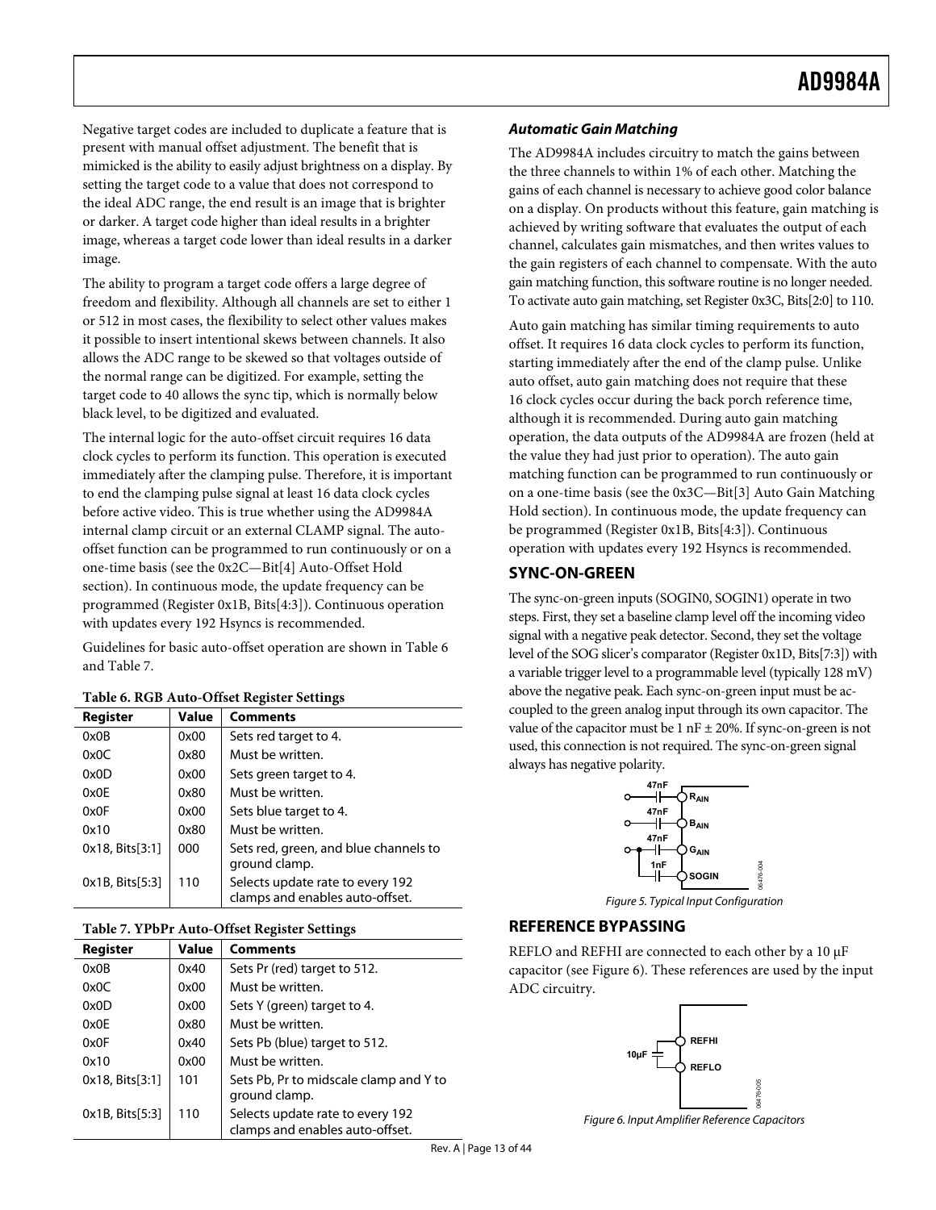Negative target codes are included to duplicate a feature that is present with manual offset adjustment. The benefit that is mimicked is the ability to easily adjust brightness on a display. By setting the target code to a value that does not correspond to the ideal ADC range, the end result is an image that is brighter or darker. A target code higher than ideal results in a brighter image, whereas a target code lower than ideal results in a darker image.

The ability to program a target code offers a large degree of freedom and flexibility. Although all channels are set to either 1 or 512 in most cases, the flexibility to select other values makes it possible to insert intentional skews between channels. It also allows the ADC range to be skewed so that voltages outside of the normal range can be digitized. For example, setting the target code to 40 allows the sync tip, which is normally below black level, to be digitized and evaluated.

The internal logic for the auto-offset circuit requires 16 data clock cycles to perform its function. This operation is executed immediately after the clamping pulse. Therefore, it is important to end the clamping pulse signal at least 16 data clock cycles before active video. This is true whether using the AD9984A internal clamp circuit or an external CLAMP signal. The auto-offset function can be programmed to run continuously or on a one-time basis (see the 0x2C—Bit[4] Auto-Offset Hold section). In continuous mode, the update frequency can be programmed (Register 0x1B, Bits[4:3]). Continuous operation with updates every 192 Hsyncs is recommended.

Guidelines for basic auto-offset operation are shown in Table 6 and Table 7.

**Table 6. RGB Auto-Offset Register Settings**

| Register | Value | Comments |
|---|---|---|
| 0x0B | 0x00 | Sets red target to 4. |
| 0x0C | 0x80 | Must be written. |
| 0x0D | 0x00 | Sets green target to 4. |
| 0x0E | 0x80 | Must be written. |
| 0x0F | 0x00 | Sets blue target to 4. |
| 0x10 | 0x80 | Must be written. |
| 0x18, Bits[3:1] | 000 | Sets red, green, and blue channels to ground clamp. |
| 0x1B, Bits[5:3] | 110 | Selects update rate to every 192 clamps and enables auto-offset. |

**Table 7. YPbPr Auto-Offset Register Settings**

| Register | Value | Comments |
|---|---|---|
| 0x0B | 0x40 | Sets Pr (red) target to 512. |
| 0x0C | 0x00 | Must be written. |
| 0x0D | 0x00 | Sets Y (green) target to 4. |
| 0x0E | 0x80 | Must be written. |
| 0x0F | 0x40 | Sets Pb (blue) target to 512. |
| 0x10 | 0x00 | Must be written. |
| 0x18, Bits[3:1] | 101 | Sets Pb, Pr to midscale clamp and Y to ground clamp. |
| 0x1B, Bits[5:3] | 110 | Selects update rate to every 192 clamps and enables auto-offset. |

### *Automatic Gain Matching*

The AD9984A includes circuitry to match the gains between the three channels to within 1% of each other. Matching the gains of each channel is necessary to achieve good color balance on a display. On products without this feature, gain matching is achieved by writing software that evaluates the output of each channel, calculates gain mismatches, and then writes values to the gain registers of each channel to compensate. With the auto gain matching function, this software routine is no longer needed. To activate auto gain matching, set Register 0x3C, Bits[2:0] to 110.

Auto gain matching has similar timing requirements to auto offset. It requires 16 data clock cycles to perform its function, starting immediately after the end of the clamp pulse. Unlike auto offset, auto gain matching does not require that these 16 clock cycles occur during the back porch reference time, although it is recommended. During auto gain matching operation, the data outputs of the AD9984A are frozen (held at the value they had just prior to operation). The auto gain matching function can be programmed to run continuously or on a one-time basis (see the 0x3C—Bit[3] Auto Gain Matching Hold section). In continuous mode, the update frequency can be programmed (Register 0x1B, Bits[4:3]). Continuous operation with updates every 192 Hsyncs is recommended.

## SYNC-ON-GREEN

The sync-on-green inputs (SOGIN0, SOGIN1) operate in two steps. First, they set a baseline clamp level off the incoming video signal with a negative peak detector. Second, they set the voltage level of the SOG slicer's comparator (Register 0x1D, Bits[7:3]) with a variable trigger level to a programmable level (typically 128 mV) above the negative peak. Each sync-on-green input must be ac-coupled to the green analog input through its own capacitor. The value of the capacitor must be 1 nF ± 20%. If sync-on-green is not used, this connection is not required. The sync-on-green signal always has negative polarity.

Figure 5. Typical Input Configuration

## REFERENCE BYPASSING

REFLO and REFHI are connected to each other by a 10 µF capacitor (see Figure 6). These references are used by the input ADC circuitry.

Figure 6. Input Amplifier Reference Capacitors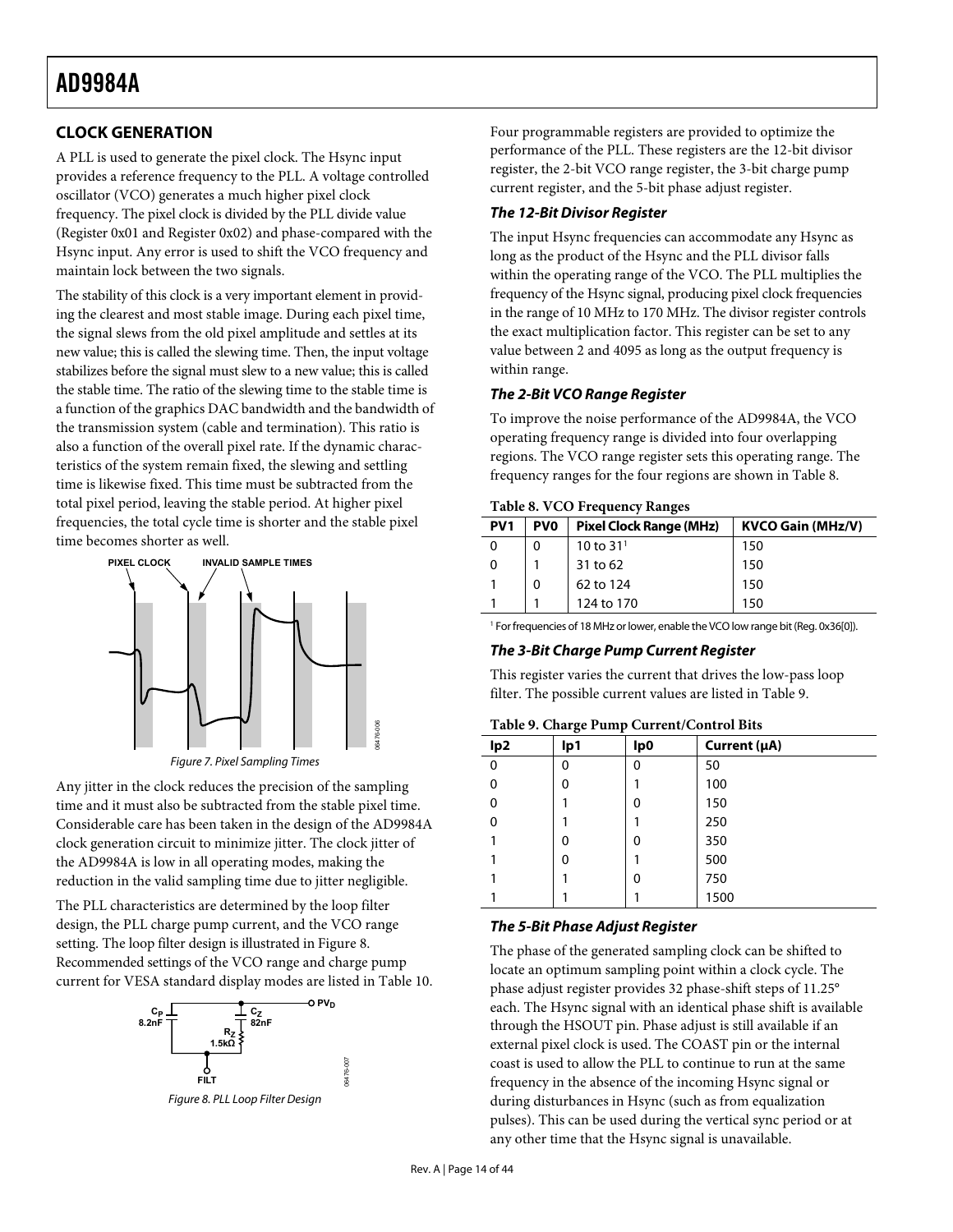## CLOCK GENERATION

A PLL is used to generate the pixel clock. The Hsync input provides a reference frequency to the PLL. A voltage controlled oscillator (VCO) generates a much higher pixel clock frequency. The pixel clock is divided by the PLL divide value (Register 0x01 and Register 0x02) and phase-compared with the Hsync input. Any error is used to shift the VCO frequency and maintain lock between the two signals.

The stability of this clock is a very important element in providing the clearest and most stable image. During each pixel time, the signal slews from the old pixel amplitude and settles at its new value; this is called the slewing time. Then, the input voltage stabilizes before the signal must slew to a new value; this is called the stable time. The ratio of the slewing time to the stable time is a function of the graphics DAC bandwidth and the bandwidth of the transmission system (cable and termination). This ratio is also a function of the overall pixel rate. If the dynamic characteristics of the system remain fixed, the slewing and settling time is likewise fixed. This time must be subtracted from the total pixel period, leaving the stable period. At higher pixel frequencies, the total cycle time is shorter and the stable pixel time becomes shorter as well.

*Figure 7. Pixel Sampling Times*

Any jitter in the clock reduces the precision of the sampling time and it must also be subtracted from the stable pixel time. Considerable care has been taken in the design of the AD9984A clock generation circuit to minimize jitter. The clock jitter of the AD9984A is low in all operating modes, making the reduction in the valid sampling time due to jitter negligible.

The PLL characteristics are determined by the loop filter design, the PLL charge pump current, and the VCO range setting. The loop filter design is illustrated in Figure 8. Recommended settings of the VCO range and charge pump current for VESA standard display modes are listed in Table 10.

*Figure 8. PLL Loop Filter Design*

Four programmable registers are provided to optimize the performance of the PLL. These registers are the 12-bit divisor register, the 2-bit VCO range register, the 3-bit charge pump current register, and the 5-bit phase adjust register.

### *The 12-Bit Divisor Register*

The input Hsync frequencies can accommodate any Hsync as long as the product of the Hsync and the PLL divisor falls within the operating range of the VCO. The PLL multiplies the frequency of the Hsync signal, producing pixel clock frequencies in the range of 10 MHz to 170 MHz. The divisor register controls the exact multiplication factor. This register can be set to any value between 2 and 4095 as long as the output frequency is within range.

### *The 2-Bit VCO Range Register*

To improve the noise performance of the AD9984A, the VCO operating frequency range is divided into four overlapping regions. The VCO range register sets this operating range. The frequency ranges for the four regions are shown in Table 8.

**Table 8. VCO Frequency Ranges**

| PV1 | PV0 | Pixel Clock Range (MHz) | KVCO Gain (MHz/V) |
|---|---|---|---|
| 0 | 0 | 10 to 31[1] | 150 |
| 0 | 1 | 31 to 62 | 150 |
| 1 | 0 | 62 to 124 | 150 |
| 1 | 1 | 124 to 170 | 150 |

[1] For frequencies of 18 MHz or lower, enable the VCO low range bit (Reg. 0x36[0]).

### *The 3-Bit Charge Pump Current Register*

This register varies the current that drives the low-pass loop filter. The possible current values are listed in Table 9.

**Table 9. Charge Pump Current/Control Bits**

| Ip2 | Ip1 | Ip0 | Current (μA) |
|---|---|---|---|
| 0 | 0 | 0 | 50 |
| 0 | 0 | 1 | 100 |
| 0 | 1 | 0 | 150 |
| 0 | 1 | 1 | 250 |
| 1 | 0 | 0 | 350 |
| 1 | 0 | 1 | 500 |
| 1 | 1 | 0 | 750 |
| 1 | 1 | 1 | 1500 |

### *The 5-Bit Phase Adjust Register*

The phase of the generated sampling clock can be shifted to locate an optimum sampling point within a clock cycle. The phase adjust register provides 32 phase-shift steps of 11.25° each. The Hsync signal with an identical phase shift is available through the HSOUT pin. Phase adjust is still available if an external pixel clock is used. The COAST pin or the internal coast is used to allow the PLL to continue to run at the same frequency in the absence of the incoming Hsync signal or during disturbances in Hsync (such as from equalization pulses). This can be used during the vertical sync period or at any other time that the Hsync signal is unavailable.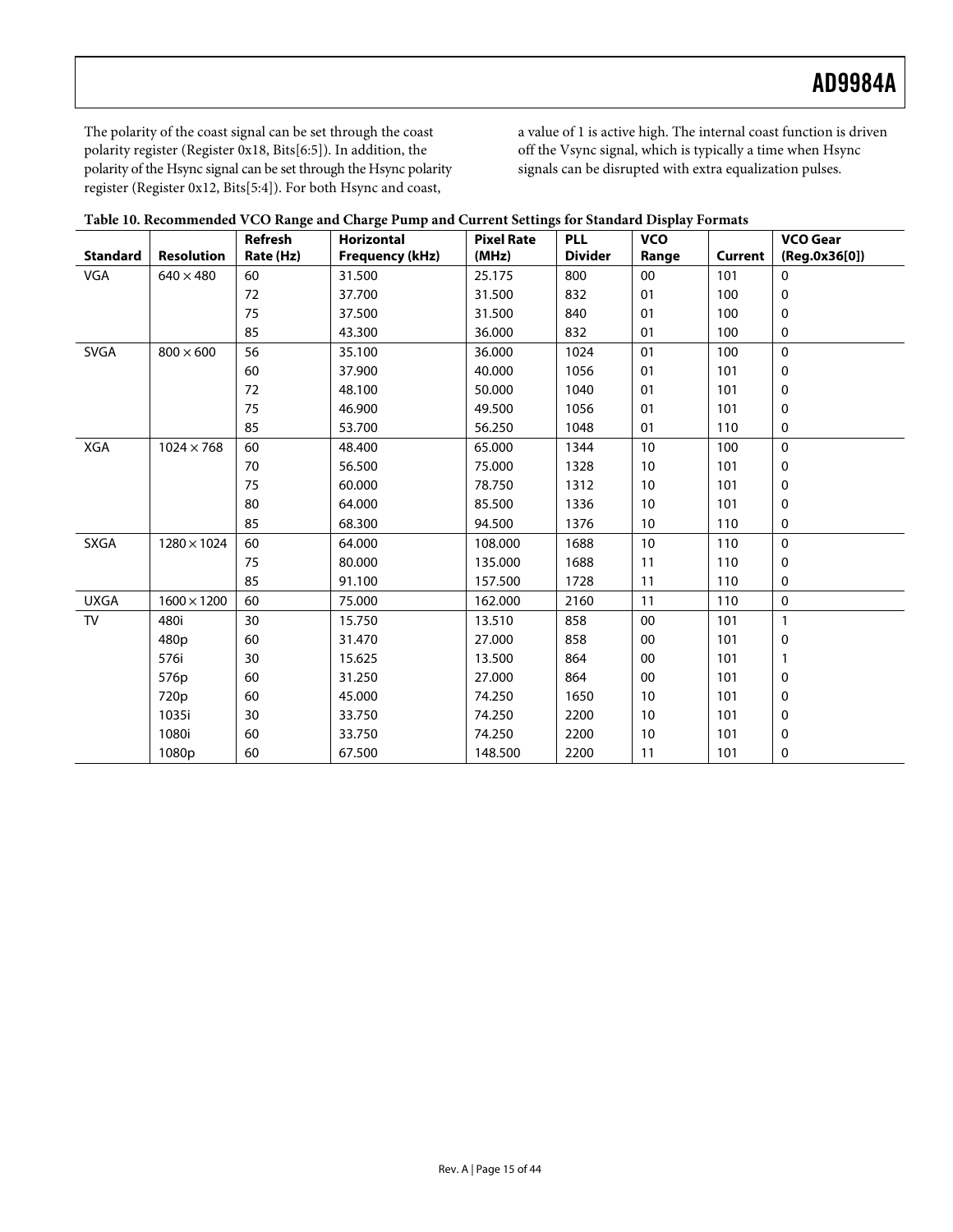The polarity of the coast signal can be set through the coast polarity register (Register 0x18, Bits[6:5]). In addition, the polarity of the Hsync signal can be set through the Hsync polarity register (Register 0x12, Bits[5:4]). For both Hsync and coast, a value of 1 is active high. The internal coast function is driven off the Vsync signal, which is typically a time when Hsync signals can be disrupted with extra equalization pulses.

**Table 10. Recommended VCO Range and Charge Pump and Current Settings for Standard Display Formats**

| Standard | Resolution | Refresh Rate (Hz) | Horizontal Frequency (kHz) | Pixel Rate (MHz) | PLL Divider | VCO Range | Current | VCO Gear (Reg.0x36[0]) |
|---|---|---|---|---|---|---|---|---|
| VGA | 640 × 480 | 60 | 31.500 | 25.175 | 800 | 00 | 101 | 0 |
| | | 72 | 37.700 | 31.500 | 832 | 01 | 100 | 0 |
| | | 75 | 37.500 | 31.500 | 840 | 01 | 100 | 0 |
| | | 85 | 43.300 | 36.000 | 832 | 01 | 100 | 0 |
| SVGA | 800 × 600 | 56 | 35.100 | 36.000 | 1024 | 01 | 100 | 0 |
| | | 60 | 37.900 | 40.000 | 1056 | 01 | 101 | 0 |
| | | 72 | 48.100 | 50.000 | 1040 | 01 | 101 | 0 |
| | | 75 | 46.900 | 49.500 | 1056 | 01 | 101 | 0 |
| | | 85 | 53.700 | 56.250 | 1048 | 01 | 110 | 0 |
| XGA | 1024 × 768 | 60 | 48.400 | 65.000 | 1344 | 10 | 100 | 0 |
| | | 70 | 56.500 | 75.000 | 1328 | 10 | 101 | 0 |
| | | 75 | 60.000 | 78.750 | 1312 | 10 | 101 | 0 |
| | | 80 | 64.000 | 85.500 | 1336 | 10 | 101 | 0 |
| | | 85 | 68.300 | 94.500 | 1376 | 10 | 110 | 0 |
| SXGA | 1280 × 1024 | 60 | 64.000 | 108.000 | 1688 | 10 | 110 | 0 |
| | | 75 | 80.000 | 135.000 | 1688 | 11 | 110 | 0 |
| | | 85 | 91.100 | 157.500 | 1728 | 11 | 110 | 0 |
| UXGA | 1600 × 1200 | 60 | 75.000 | 162.000 | 2160 | 11 | 110 | 0 |
| TV | 480i | 30 | 15.750 | 13.510 | 858 | 00 | 101 | 1 |
| | 480p | 60 | 31.470 | 27.000 | 858 | 00 | 101 | 0 |
| | 576i | 30 | 15.625 | 13.500 | 864 | 00 | 101 | 1 |
| | 576p | 60 | 31.250 | 27.000 | 864 | 00 | 101 | 0 |
| | 720p | 60 | 45.000 | 74.250 | 1650 | 10 | 101 | 0 |
| | 1035i | 30 | 33.750 | 74.250 | 2200 | 10 | 101 | 0 |
| | 1080i | 60 | 33.750 | 74.250 | 2200 | 10 | 101 | 0 |
| | 1080p | 60 | 67.500 | 148.500 | 2200 | 11 | 101 | 0 |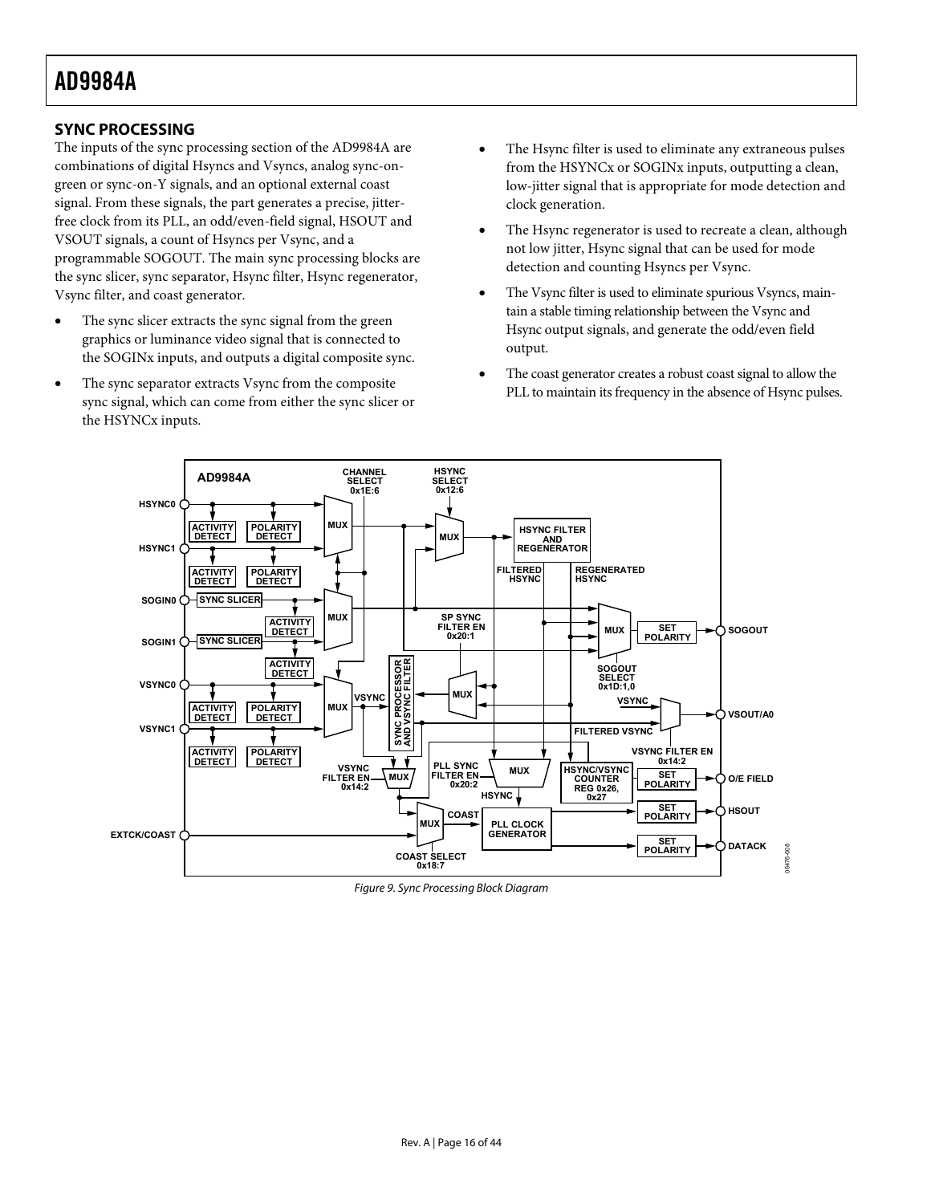## SYNC PROCESSING

The inputs of the sync processing section of the AD9984A are combinations of digital Hsyncs and Vsyncs, analog sync-on-green or sync-on-Y signals, and an optional external coast signal. From these signals, the part generates a precise, jitter-free clock from its PLL, an odd/even-field signal, HSOUT and VSOUT signals, a count of Hsyncs per Vsync, and a programmable SOGOUT. The main sync processing blocks are the sync slicer, sync separator, Hsync filter, Hsync regenerator, Vsync filter, and coast generator.

- The sync slicer extracts the sync signal from the green graphics or luminance video signal that is connected to the SOGINx inputs, and outputs a digital composite sync.
- The sync separator extracts Vsync from the composite sync signal, which can come from either the sync slicer or the HSYNCx inputs.
- The Hsync filter is used to eliminate any extraneous pulses from the HSYNCx or SOGINx inputs, outputting a clean, low-jitter signal that is appropriate for mode detection and clock generation.
- The Hsync regenerator is used to recreate a clean, although not low jitter, Hsync signal that can be used for mode detection and counting Hsyncs per Vsync.
- The Vsync filter is used to eliminate spurious Vsyncs, maintain a stable timing relationship between the Vsync and Hsync output signals, and generate the odd/even field output.
- The coast generator creates a robust coast signal to allow the PLL to maintain its frequency in the absence of Hsync pulses.

*Figure 9. Sync Processing Block Diagram*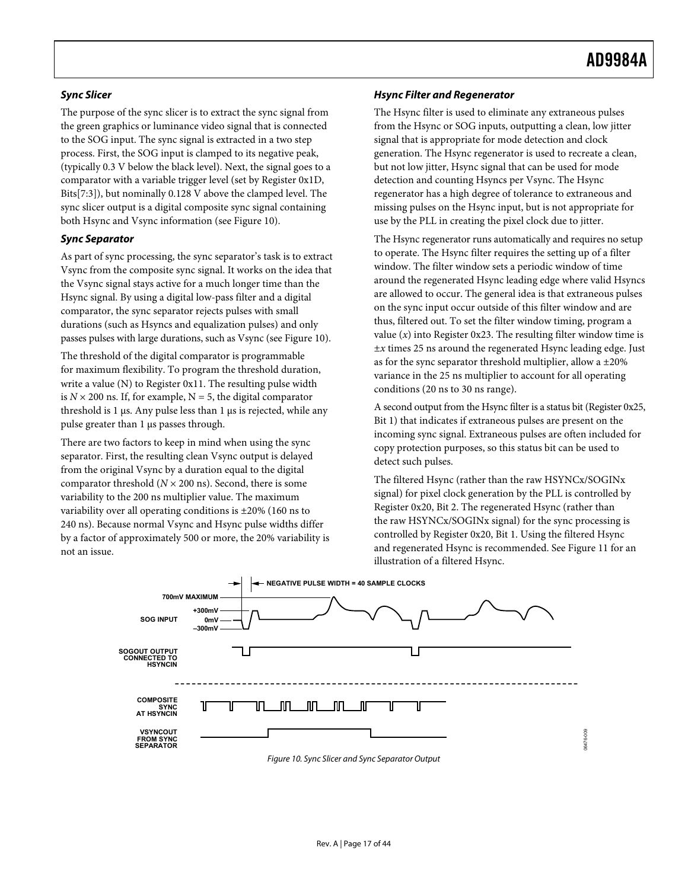### *Sync Slicer*

The purpose of the sync slicer is to extract the sync signal from the green graphics or luminance video signal that is connected to the SOG input. The sync signal is extracted in a two step process. First, the SOG input is clamped to its negative peak, (typically 0.3 V below the black level). Next, the signal goes to a comparator with a variable trigger level (set by Register 0x1D, Bits[7:3]), but nominally 0.128 V above the clamped level. The sync slicer output is a digital composite sync signal containing both Hsync and Vsync information (see Figure 10).

### *Sync Separator*

As part of sync processing, the sync separator's task is to extract Vsync from the composite sync signal. It works on the idea that the Vsync signal stays active for a much longer time than the Hsync signal. By using a digital low-pass filter and a digital comparator, the sync separator rejects pulses with small durations (such as Hsyncs and equalization pulses) and only passes pulses with large durations, such as Vsync (see Figure 10).

The threshold of the digital comparator is programmable for maximum flexibility. To program the threshold duration, write a value (N) to Register 0x11. The resulting pulse width is $N \times 200$ ns. If, for example, N = 5, the digital comparator threshold is 1 µs. Any pulse less than 1 µs is rejected, while any pulse greater than 1 µs passes through.

There are two factors to keep in mind when using the sync separator. First, the resulting clean Vsync output is delayed from the original Vsync by a duration equal to the digital comparator threshold ($N \times 200$ ns). Second, there is some variability to the 200 ns multiplier value. The maximum variability over all operating conditions is ±20% (160 ns to 240 ns). Because normal Vsync and Hsync pulse widths differ by a factor of approximately 500 or more, the 20% variability is not an issue.

### *Hsync Filter and Regenerator*

The Hsync filter is used to eliminate any extraneous pulses from the Hsync or SOG inputs, outputting a clean, low jitter signal that is appropriate for mode detection and clock generation. The Hsync regenerator is used to recreate a clean, but not low jitter, Hsync signal that can be used for mode detection and counting Hsyncs per Vsync. The Hsync regenerator has a high degree of tolerance to extraneous and missing pulses on the Hsync input, but is not appropriate for use by the PLL in creating the pixel clock due to jitter.

The Hsync regenerator runs automatically and requires no setup to operate. The Hsync filter requires the setting up of a filter window. The filter window sets a periodic window of time around the regenerated Hsync leading edge where valid Hsyncs are allowed to occur. The general idea is that extraneous pulses on the sync input occur outside of this filter window and are thus, filtered out. To set the filter window timing, program a value ($x$) into Register 0x23. The resulting filter window time is $\pm x$ times 25 ns around the regenerated Hsync leading edge. Just as for the sync separator threshold multiplier, allow a ±20% variance in the 25 ns multiplier to account for all operating conditions (20 ns to 30 ns range).

A second output from the Hsync filter is a status bit (Register 0x25, Bit 1) that indicates if extraneous pulses are present on the incoming sync signal. Extraneous pulses are often included for copy protection purposes, so this status bit can be used to detect such pulses.

The filtered Hsync (rather than the raw HSYNCx/SOGINx signal) for pixel clock generation by the PLL is controlled by Register 0x20, Bit 2. The regenerated Hsync (rather than the raw HSYNCx/SOGINx signal) for the sync processing is controlled by Register 0x20, Bit 1. Using the filtered Hsync and regenerated Hsync is recommended. See Figure 11 for an illustration of a filtered Hsync.

NEGATIVE PULSE WIDTH = 40 SAMPLE CLOCKS

700mV MAXIMUM

SOG INPUT: +300mV, 0mV, –300mV

SOGOUT OUTPUT CONNECTED TO HSYNCIN

COMPOSITE SYNC AT HSYNCIN

VSYNCOUT FROM SYNC SEPARATOR

*Figure 10. Sync Slicer and Sync Separator Output*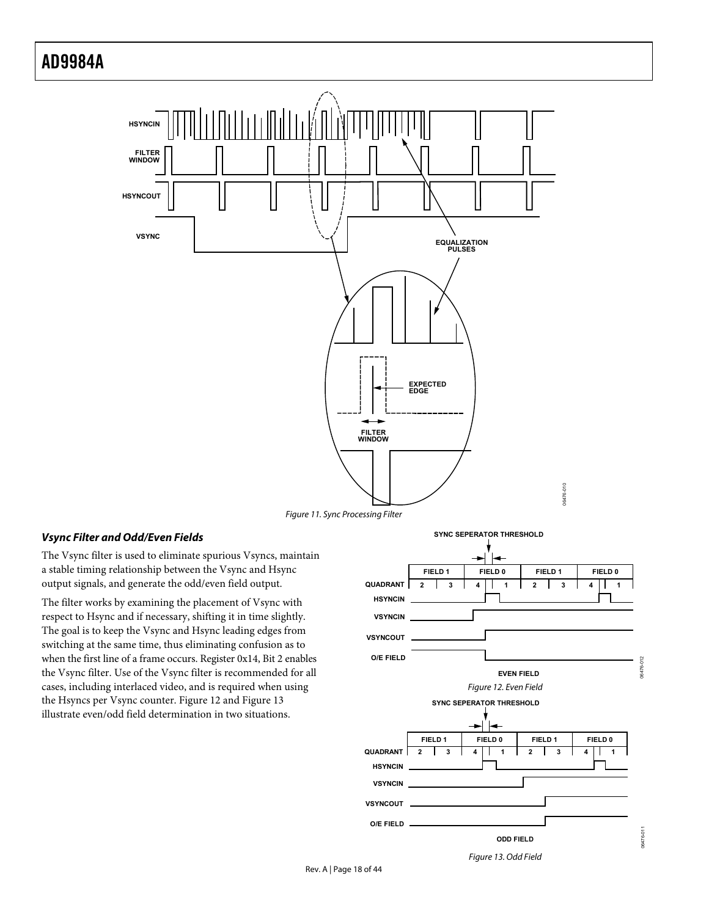Figure 11. Sync Processing Filter

### *Vsync Filter and Odd/Even Fields*

The Vsync filter is used to eliminate spurious Vsyncs, maintain a stable timing relationship between the Vsync and Hsync output signals, and generate the odd/even field output.

The filter works by examining the placement of Vsync with respect to Hsync and if necessary, shifting it in time slightly. The goal is to keep the Vsync and Hsync leading edges from switching at the same time, thus eliminating confusion as to when the first line of a frame occurs. Register 0x14, Bit 2 enables the Vsync filter. Use of the Vsync filter is recommended for all cases, including interlaced video, and is required when using the Hsyncs per Vsync counter. Figure 12 and Figure 13 illustrate even/odd field determination in two situations.

Figure 12. Even Field

Figure 13. Odd Field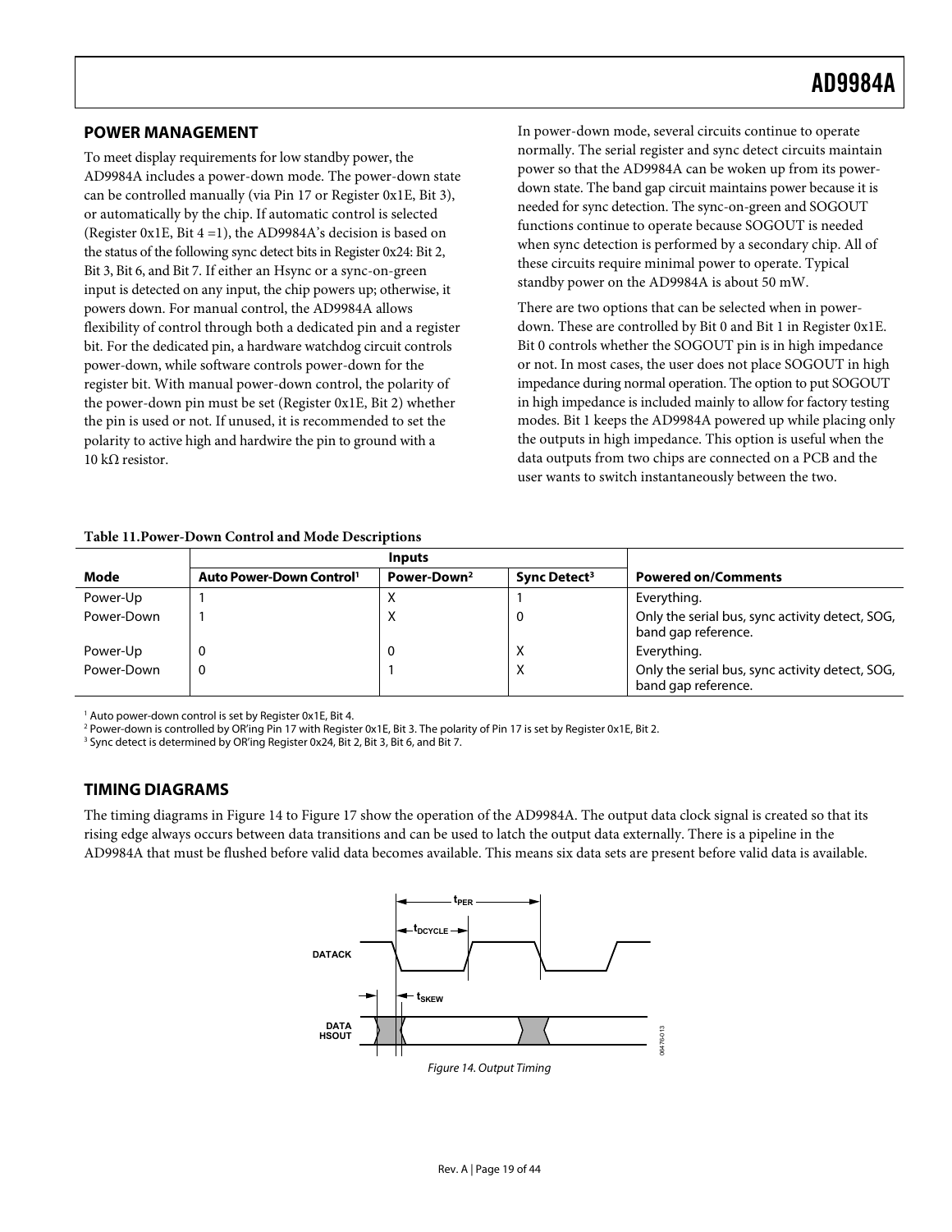## POWER MANAGEMENT

To meet display requirements for low standby power, the AD9984A includes a power-down mode. The power-down state can be controlled manually (via Pin 17 or Register 0x1E, Bit 3), or automatically by the chip. If automatic control is selected (Register 0x1E, Bit 4 =1), the AD9984A's decision is based on the status of the following sync detect bits in Register 0x24: Bit 2, Bit 3, Bit 6, and Bit 7. If either an Hsync or a sync-on-green input is detected on any input, the chip powers up; otherwise, it powers down. For manual control, the AD9984A allows flexibility of control through both a dedicated pin and a register bit. For the dedicated pin, a hardware watchdog circuit controls power-down, while software controls power-down for the register bit. With manual power-down control, the polarity of the power-down pin must be set (Register 0x1E, Bit 2) whether the pin is used or not. If unused, it is recommended to set the polarity to active high and hardwire the pin to ground with a 10 kΩ resistor.

In power-down mode, several circuits continue to operate normally. The serial register and sync detect circuits maintain power so that the AD9984A can be woken up from its power-down state. The band gap circuit maintains power because it is needed for sync detection. The sync-on-green and SOGOUT functions continue to operate because SOGOUT is needed when sync detection is performed by a secondary chip. All of these circuits require minimal power to operate. Typical standby power on the AD9984A is about 50 mW.

There are two options that can be selected when in power-down. These are controlled by Bit 0 and Bit 1 in Register 0x1E. Bit 0 controls whether the SOGOUT pin is in high impedance or not. In most cases, the user does not place SOGOUT in high impedance during normal operation. The option to put SOGOUT in high impedance is included mainly to allow for factory testing modes. Bit 1 keeps the AD9984A powered up while placing only the outputs in high impedance. This option is useful when the data outputs from two chips are connected on a PCB and the user wants to switch instantaneously between the two.

**Table 11. Power-Down Control and Mode Descriptions**

| | Inputs | | | |
|---|---|---|---|---|
| **Mode** | **Auto Power-Down Control[1]** | **Power-Down[2]** | **Sync Detect[3]** | **Powered on/Comments** |
| Power-Up | 1 | X | 1 | Everything. |
| Power-Down | 1 | X | 0 | Only the serial bus, sync activity detect, SOG, band gap reference. |
| Power-Up | 0 | 0 | X | Everything. |
| Power-Down | 0 | 1 | X | Only the serial bus, sync activity detect, SOG, band gap reference. |

[1] Auto power-down control is set by Register 0x1E, Bit 4.
[2] Power-down is controlled by OR'ing Pin 17 with Register 0x1E, Bit 3. The polarity of Pin 17 is set by Register 0x1E, Bit 2.
[3] Sync detect is determined by OR'ing Register 0x24, Bit 2, Bit 3, Bit 6, and Bit 7.

## TIMING DIAGRAMS

The timing diagrams in Figure 14 to Figure 17 show the operation of the AD9984A. The output data clock signal is created so that its rising edge always occurs between data transitions and can be used to latch the output data externally. There is a pipeline in the AD9984A that must be flushed before valid data becomes available. This means six data sets are present before valid data is available.

*Figure 14. Output Timing*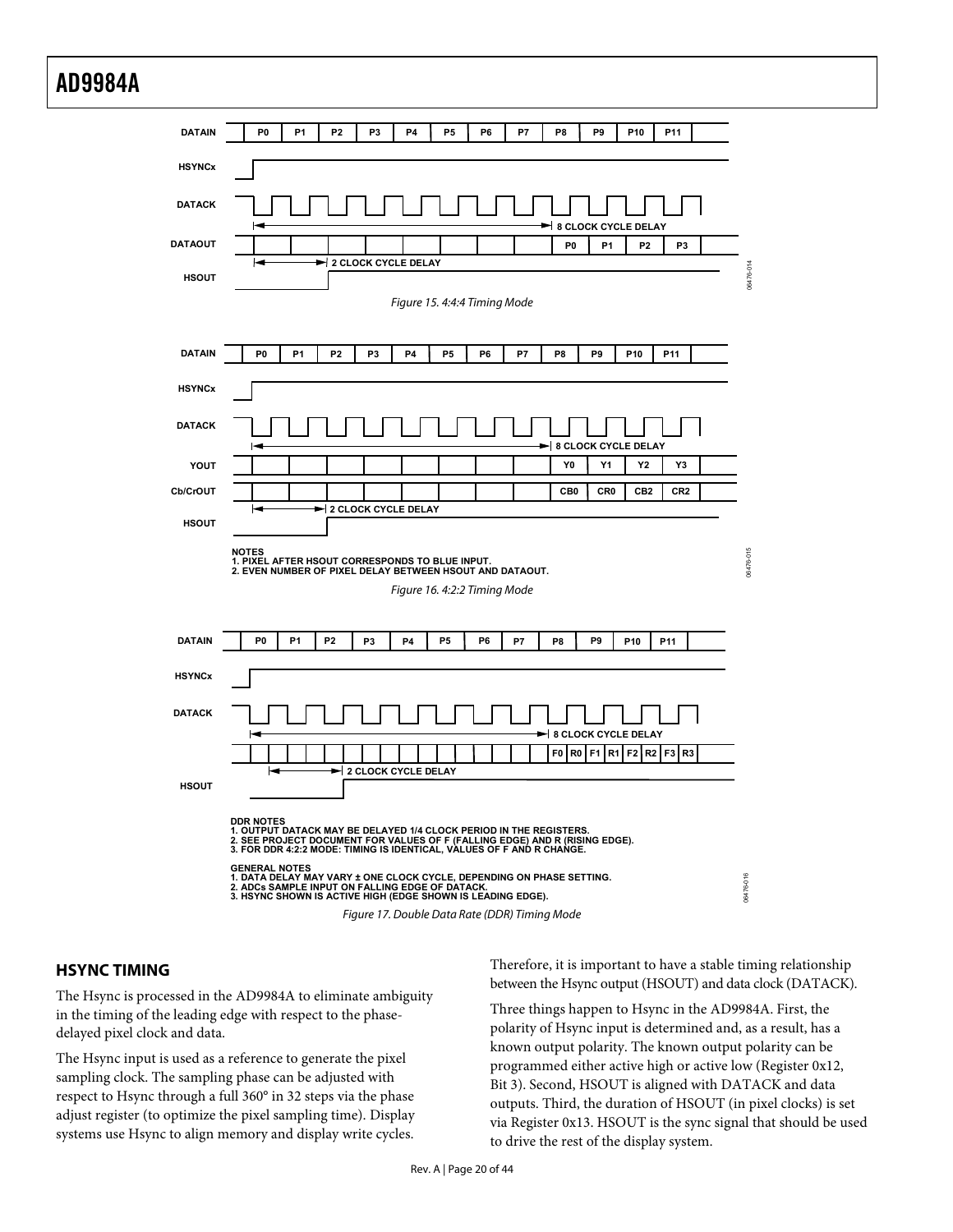Figure 15. 4:4:4 Timing Mode

NOTES
1. PIXEL AFTER HSOUT CORRESPONDS TO BLUE INPUT.
2. EVEN NUMBER OF PIXEL DELAY BETWEEN HSOUT AND DATAOUT.

Figure 16. 4:2:2 Timing Mode

DDR NOTES
1. OUTPUT DATACK MAY BE DELAYED 1/4 CLOCK PERIOD IN THE REGISTERS.
2. SEE PROJECT DOCUMENT FOR VALUES OF F (FALLING EDGE) AND R (RISING EDGE).
3. FOR DDR 4:2:2 MODE: TIMING IS IDENTICAL, VALUES OF F AND R CHANGE.

GENERAL NOTES
1. DATA DELAY MAY VARY ± ONE CLOCK CYCLE, DEPENDING ON PHASE SETTING.
2. ADCs SAMPLE INPUT ON FALLING EDGE OF DATACK.
3. HSYNC SHOWN IS ACTIVE HIGH (EDGE SHOWN IS LEADING EDGE).

Figure 17. Double Data Rate (DDR) Timing Mode

## HSYNC TIMING

The Hsync is processed in the AD9984A to eliminate ambiguity in the timing of the leading edge with respect to the phase-delayed pixel clock and data.

The Hsync input is used as a reference to generate the pixel sampling clock. The sampling phase can be adjusted with respect to Hsync through a full 360° in 32 steps via the phase adjust register (to optimize the pixel sampling time). Display systems use Hsync to align memory and display write cycles. Therefore, it is important to have a stable timing relationship between the Hsync output (HSOUT) and data clock (DATACK).

Three things happen to Hsync in the AD9984A. First, the polarity of Hsync input is determined and, as a result, has a known output polarity. The known output polarity can be programmed either active high or active low (Register 0x12, Bit 3). Second, HSOUT is aligned with DATACK and data outputs. Third, the duration of HSOUT (in pixel clocks) is set via Register 0x13. HSOUT is the sync signal that should be used to drive the rest of the display system.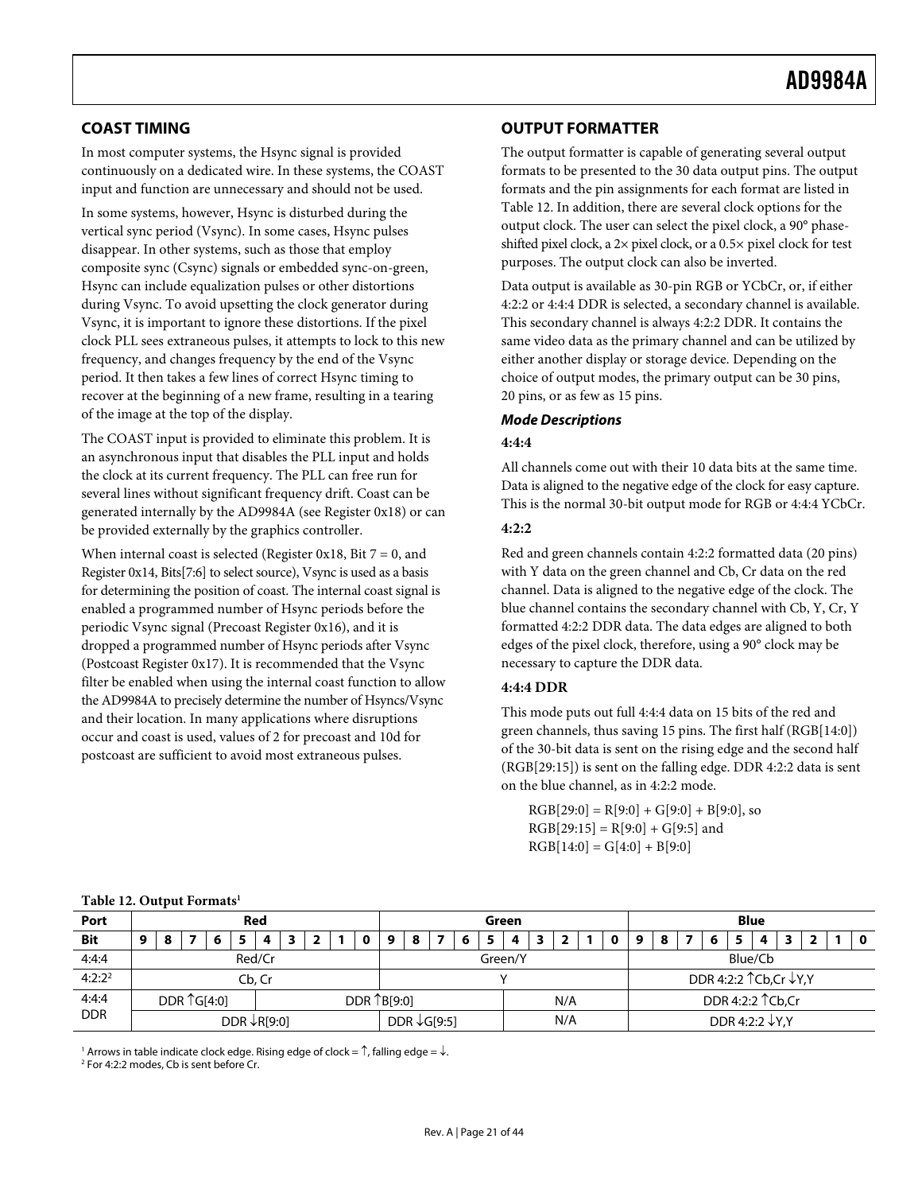## COAST TIMING

In most computer systems, the Hsync signal is provided continuously on a dedicated wire. In these systems, the COAST input and function are unnecessary and should not be used.

In some systems, however, Hsync is disturbed during the vertical sync period (Vsync). In some cases, Hsync pulses disappear. In other systems, such as those that employ composite sync (Csync) signals or embedded sync-on-green, Hsync can include equalization pulses or other distortions during Vsync. To avoid upsetting the clock generator during Vsync, it is important to ignore these distortions. If the pixel clock PLL sees extraneous pulses, it attempts to lock to this new frequency, and changes frequency by the end of the Vsync period. It then takes a few lines of correct Hsync timing to recover at the beginning of a new frame, resulting in a tearing of the image at the top of the display.

The COAST input is provided to eliminate this problem. It is an asynchronous input that disables the PLL input and holds the clock at its current frequency. The PLL can free run for several lines without significant frequency drift. Coast can be generated internally by the AD9984A (see Register 0x18) or can be provided externally by the graphics controller.

When internal coast is selected (Register 0x18, Bit 7 = 0, and Register 0x14, Bits[7:6] to select source), Vsync is used as a basis for determining the position of coast. The internal coast signal is enabled a programmed number of Hsync periods before the periodic Vsync signal (Precoast Register 0x16), and it is dropped a programmed number of Hsync periods after Vsync (Postcoast Register 0x17). It is recommended that the Vsync filter be enabled when using the internal coast function to allow the AD9984A to precisely determine the number of Hsyncs/Vsync and their location. In many applications where disruptions occur and coast is used, values of 2 for precoast and 10d for postcoast are sufficient to avoid most extraneous pulses.

## OUTPUT FORMATTER

The output formatter is capable of generating several output formats to be presented to the 30 data output pins. The output formats and the pin assignments for each format are listed in Table 12. In addition, there are several clock options for the output clock. The user can select the pixel clock, a 90° phase-shifted pixel clock, a 2× pixel clock, or a 0.5× pixel clock for test purposes. The output clock can also be inverted.

Data output is available as 30-pin RGB or YCbCr, or, if either 4:2:2 or 4:4:4 DDR is selected, a secondary channel is available. This secondary channel is always 4:2:2 DDR. It contains the same video data as the primary channel and can be utilized by either another display or storage device. Depending on the choice of output modes, the primary output can be 30 pins, 20 pins, or as few as 15 pins.

### *Mode Descriptions*

**4:4:4**

All channels come out with their 10 data bits at the same time. Data is aligned to the negative edge of the clock for easy capture. This is the normal 30-bit output mode for RGB or 4:4:4 YCbCr.

**4:2:2**

Red and green channels contain 4:2:2 formatted data (20 pins) with Y data on the green channel and Cb, Cr data on the red channel. Data is aligned to the negative edge of the clock. The blue channel contains the secondary channel with Cb, Y, Cr, Y formatted 4:2:2 DDR data. The data edges are aligned to both edges of the pixel clock, therefore, using a 90° clock may be necessary to capture the DDR data.

**4:4:4 DDR**

This mode puts out full 4:4:4 data on 15 bits of the red and green channels, thus saving 15 pins. The first half (RGB[14:0]) of the 30-bit data is sent on the rising edge and the second half (RGB[29:15]) is sent on the falling edge. DDR 4:2:2 data is sent on the blue channel, as in 4:2:2 mode.

RGB[29:0] = R[9:0] + G[9:0] + B[9:0], so
RGB[29:15] = R[9:0] + G[9:5] and
RGB[14:0] = G[4:0] + B[9:0]

**Table 12. Output Formats[1]**

| Port | Red | | | | | | | | | | Green | | | | | | | | | | Blue | | | | | | | | | |
|---|---|---|---|---|---|---|---|---|---|---|---|---|---|---|---|---|---|---|---|---|---|---|---|---|---|---|---|---|---|---|
| Bit | 9 | 8 | 7 | 6 | 5 | 4 | 3 | 2 | 1 | 0 | 9 | 8 | 7 | 6 | 5 | 4 | 3 | 2 | 1 | 0 | 9 | 8 | 7 | 6 | 5 | 4 | 3 | 2 | 1 | 0 |
| 4:4:4 | Red/Cr | | | | | | | | | | Green/Y | | | | | | | | | | Blue/Cb | | | | | | | | | |
| 4:2:2[2] | Cb, Cr | | | | | | | | | | Y | | | | | | | | | | DDR 4:2:2 ↑Cb,Cr ↓Y,Y | | | | | | | | | |
| 4:4:4 DDR | DDR ↑G[4:0] | | | | | DDR ↑B[9:0] | | | | | | | | | | N/A | | | | | DDR 4:2:2 ↑Cb,Cr | | | | | | | | | |
| | DDR ↓R[9:0] | | | | | | | | | | DDR ↓G[9:5] | | | | | N/A | | | | | DDR 4:2:2 ↓Y,Y | | | | | | | | | |

[1] Arrows in table indicate clock edge. Rising edge of clock = ↑, falling edge = ↓.
[2] For 4:2:2 modes, Cb is sent before Cr.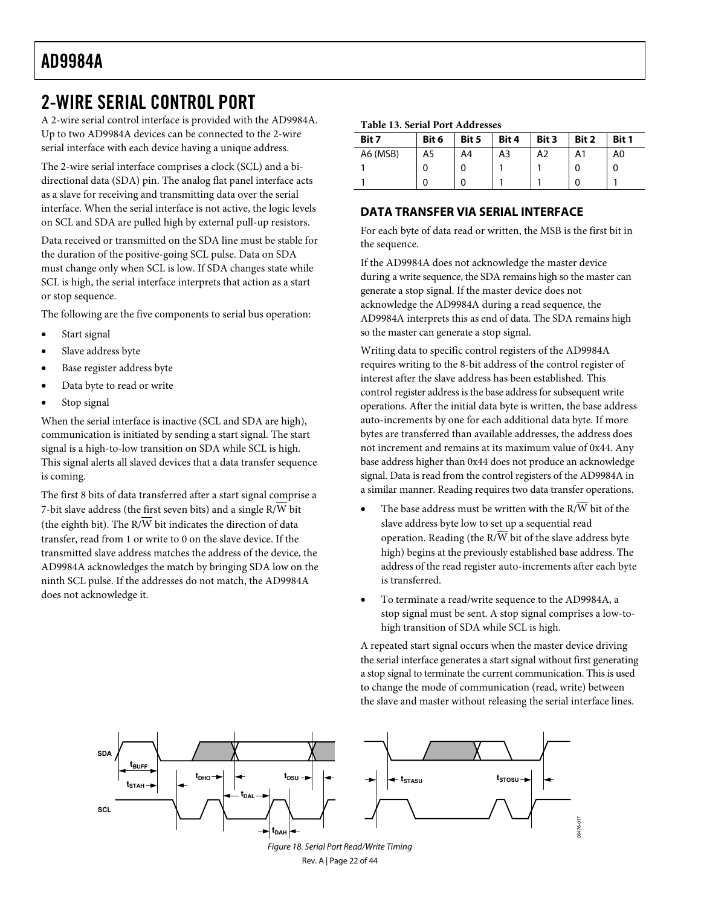## 2-WIRE SERIAL CONTROL PORT

A 2-wire serial control interface is provided with the AD9984A. Up to two AD9984A devices can be connected to the 2-wire serial interface with each device having a unique address.

The 2-wire serial interface comprises a clock (SCL) and a bi-directional data (SDA) pin. The analog flat panel interface acts as a slave for receiving and transmitting data over the serial interface. When the serial interface is not active, the logic levels on SCL and SDA are pulled high by external pull-up resistors.

Data received or transmitted on the SDA line must be stable for the duration of the positive-going SCL pulse. Data on SDA must change only when SCL is low. If SDA changes state while SCL is high, the serial interface interprets that action as a start or stop sequence.

The following are the five components to serial bus operation:

- Start signal
- Slave address byte
- Base register address byte
- Data byte to read or write
- Stop signal

When the serial interface is inactive (SCL and SDA are high), communication is initiated by sending a start signal. The start signal is a high-to-low transition on SDA while SCL is high. This signal alerts all slaved devices that a data transfer sequence is coming.

The first 8 bits of data transferred after a start signal comprise a 7-bit slave address (the first seven bits) and a single R/$\overline{\text{W}}$ bit (the eighth bit). The R/$\overline{\text{W}}$ bit indicates the direction of data transfer, read from 1 or write to 0 on the slave device. If the transmitted slave address matches the address of the device, the AD9984A acknowledges the match by bringing SDA low on the ninth SCL pulse. If the addresses do not match, the AD9984A does not acknowledge it.

**Table 13. Serial Port Addresses**

| Bit 7 | Bit 6 | Bit 5 | Bit 4 | Bit 3 | Bit 2 | Bit 1 |
|---|---|---|---|---|---|---|
| A6 (MSB) | A5 | A4 | A3 | A2 | A1 | A0 |
| 1 | 0 | 0 | 1 | 1 | 0 | 0 |
| 1 | 0 | 0 | 1 | 1 | 0 | 1 |

### DATA TRANSFER VIA SERIAL INTERFACE

For each byte of data read or written, the MSB is the first bit in the sequence.

If the AD9984A does not acknowledge the master device during a write sequence, the SDA remains high so the master can generate a stop signal. If the master device does not acknowledge the AD9984A during a read sequence, the AD9984A interprets this as end of data. The SDA remains high so the master can generate a stop signal.

Writing data to specific control registers of the AD9984A requires writing to the 8-bit address of the control register of interest after the slave address has been established. This control register address is the base address for subsequent write operations. After the initial data byte is written, the base address auto-increments by one for each additional data byte. If more bytes are transferred than available addresses, the address does not increment and remains at its maximum value of 0x44. Any base address higher than 0x44 does not produce an acknowledge signal. Data is read from the control registers of the AD9984A in a similar manner. Reading requires two data transfer operations.

- The base address must be written with the R/$\overline{\text{W}}$ bit of the slave address byte low to set up a sequential read operation. Reading (the R/$\overline{\text{W}}$ bit of the slave address byte high) begins at the previously established base address. The address of the read register auto-increments after each byte is transferred.
- To terminate a read/write sequence to the AD9984A, a stop signal must be sent. A stop signal comprises a low-to-high transition of SDA while SCL is high.

A repeated start signal occurs when the master device driving the serial interface generates a start signal without first generating a stop signal to terminate the current communication. This is used to change the mode of communication (read, write) between the slave and master without releasing the serial interface lines.

*Figure 18. Serial Port Read/Write Timing*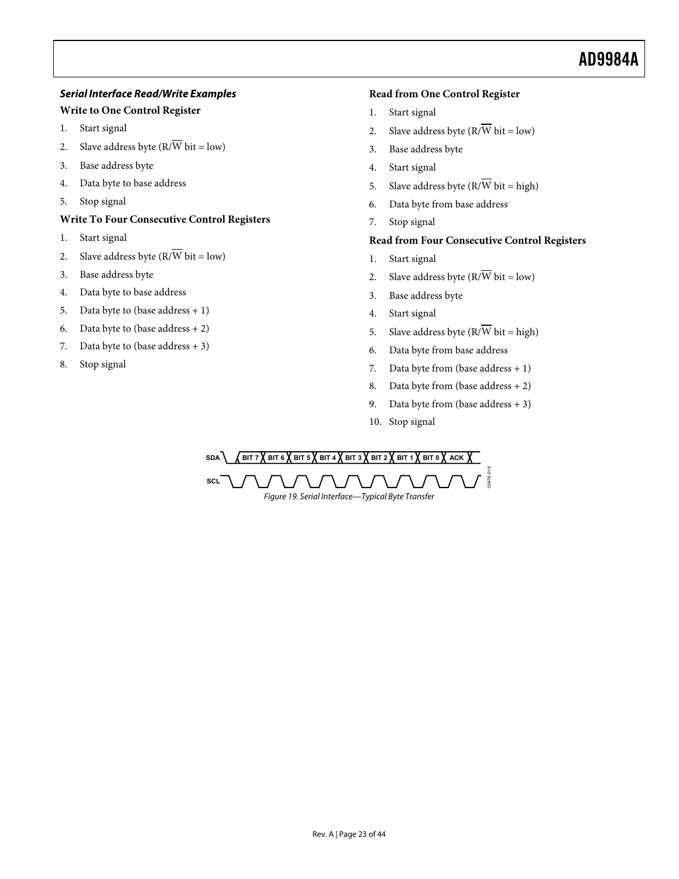### *Serial Interface Read/Write Examples*

**Write to One Control Register**

1. Start signal
2. Slave address byte (R/$\overline{W}$ bit = low)
3. Base address byte
4. Data byte to base address
5. Stop signal

**Write To Four Consecutive Control Registers**

1. Start signal
2. Slave address byte (R/$\overline{W}$ bit = low)
3. Base address byte
4. Data byte to base address
5. Data byte to (base address + 1)
6. Data byte to (base address + 2)
7. Data byte to (base address + 3)
8. Stop signal

**Read from One Control Register**

1. Start signal
2. Slave address byte (R/$\overline{W}$ bit = low)
3. Base address byte
4. Start signal
5. Slave address byte (R/$\overline{W}$ bit = high)
6. Data byte from base address
7. Stop signal

**Read from Four Consecutive Control Registers**

1. Start signal
2. Slave address byte (R/$\overline{W}$ bit = low)
3. Base address byte
4. Start signal
5. Slave address byte (R/$\overline{W}$ bit = high)
6. Data byte from base address
7. Data byte from (base address + 1)
8. Data byte from (base address + 2)
9. Data byte from (base address + 3)
10. Stop signal

SDA: BIT 7 | BIT 6 | BIT 5 | BIT 4 | BIT 3 | BIT 2 | BIT 1 | BIT 0 | ACK

SCL

*Figure 19. Serial Interface—Typical Byte Transfer*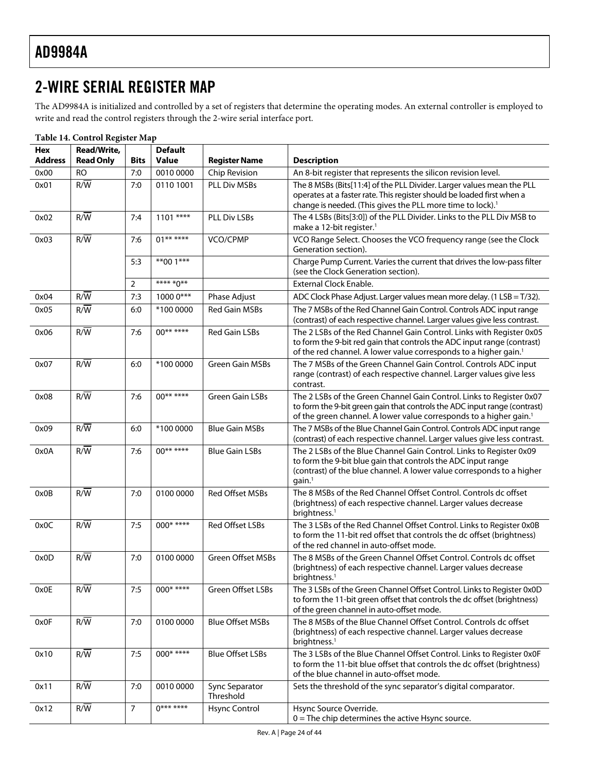## 2-WIRE SERIAL REGISTER MAP

The AD9984A is initialized and controlled by a set of registers that determine the operating modes. An external controller is employed to write and read the control registers through the 2-wire serial interface port.

**Table 14. Control Register Map**

| Hex Address | Read/Write, Read Only | Bits | Default Value | Register Name | Description |
|---|---|---|---|---|---|
| 0x00 | RO | 7:0 | 0010 0000 | Chip Revision | An 8-bit register that represents the silicon revision level. |
| 0x01 | R/W̄ | 7:0 | 0110 1001 | PLL Div MSBs | The 8 MSBs (Bits[11:4] of the PLL Divider. Larger values mean the PLL operates at a faster rate. This register should be loaded first when a change is needed. (This gives the PLL more time to lock).[1] |
| 0x02 | R/W̄ | 7:4 | 1101 **** | PLL Div LSBs | The 4 LSBs (Bits[3:0]) of the PLL Divider. Links to the PLL Div MSB to make a 12-bit register.[1] |
| 0x03 | R/W̄ | 7:6 | 01** **** | VCO/CPMP | VCO Range Select. Chooses the VCO frequency range (see the Clock Generation section). |
| | | 5:3 | **00 1*** | | Charge Pump Current. Varies the current that drives the low-pass filter (see the Clock Generation section). |
| | | 2 | **** *0** | | External Clock Enable. |
| 0x04 | R/W̄ | 7:3 | 1000 0*** | Phase Adjust | ADC Clock Phase Adjust. Larger values mean more delay. (1 LSB = T/32). |
| 0x05 | R/W̄ | 6:0 | *100 0000 | Red Gain MSBs | The 7 MSBs of the Red Channel Gain Control. Controls ADC input range (contrast) of each respective channel. Larger values give less contrast. |
| 0x06 | R/W̄ | 7:6 | 00** **** | Red Gain LSBs | The 2 LSBs of the Red Channel Gain Control. Links with Register 0x05 to form the 9-bit red gain that controls the ADC input range (contrast) of the red channel. A lower value corresponds to a higher gain.[1] |
| 0x07 | R/W̄ | 6:0 | *100 0000 | Green Gain MSBs | The 7 MSBs of the Green Channel Gain Control. Controls ADC input range (contrast) of each respective channel. Larger values give less contrast. |
| 0x08 | R/W̄ | 7:6 | 00** **** | Green Gain LSBs | The 2 LSBs of the Green Channel Gain Control. Links to Register 0x07 to form the 9-bit green gain that controls the ADC input range (contrast) of the green channel. A lower value corresponds to a higher gain.[1] |
| 0x09 | R/W̄ | 6:0 | *100 0000 | Blue Gain MSBs | The 7 MSBs of the Blue Channel Gain Control. Controls ADC input range (contrast) of each respective channel. Larger values give less contrast. |
| 0x0A | R/W̄ | 7:6 | 00** **** | Blue Gain LSBs | The 2 LSBs of the Blue Channel Gain Control. Links to Register 0x09 to form the 9-bit blue gain that controls the ADC input range (contrast) of the blue channel. A lower value corresponds to a higher gain.[1] |
| 0x0B | R/W̄ | 7:0 | 0100 0000 | Red Offset MSBs | The 8 MSBs of the Red Channel Offset Control. Controls dc offset (brightness) of each respective channel. Larger values decrease brightness.[1] |
| 0x0C | R/W̄ | 7:5 | 000* **** | Red Offset LSBs | The 3 LSBs of the Red Channel Offset Control. Links to Register 0x0B to form the 11-bit red offset that controls the dc offset (brightness) of the red channel in auto-offset mode. |
| 0x0D | R/W̄ | 7:0 | 0100 0000 | Green Offset MSBs | The 8 MSBs of the Green Channel Offset Control. Controls dc offset (brightness) of each respective channel. Larger values decrease brightness.[1] |
| 0x0E | R/W̄ | 7:5 | 000* **** | Green Offset LSBs | The 3 LSBs of the Green Channel Offset Control. Links to Register 0x0D to form the 11-bit green offset that controls the dc offset (brightness) of the green channel in auto-offset mode. |
| 0x0F | R/W̄ | 7:0 | 0100 0000 | Blue Offset MSBs | The 8 MSBs of the Blue Channel Offset Control. Controls dc offset (brightness) of each respective channel. Larger values decrease brightness.[1] |
| 0x10 | R/W̄ | 7:5 | 000* **** | Blue Offset LSBs | The 3 LSBs of the Blue Channel Offset Control. Links to Register 0x0F to form the 11-bit blue offset that controls the dc offset (brightness) of the blue channel in auto-offset mode. |
| 0x11 | R/W̄ | 7:0 | 0010 0000 | Sync Separator Threshold | Sets the threshold of the sync separator's digital comparator. |
| 0x12 | R/W̄ | 7 | 0*** **** | Hsync Control | Hsync Source Override.<br>0 = The chip determines the active Hsync source. |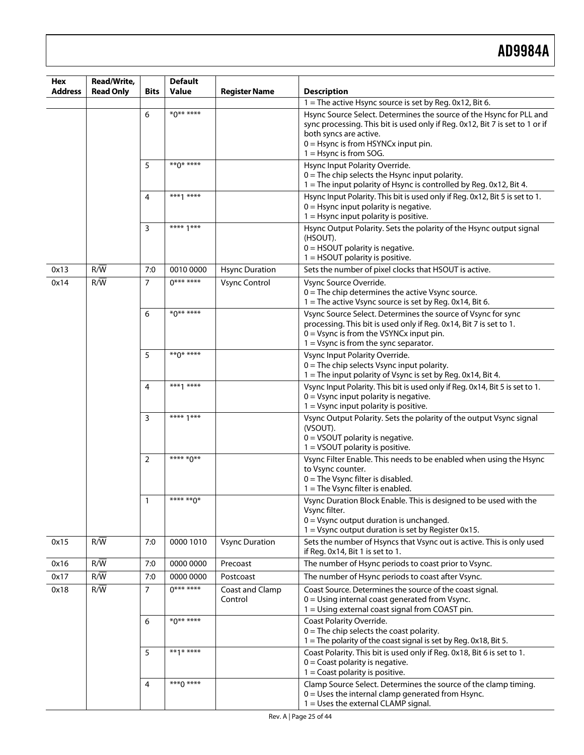| Hex Address | Read/Write, Read Only | Bits | Default Value | Register Name | Description |
|---|---|---|---|---|---|
| | | | | | 1 = The active Hsync source is set by Reg. 0x12, Bit 6. |
| | | 6 | *0** **** | | Hsync Source Select. Determines the source of the Hsync for PLL and sync processing. This bit is used only if Reg. 0x12, Bit 7 is set to 1 or if both syncs are active.<br>0 = Hsync is from HSYNCx input pin.<br>1 = Hsync is from SOG. |
| | | 5 | **0* **** | | Hsync Input Polarity Override.<br>0 = The chip selects the Hsync input polarity.<br>1 = The input polarity of Hsync is controlled by Reg. 0x12, Bit 4. |
| | | 4 | ***1 **** | | Hsync Input Polarity. This bit is used only if Reg. 0x12, Bit 5 is set to 1.<br>0 = Hsync input polarity is negative.<br>1 = Hsync input polarity is positive. |
| | | 3 | **** 1*** | | Hsync Output Polarity. Sets the polarity of the Hsync output signal (HSOUT).<br>0 = HSOUT polarity is negative.<br>1 = HSOUT polarity is positive. |
| 0x13 | R/W̅ | 7:0 | 0010 0000 | Hsync Duration | Sets the number of pixel clocks that HSOUT is active. |
| 0x14 | R/W̅ | 7 | 0*** **** | Vsync Control | Vsync Source Override.<br>0 = The chip determines the active Vsync source.<br>1 = The active Vsync source is set by Reg. 0x14, Bit 6. |
| | | 6 | *0** **** | | Vsync Source Select. Determines the source of Vsync for sync processing. This bit is used only if Reg. 0x14, Bit 7 is set to 1.<br>0 = Vsync is from the VSYNCx input pin.<br>1 = Vsync is from the sync separator. |
| | | 5 | **0* **** | | Vsync Input Polarity Override.<br>0 = The chip selects Vsync input polarity.<br>1 = The input polarity of Vsync is set by Reg. 0x14, Bit 4. |
| | | 4 | ***1 **** | | Vsync Input Polarity. This bit is used only if Reg. 0x14, Bit 5 is set to 1.<br>0 = Vsync input polarity is negative.<br>1 = Vsync input polarity is positive. |
| | | 3 | **** 1*** | | Vsync Output Polarity. Sets the polarity of the output Vsync signal (VSOUT).<br>0 = VSOUT polarity is negative.<br>1 = VSOUT polarity is positive. |
| | | 2 | **** *0** | | Vsync Filter Enable. This needs to be enabled when using the Hsync to Vsync counter.<br>0 = The Vsync filter is disabled.<br>1 = The Vsync filter is enabled. |
| | | 1 | **** **0* | | Vsync Duration Block Enable. This is designed to be used with the Vsync filter.<br>0 = Vsync output duration is unchanged.<br>1 = Vsync output duration is set by Register 0x15. |
| 0x15 | R/W̅ | 7:0 | 0000 1010 | Vsync Duration | Sets the number of Hsyncs that Vsync out is active. This is only used if Reg. 0x14, Bit 1 is set to 1. |
| 0x16 | R/W̅ | 7:0 | 0000 0000 | Precoast | The number of Hsync periods to coast prior to Vsync. |
| 0x17 | R/W̅ | 7:0 | 0000 0000 | Postcoast | The number of Hsync periods to coast after Vsync. |
| 0x18 | R/W̅ | 7 | 0*** **** | Coast and Clamp Control | Coast Source. Determines the source of the coast signal.<br>0 = Using internal coast generated from Vsync.<br>1 = Using external coast signal from COAST pin. |
| | | 6 | *0** **** | | Coast Polarity Override.<br>0 = The chip selects the coast polarity.<br>1 = The polarity of the coast signal is set by Reg. 0x18, Bit 5. |
| | | 5 | **1* **** | | Coast Polarity. This bit is used only if Reg. 0x18, Bit 6 is set to 1.<br>0 = Coast polarity is negative.<br>1 = Coast polarity is positive. |
| | | 4 | ***0 **** | | Clamp Source Select. Determines the source of the clamp timing.<br>0 = Uses the internal clamp generated from Hsync.<br>1 = Uses the external CLAMP signal. |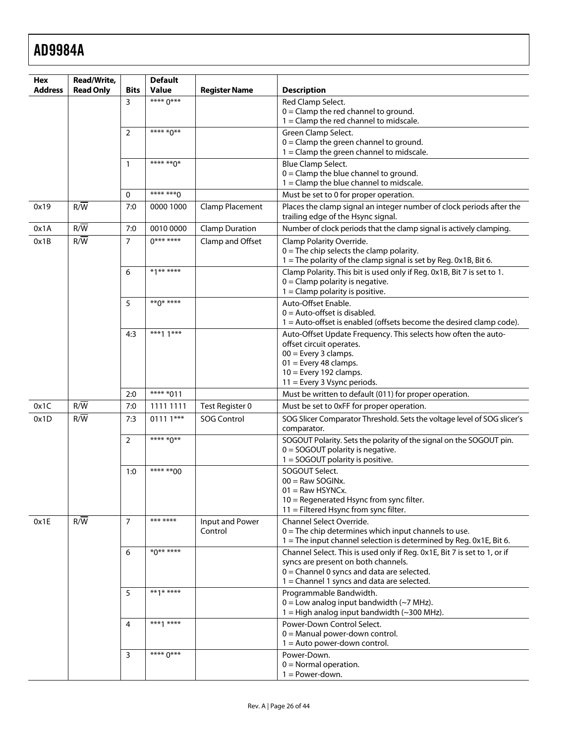| Hex Address | Read/Write, Read Only | Bits | Default Value | Register Name | Description |
|---|---|---|---|---|---|
| | | 3 | **** 0*** | | Red Clamp Select.<br>0 = Clamp the red channel to ground.<br>1 = Clamp the red channel to midscale. |
| | | 2 | **** *0** | | Green Clamp Select.<br>0 = Clamp the green channel to ground.<br>1 = Clamp the green channel to midscale. |
| | | 1 | **** **0* | | Blue Clamp Select.<br>0 = Clamp the blue channel to ground.<br>1 = Clamp the blue channel to midscale. |
| | | 0 | **** ***0 | | Must be set to 0 for proper operation. |
| 0x19 | R/$\overline{W}$ | 7:0 | 0000 1000 | Clamp Placement | Places the clamp signal an integer number of clock periods after the trailing edge of the Hsync signal. |
| 0x1A | R/$\overline{W}$ | 7:0 | 0010 0000 | Clamp Duration | Number of clock periods that the clamp signal is actively clamping. |
| 0x1B | R/$\overline{W}$ | 7 | 0*** **** | Clamp and Offset | Clamp Polarity Override.<br>0 = The chip selects the clamp polarity.<br>1 = The polarity of the clamp signal is set by Reg. 0x1B, Bit 6. |
| | | 6 | *1** **** | | Clamp Polarity. This bit is used only if Reg. 0x1B, Bit 7 is set to 1.<br>0 = Clamp polarity is negative.<br>1 = Clamp polarity is positive. |
| | | 5 | **0* **** | | Auto-Offset Enable.<br>0 = Auto-offset is disabled.<br>1 = Auto-offset is enabled (offsets become the desired clamp code). |
| | | 4:3 | ***1 1*** | | Auto-Offset Update Frequency. This selects how often the auto-offset circuit operates.<br>00 = Every 3 clamps.<br>01 = Every 48 clamps.<br>10 = Every 192 clamps.<br>11 = Every 3 Vsync periods. |
| | | 2:0 | **** *011 | | Must be written to default (011) for proper operation. |
| 0x1C | R/$\overline{W}$ | 7:0 | 1111 1111 | Test Register 0 | Must be set to 0xFF for proper operation. |
| 0x1D | R/$\overline{W}$ | 7:3 | 0111 1*** | SOG Control | SOG Slicer Comparator Threshold. Sets the voltage level of SOG slicer's comparator. |
| | | 2 | **** *0** | | SOGOUT Polarity. Sets the polarity of the signal on the SOGOUT pin.<br>0 = SOGOUT polarity is negative.<br>1 = SOGOUT polarity is positive. |
| | | 1:0 | **** **00 | | SOGOUT Select.<br>00 = Raw SOGINx.<br>01 = Raw HSYNCx.<br>10 = Regenerated Hsync from sync filter.<br>11 = Filtered Hsync from sync filter. |
| 0x1E | R/$\overline{W}$ | 7 | *** **** | Input and Power Control | Channel Select Override.<br>0 = The chip determines which input channels to use.<br>1 = The input channel selection is determined by Reg. 0x1E, Bit 6. |
| | | 6 | *0** **** | | Channel Select. This is used only if Reg. 0x1E, Bit 7 is set to 1, or if syncs are present on both channels.<br>0 = Channel 0 syncs and data are selected.<br>1 = Channel 1 syncs and data are selected. |
| | | 5 | **1* **** | | Programmable Bandwidth.<br>0 = Low analog input bandwidth (~7 MHz).<br>1 = High analog input bandwidth (~300 MHz). |
| | | 4 | ***1 **** | | Power-Down Control Select.<br>0 = Manual power-down control.<br>1 = Auto power-down control. |
| | | 3 | **** 0*** | | Power-Down.<br>0 = Normal operation.<br>1 = Power-down. |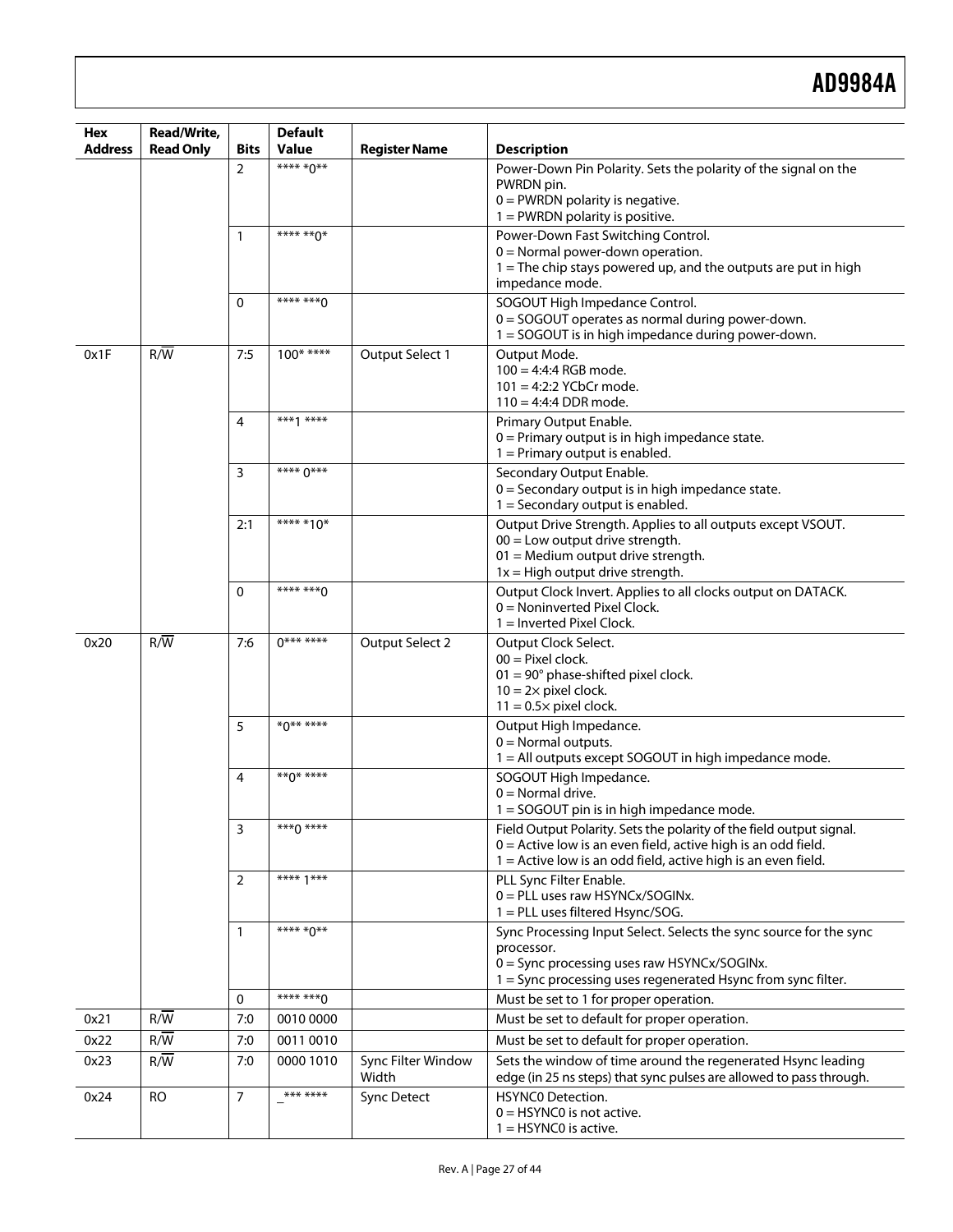| Hex Address | Read/Write, Read Only | Bits | Default Value | Register Name | Description |
|---|---|---|---|---|---|
| | | 2 | **** *0** | | Power-Down Pin Polarity. Sets the polarity of the signal on the PWRDN pin.<br>0 = PWRDN polarity is negative.<br>1 = PWRDN polarity is positive. |
| | | 1 | **** **0* | | Power-Down Fast Switching Control.<br>0 = Normal power-down operation.<br>1 = The chip stays powered up, and the outputs are put in high impedance mode. |
| | | 0 | **** ***0 | | SOGOUT High Impedance Control.<br>0 = SOGOUT operates as normal during power-down.<br>1 = SOGOUT is in high impedance during power-down. |
| 0x1F | R/$\overline{W}$ | 7:5 | 100* **** | Output Select 1 | Output Mode.<br>100 = 4:4:4 RGB mode.<br>101 = 4:2:2 YCbCr mode.<br>110 = 4:4:4 DDR mode. |
| | | 4 | ***1 **** | | Primary Output Enable.<br>0 = Primary output is in high impedance state.<br>1 = Primary output is enabled. |
| | | 3 | **** 0*** | | Secondary Output Enable.<br>0 = Secondary output is in high impedance state.<br>1 = Secondary output is enabled. |
| | | 2:1 | **** *10* | | Output Drive Strength. Applies to all outputs except VSOUT.<br>00 = Low output drive strength.<br>01 = Medium output drive strength.<br>1x = High output drive strength. |
| | | 0 | **** ***0 | | Output Clock Invert. Applies to all clocks output on DATACK.<br>0 = Noninverted Pixel Clock.<br>1 = Inverted Pixel Clock. |
| 0x20 | R/$\overline{W}$ | 7:6 | 0*** **** | Output Select 2 | Output Clock Select.<br>00 = Pixel clock.<br>01 = 90° phase-shifted pixel clock.<br>10 = 2× pixel clock.<br>11 = 0.5× pixel clock. |
| | | 5 | *0** **** | | Output High Impedance.<br>0 = Normal outputs.<br>1 = All outputs except SOGOUT in high impedance mode. |
| | | 4 | **0* **** | | SOGOUT High Impedance.<br>0 = Normal drive.<br>1 = SOGOUT pin is in high impedance mode. |
| | | 3 | ***0 **** | | Field Output Polarity. Sets the polarity of the field output signal.<br>0 = Active low is an even field, active high is an odd field.<br>1 = Active low is an odd field, active high is an even field. |
| | | 2 | **** 1*** | | PLL Sync Filter Enable.<br>0 = PLL uses raw HSYNCx/SOGINx.<br>1 = PLL uses filtered Hsync/SOG. |
| | | 1 | **** *0** | | Sync Processing Input Select. Selects the sync source for the sync processor.<br>0 = Sync processing uses raw HSYNCx/SOGINx.<br>1 = Sync processing uses regenerated Hsync from sync filter. |
| | | 0 | **** ***0 | | Must be set to 1 for proper operation. |
| 0x21 | R/$\overline{W}$ | 7:0 | 0010 0000 | | Must be set to default for proper operation. |
| 0x22 | R/$\overline{W}$ | 7:0 | 0011 0010 | | Must be set to default for proper operation. |
| 0x23 | R/$\overline{W}$ | 7:0 | 0000 1010 | Sync Filter Window Width | Sets the window of time around the regenerated Hsync leading edge (in 25 ns steps) that sync pulses are allowed to pass through. |
| 0x24 | RO | 7 | _*** **** | Sync Detect | HSYNC0 Detection.<br>0 = HSYNC0 is not active.<br>1 = HSYNC0 is active. |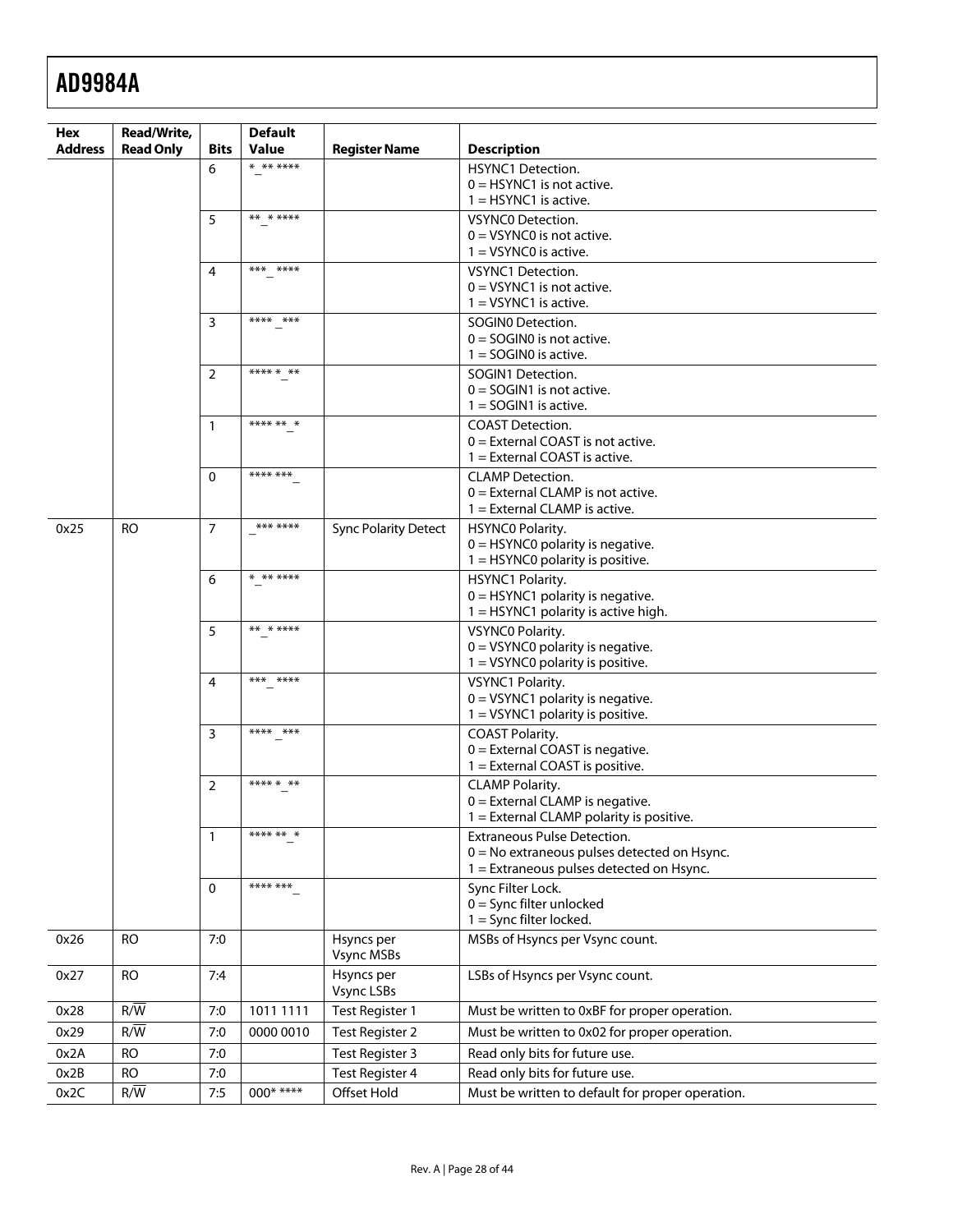| Hex Address | Read/Write, Read Only | Bits | Default Value | Register Name | Description |
|---|---|---|---|---|---|
| | | 6 | *_** **** | | HSYNC1 Detection.<br>0 = HSYNC1 is not active.<br>1 = HSYNC1 is active. |
| | | 5 | **_* **** | | VSYNC0 Detection.<br>0 = VSYNC0 is not active.<br>1 = VSYNC0 is active. |
| | | 4 | ***_ **** | | VSYNC1 Detection.<br>0 = VSYNC1 is not active.<br>1 = VSYNC1 is active. |
| | | 3 | **** _*** | | SOGIN0 Detection.<br>0 = SOGIN0 is not active.<br>1 = SOGIN0 is active. |
| | | 2 | **** *_** | | SOGIN1 Detection.<br>0 = SOGIN1 is not active.<br>1 = SOGIN1 is active. |
| | | 1 | **** **_* | | COAST Detection.<br>0 = External COAST is not active.<br>1 = External COAST is active. |
| | | 0 | **** ***_ | | CLAMP Detection.<br>0 = External CLAMP is not active.<br>1 = External CLAMP is active. |
| 0x25 | RO | 7 | _*** **** | Sync Polarity Detect | HSYNC0 Polarity.<br>0 = HSYNC0 polarity is negative.<br>1 = HSYNC0 polarity is positive. |
| | | 6 | *_** **** | | HSYNC1 Polarity.<br>0 = HSYNC1 polarity is negative.<br>1 = HSYNC1 polarity is active high. |
| | | 5 | **_* **** | | VSYNC0 Polarity.<br>0 = VSYNC0 polarity is negative.<br>1 = VSYNC0 polarity is positive. |
| | | 4 | ***_ **** | | VSYNC1 Polarity.<br>0 = VSYNC1 polarity is negative.<br>1 = VSYNC1 polarity is positive. |
| | | 3 | **** _*** | | COAST Polarity.<br>0 = External COAST is negative.<br>1 = External COAST is positive. |
| | | 2 | **** *_** | | CLAMP Polarity.<br>0 = External CLAMP is negative.<br>1 = External CLAMP polarity is positive. |
| | | 1 | **** **_* | | Extraneous Pulse Detection.<br>0 = No extraneous pulses detected on Hsync.<br>1 = Extraneous pulses detected on Hsync. |
| | | 0 | **** ***_ | | Sync Filter Lock.<br>0 = Sync filter unlocked<br>1 = Sync filter locked. |
| 0x26 | RO | 7:0 | | Hsyncs per Vsync MSBs | MSBs of Hsyncs per Vsync count. |
| 0x27 | RO | 7:4 | | Hsyncs per Vsync LSBs | LSBs of Hsyncs per Vsync count. |
| 0x28 | R/$\overline{W}$ | 7:0 | 1011 1111 | Test Register 1 | Must be written to 0xBF for proper operation. |
| 0x29 | R/$\overline{W}$ | 7:0 | 0000 0010 | Test Register 2 | Must be written to 0x02 for proper operation. |
| 0x2A | RO | 7:0 | | Test Register 3 | Read only bits for future use. |
| 0x2B | RO | 7:0 | | Test Register 4 | Read only bits for future use. |
| 0x2C | R/$\overline{W}$ | 7:5 | 000* **** | Offset Hold | Must be written to default for proper operation. |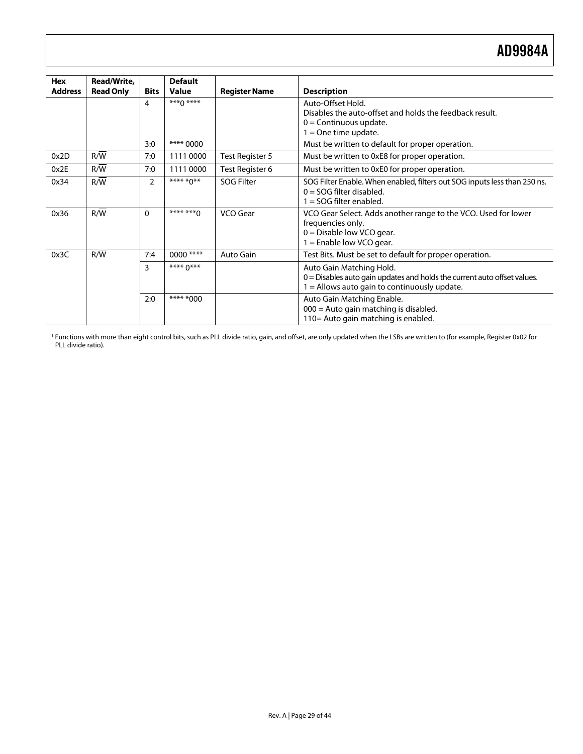| Hex Address | Read/Write, Read Only | Bits | Default Value | Register Name | Description |
| --- | --- | --- | --- | --- | --- |
| | | 4 | ***0 **** | | Auto-Offset Hold. Disables the auto-offset and holds the feedback result. 0 = Continuous update. 1 = One time update. |
| | | 3:0 | **** 0000 | | Must be written to default for proper operation. |
| 0x2D | R/$\overline{W}$ | 7:0 | 1111 0000 | Test Register 5 | Must be written to 0xE8 for proper operation. |
| 0x2E | R/$\overline{W}$ | 7:0 | 1111 0000 | Test Register 6 | Must be written to 0xE0 for proper operation. |
| 0x34 | R/$\overline{W}$ | 2 | **** *0** | SOG Filter | SOG Filter Enable. When enabled, filters out SOG inputs less than 250 ns. 0 = SOG filter disabled. 1 = SOG filter enabled. |
| 0x36 | R/$\overline{W}$ | 0 | **** ***0 | VCO Gear | VCO Gear Select. Adds another range to the VCO. Used for lower frequencies only. 0 = Disable low VCO gear. 1 = Enable low VCO gear. |
| 0x3C | R/$\overline{W}$ | 7:4 | 0000 **** | Auto Gain | Test Bits. Must be set to default for proper operation. |
| | | 3 | **** 0*** | | Auto Gain Matching Hold. 0 = Disables auto gain updates and holds the current auto offset values. 1 = Allows auto gain to continuously update. |
| | | 2:0 | **** *000 | | Auto Gain Matching Enable. 000 = Auto gain matching is disabled. 110= Auto gain matching is enabled. |

[1] Functions with more than eight control bits, such as PLL divide ratio, gain, and offset, are only updated when the LSBs are written to (for example, Register 0x02 for PLL divide ratio).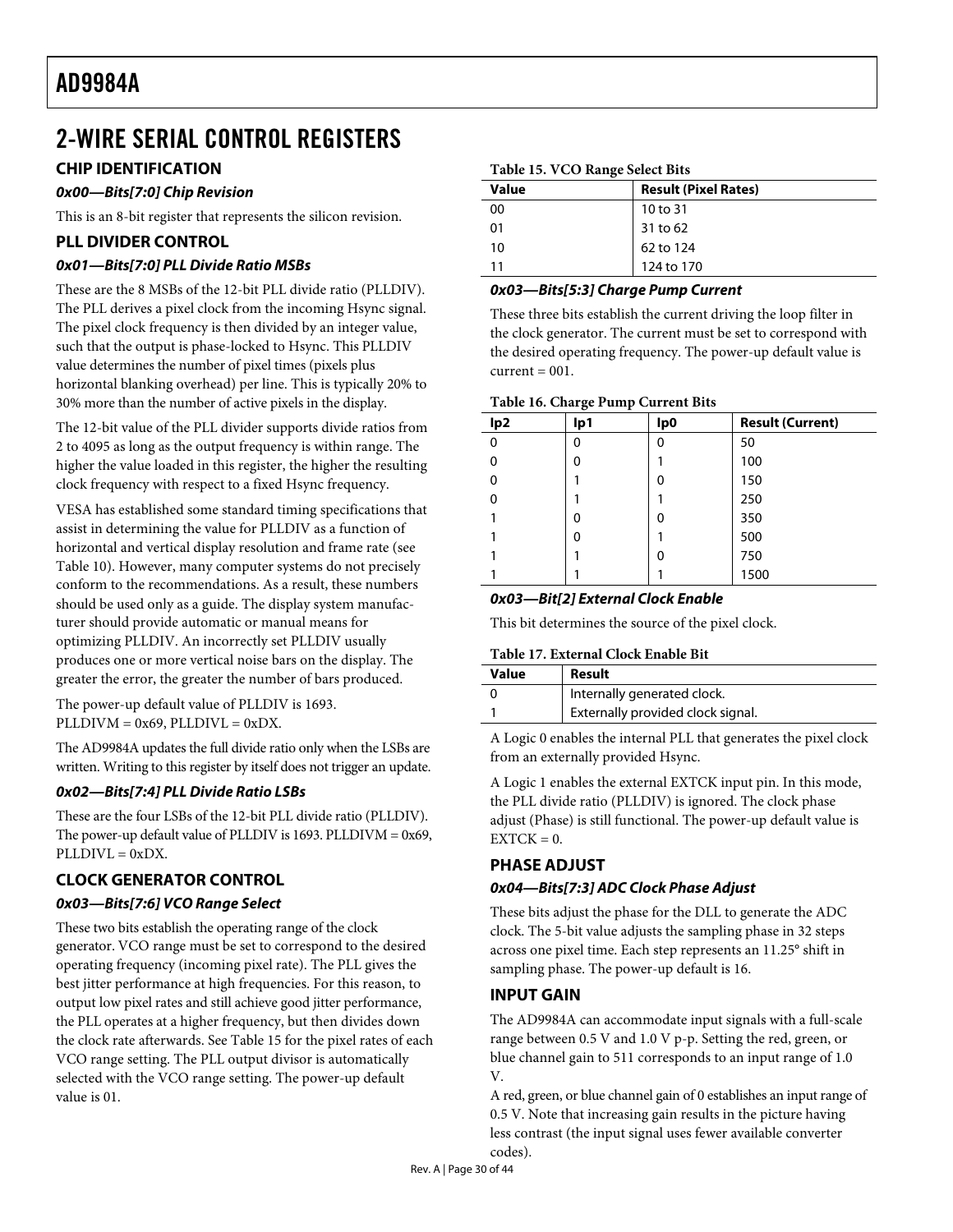# 2-WIRE SERIAL CONTROL REGISTERS

## CHIP IDENTIFICATION

### *0x00—Bits[7:0] Chip Revision*

This is an 8-bit register that represents the silicon revision.

## PLL DIVIDER CONTROL

### *0x01—Bits[7:0] PLL Divide Ratio MSBs*

These are the 8 MSBs of the 12-bit PLL divide ratio (PLLDIV). The PLL derives a pixel clock from the incoming Hsync signal. The pixel clock frequency is then divided by an integer value, such that the output is phase-locked to Hsync. This PLLDIV value determines the number of pixel times (pixels plus horizontal blanking overhead) per line. This is typically 20% to 30% more than the number of active pixels in the display.

The 12-bit value of the PLL divider supports divide ratios from 2 to 4095 as long as the output frequency is within range. The higher the value loaded in this register, the higher the resulting clock frequency with respect to a fixed Hsync frequency.

VESA has established some standard timing specifications that assist in determining the value for PLLDIV as a function of horizontal and vertical display resolution and frame rate (see Table 10). However, many computer systems do not precisely conform to the recommendations. As a result, these numbers should be used only as a guide. The display system manufacturer should provide automatic or manual means for optimizing PLLDIV. An incorrectly set PLLDIV usually produces one or more vertical noise bars on the display. The greater the error, the greater the number of bars produced.

The power-up default value of PLLDIV is 1693.
PLLDIVM = 0x69, PLLDIVL = 0xDX.

The AD9984A updates the full divide ratio only when the LSBs are written. Writing to this register by itself does not trigger an update.

### *0x02—Bits[7:4] PLL Divide Ratio LSBs*

These are the four LSBs of the 12-bit PLL divide ratio (PLLDIV). The power-up default value of PLLDIV is 1693. PLLDIVM = 0x69, PLLDIVL = 0xDX.

## CLOCK GENERATOR CONTROL

### *0x03—Bits[7:6] VCO Range Select*

These two bits establish the operating range of the clock generator. VCO range must be set to correspond to the desired operating frequency (incoming pixel rate). The PLL gives the best jitter performance at high frequencies. For this reason, to output low pixel rates and still achieve good jitter performance, the PLL operates at a higher frequency, but then divides down the clock rate afterwards. See Table 15 for the pixel rates of each VCO range setting. The PLL output divisor is automatically selected with the VCO range setting. The power-up default value is 01.

**Table 15. VCO Range Select Bits**

| Value | Result (Pixel Rates) |
|---|---|
| 00 | 10 to 31 |
| 01 | 31 to 62 |
| 10 | 62 to 124 |
| 11 | 124 to 170 |

### *0x03—Bits[5:3] Charge Pump Current*

These three bits establish the current driving the loop filter in the clock generator. The current must be set to correspond with the desired operating frequency. The power-up default value is current = 001.

**Table 16. Charge Pump Current Bits**

| Ip2 | Ip1 | Ip0 | Result (Current) |
|---|---|---|---|
| 0 | 0 | 0 | 50 |
| 0 | 0 | 1 | 100 |
| 0 | 1 | 0 | 150 |
| 0 | 1 | 1 | 250 |
| 1 | 0 | 0 | 350 |
| 1 | 0 | 1 | 500 |
| 1 | 1 | 0 | 750 |
| 1 | 1 | 1 | 1500 |

### *0x03—Bit[2] External Clock Enable*

This bit determines the source of the pixel clock.

**Table 17. External Clock Enable Bit**

| Value | Result |
|---|---|
| 0 | Internally generated clock. |
| 1 | Externally provided clock signal. |

A Logic 0 enables the internal PLL that generates the pixel clock from an externally provided Hsync.

A Logic 1 enables the external EXTCK input pin. In this mode, the PLL divide ratio (PLLDIV) is ignored. The clock phase adjust (Phase) is still functional. The power-up default value is EXTCK = 0.

## PHASE ADJUST

### *0x04—Bits[7:3] ADC Clock Phase Adjust*

These bits adjust the phase for the DLL to generate the ADC clock. The 5-bit value adjusts the sampling phase in 32 steps across one pixel time. Each step represents an 11.25° shift in sampling phase. The power-up default is 16.

## INPUT GAIN

The AD9984A can accommodate input signals with a full-scale range between 0.5 V and 1.0 V p-p. Setting the red, green, or blue channel gain to 511 corresponds to an input range of 1.0 V.

A red, green, or blue channel gain of 0 establishes an input range of 0.5 V. Note that increasing gain results in the picture having less contrast (the input signal uses fewer available converter codes).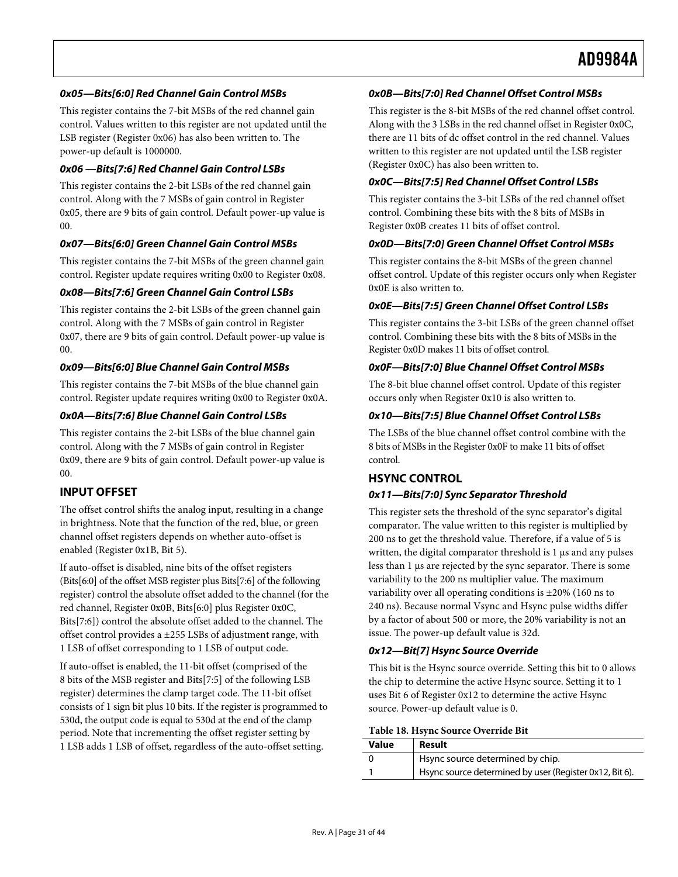#### *0x05—Bits[6:0] Red Channel Gain Control MSBs*

This register contains the 7-bit MSBs of the red channel gain control. Values written to this register are not updated until the LSB register (Register 0x06) has also been written to. The power-up default is 1000000.

#### *0x06 —Bits[7:6] Red Channel Gain Control LSBs*

This register contains the 2-bit LSBs of the red channel gain control. Along with the 7 MSBs of gain control in Register 0x05, there are 9 bits of gain control. Default power-up value is 00.

#### *0x07—Bits[6:0] Green Channel Gain Control MSBs*

This register contains the 7-bit MSBs of the green channel gain control. Register update requires writing 0x00 to Register 0x08.

#### *0x08—Bits[7:6] Green Channel Gain Control LSBs*

This register contains the 2-bit LSBs of the green channel gain control. Along with the 7 MSBs of gain control in Register 0x07, there are 9 bits of gain control. Default power-up value is 00.

#### *0x09—Bits[6:0] Blue Channel Gain Control MSBs*

This register contains the 7-bit MSBs of the blue channel gain control. Register update requires writing 0x00 to Register 0x0A.

#### *0x0A—Bits[7:6] Blue Channel Gain Control LSBs*

This register contains the 2-bit LSBs of the blue channel gain control. Along with the 7 MSBs of gain control in Register 0x09, there are 9 bits of gain control. Default power-up value is 00.

### INPUT OFFSET

The offset control shifts the analog input, resulting in a change in brightness. Note that the function of the red, blue, or green channel offset registers depends on whether auto-offset is enabled (Register 0x1B, Bit 5).

If auto-offset is disabled, nine bits of the offset registers (Bits[6:0] of the offset MSB register plus Bits[7:6] of the following register) control the absolute offset added to the channel (for the red channel, Register 0x0B, Bits[6:0] plus Register 0x0C, Bits[7:6]) control the absolute offset added to the channel. The offset control provides a ±255 LSBs of adjustment range, with 1 LSB of offset corresponding to 1 LSB of output code.

If auto-offset is enabled, the 11-bit offset (comprised of the 8 bits of the MSB register and Bits[7:5] of the following LSB register) determines the clamp target code. The 11-bit offset consists of 1 sign bit plus 10 bits. If the register is programmed to 530d, the output code is equal to 530d at the end of the clamp period. Note that incrementing the offset register setting by 1 LSB adds 1 LSB of offset, regardless of the auto-offset setting.

#### *0x0B—Bits[7:0] Red Channel Offset Control MSBs*

This register is the 8-bit MSBs of the red channel offset control. Along with the 3 LSBs in the red channel offset in Register 0x0C, there are 11 bits of dc offset control in the red channel. Values written to this register are not updated until the LSB register (Register 0x0C) has also been written to.

#### *0x0C—Bits[7:5] Red Channel Offset Control LSBs*

This register contains the 3-bit LSBs of the red channel offset control. Combining these bits with the 8 bits of MSBs in Register 0x0B creates 11 bits of offset control.

#### *0x0D—Bits[7:0] Green Channel Offset Control MSBs*

This register contains the 8-bit MSBs of the green channel offset control. Update of this register occurs only when Register 0x0E is also written to.

#### *0x0E—Bits[7:5] Green Channel Offset Control LSBs*

This register contains the 3-bit LSBs of the green channel offset control. Combining these bits with the 8 bits of MSBs in the Register 0x0D makes 11 bits of offset control.

#### *0x0F—Bits[7:0] Blue Channel Offset Control MSBs*

The 8-bit blue channel offset control. Update of this register occurs only when Register 0x10 is also written to.

#### *0x10—Bits[7:5] Blue Channel Offset Control LSBs*

The LSBs of the blue channel offset control combine with the 8 bits of MSBs in the Register 0x0F to make 11 bits of offset control.

### HSYNC CONTROL

#### *0x11—Bits[7:0] Sync Separator Threshold*

This register sets the threshold of the sync separator's digital comparator. The value written to this register is multiplied by 200 ns to get the threshold value. Therefore, if a value of 5 is written, the digital comparator threshold is 1 μs and any pulses less than 1 μs are rejected by the sync separator. There is some variability to the 200 ns multiplier value. The maximum variability over all operating conditions is ±20% (160 ns to 240 ns). Because normal Vsync and Hsync pulse widths differ by a factor of about 500 or more, the 20% variability is not an issue. The power-up default value is 32d.

#### *0x12—Bit[7] Hsync Source Override*

This bit is the Hsync source override. Setting this bit to 0 allows the chip to determine the active Hsync source. Setting it to 1 uses Bit 6 of Register 0x12 to determine the active Hsync source. Power-up default value is 0.

**Table 18. Hsync Source Override Bit**

| Value | Result |
|---|---|
| 0 | Hsync source determined by chip. |
| 1 | Hsync source determined by user (Register 0x12, Bit 6). |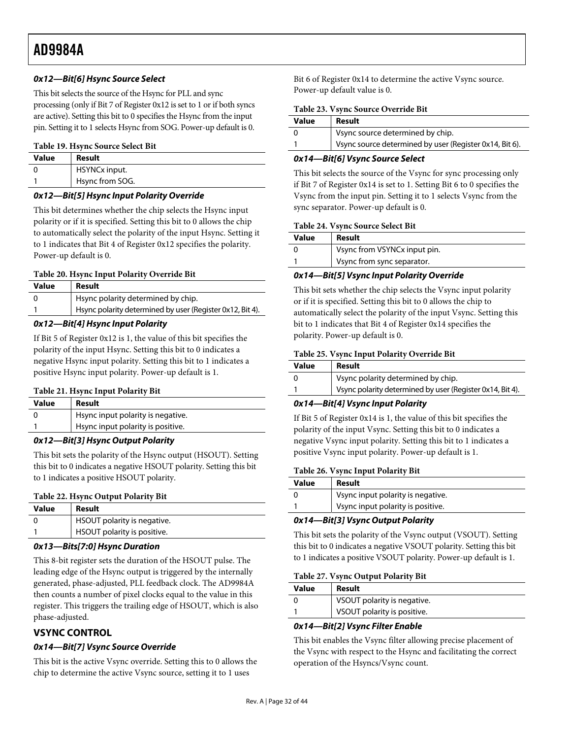#### 0x12—Bit[6] Hsync Source Select

This bit selects the source of the Hsync for PLL and sync processing (only if Bit 7 of Register 0x12 is set to 1 or if both syncs are active). Setting this bit to 0 specifies the Hsync from the input pin. Setting it to 1 selects Hsync from SOG. Power-up default is 0.

**Table 19. Hsync Source Select Bit**

| Value | Result |
|---|---|
| 0 | HSYNCx input. |
| 1 | Hsync from SOG. |

#### 0x12—Bit[5] Hsync Input Polarity Override

This bit determines whether the chip selects the Hsync input polarity or if it is specified. Setting this bit to 0 allows the chip to automatically select the polarity of the input Hsync. Setting it to 1 indicates that Bit 4 of Register 0x12 specifies the polarity. Power-up default is 0.

**Table 20. Hsync Input Polarity Override Bit**

| Value | Result |
|---|---|
| 0 | Hsync polarity determined by chip. |
| 1 | Hsync polarity determined by user (Register 0x12, Bit 4). |

#### 0x12—Bit[4] Hsync Input Polarity

If Bit 5 of Register 0x12 is 1, the value of this bit specifies the polarity of the input Hsync. Setting this bit to 0 indicates a negative Hsync input polarity. Setting this bit to 1 indicates a positive Hsync input polarity. Power-up default is 1.

**Table 21. Hsync Input Polarity Bit**

| Value | Result |
|---|---|
| 0 | Hsync input polarity is negative. |
| 1 | Hsync input polarity is positive. |

#### 0x12—Bit[3] Hsync Output Polarity

This bit sets the polarity of the Hsync output (HSOUT). Setting this bit to 0 indicates a negative HSOUT polarity. Setting this bit to 1 indicates a positive HSOUT polarity.

**Table 22. Hsync Output Polarity Bit**

| Value | Result |
|---|---|
| 0 | HSOUT polarity is negative. |
| 1 | HSOUT polarity is positive. |

#### 0x13—Bits[7:0] Hsync Duration

This 8-bit register sets the duration of the HSOUT pulse. The leading edge of the Hsync output is triggered by the internally generated, phase-adjusted, PLL feedback clock. The AD9984A then counts a number of pixel clocks equal to the value in this register. This triggers the trailing edge of HSOUT, which is also phase-adjusted.

### VSYNC CONTROL

#### 0x14—Bit[7] Vsync Source Override

This bit is the active Vsync override. Setting this to 0 allows the chip to determine the active Vsync source, setting it to 1 uses Bit 6 of Register 0x14 to determine the active Vsync source. Power-up default value is 0.

**Table 23. Vsync Source Override Bit**

| Value | Result |
|---|---|
| 0 | Vsync source determined by chip. |
| 1 | Vsync source determined by user (Register 0x14, Bit 6). |

#### 0x14—Bit[6] Vsync Source Select

This bit selects the source of the Vsync for sync processing only if Bit 7 of Register 0x14 is set to 1. Setting Bit 6 to 0 specifies the Vsync from the input pin. Setting it to 1 selects Vsync from the sync separator. Power-up default is 0.

**Table 24. Vsync Source Select Bit**

| Value | Result |
|---|---|
| 0 | Vsync from VSYNCx input pin. |
| 1 | Vsync from sync separator. |

#### 0x14—Bit[5] Vsync Input Polarity Override

This bit sets whether the chip selects the Vsync input polarity or if it is specified. Setting this bit to 0 allows the chip to automatically select the polarity of the input Vsync. Setting this bit to 1 indicates that Bit 4 of Register 0x14 specifies the polarity. Power-up default is 0.

**Table 25. Vsync Input Polarity Override Bit**

| Value | Result |
|---|---|
| 0 | Vsync polarity determined by chip. |
| 1 | Vsync polarity determined by user (Register 0x14, Bit 4). |

#### 0x14—Bit[4] Vsync Input Polarity

If Bit 5 of Register 0x14 is 1, the value of this bit specifies the polarity of the input Vsync. Setting this bit to 0 indicates a negative Vsync input polarity. Setting this bit to 1 indicates a positive Vsync input polarity. Power-up default is 1.

**Table 26. Vsync Input Polarity Bit**

| Value | Result |
|---|---|
| 0 | Vsync input polarity is negative. |
| 1 | Vsync input polarity is positive. |

#### 0x14—Bit[3] Vsync Output Polarity

This bit sets the polarity of the Vsync output (VSOUT). Setting this bit to 0 indicates a negative VSOUT polarity. Setting this bit to 1 indicates a positive VSOUT polarity. Power-up default is 1.

**Table 27. Vsync Output Polarity Bit**

| Value | Result |
|---|---|
| 0 | VSOUT polarity is negative. |
| 1 | VSOUT polarity is positive. |

#### 0x14—Bit[2] Vsync Filter Enable

This bit enables the Vsync filter allowing precise placement of the Vsync with respect to the Hsync and facilitating the correct operation of the Hsyncs/Vsync count.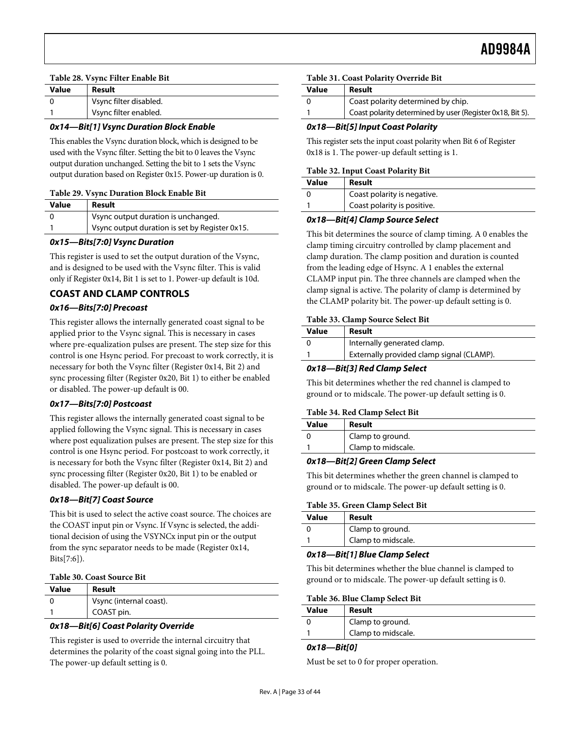**Table 28. Vsync Filter Enable Bit**

| Value | Result |
|---|---|
| 0 | Vsync filter disabled. |
| 1 | Vsync filter enabled. |

#### *0x14—Bit[1] Vsync Duration Block Enable*

This enables the Vsync duration block, which is designed to be used with the Vsync filter. Setting the bit to 0 leaves the Vsync output duration unchanged. Setting the bit to 1 sets the Vsync output duration based on Register 0x15. Power-up duration is 0.

**Table 29. Vsync Duration Block Enable Bit**

| Value | Result |
|---|---|
| 0 | Vsync output duration is unchanged. |
| 1 | Vsync output duration is set by Register 0x15. |

#### *0x15—Bits[7:0] Vsync Duration*

This register is used to set the output duration of the Vsync, and is designed to be used with the Vsync filter. This is valid only if Register 0x14, Bit 1 is set to 1. Power-up default is 10d.

### COAST AND CLAMP CONTROLS

#### *0x16—Bits[7:0] Precoast*

This register allows the internally generated coast signal to be applied prior to the Vsync signal. This is necessary in cases where pre-equalization pulses are present. The step size for this control is one Hsync period. For precoast to work correctly, it is necessary for both the Vsync filter (Register 0x14, Bit 2) and sync processing filter (Register 0x20, Bit 1) to either be enabled or disabled. The power-up default is 00.

#### *0x17—Bits[7:0] Postcoast*

This register allows the internally generated coast signal to be applied following the Vsync signal. This is necessary in cases where post equalization pulses are present. The step size for this control is one Hsync period. For postcoast to work correctly, it is necessary for both the Vsync filter (Register 0x14, Bit 2) and sync processing filter (Register 0x20, Bit 1) to be enabled or disabled. The power-up default is 00.

#### *0x18—Bit[7] Coast Source*

This bit is used to select the active coast source. The choices are the COAST input pin or Vsync. If Vsync is selected, the additional decision of using the VSYNCx input pin or the output from the sync separator needs to be made (Register 0x14, Bits[7:6]).

**Table 30. Coast Source Bit**

| Value | Result |
|---|---|
| 0 | Vsync (internal coast). |
| 1 | COAST pin. |

#### *0x18—Bit[6] Coast Polarity Override*

This register is used to override the internal circuitry that determines the polarity of the coast signal going into the PLL. The power-up default setting is 0.

**Table 31. Coast Polarity Override Bit**

| Value | Result |
|---|---|
| 0 | Coast polarity determined by chip. |
| 1 | Coast polarity determined by user (Register 0x18, Bit 5). |

#### *0x18—Bit[5] Input Coast Polarity*

This register sets the input coast polarity when Bit 6 of Register 0x18 is 1. The power-up default setting is 1.

**Table 32. Input Coast Polarity Bit**

| Value | Result |
|---|---|
| 0 | Coast polarity is negative. |
| 1 | Coast polarity is positive. |

#### *0x18—Bit[4] Clamp Source Select*

This bit determines the source of clamp timing. A 0 enables the clamp timing circuitry controlled by clamp placement and clamp duration. The clamp position and duration is counted from the leading edge of Hsync. A 1 enables the external CLAMP input pin. The three channels are clamped when the clamp signal is active. The polarity of clamp is determined by the CLAMP polarity bit. The power-up default setting is 0.

**Table 33. Clamp Source Select Bit**

| Value | Result |
|---|---|
| 0 | Internally generated clamp. |
| 1 | Externally provided clamp signal (CLAMP). |

#### *0x18—Bit[3] Red Clamp Select*

This bit determines whether the red channel is clamped to ground or to midscale. The power-up default setting is 0.

**Table 34. Red Clamp Select Bit**

| Value | Result |
|---|---|
| 0 | Clamp to ground. |
| 1 | Clamp to midscale. |

#### *0x18—Bit[2] Green Clamp Select*

This bit determines whether the green channel is clamped to ground or to midscale. The power-up default setting is 0.

**Table 35. Green Clamp Select Bit**

| Value | Result |
|---|---|
| 0 | Clamp to ground. |
| 1 | Clamp to midscale. |

#### *0x18—Bit[1] Blue Clamp Select*

This bit determines whether the blue channel is clamped to ground or to midscale. The power-up default setting is 0.

**Table 36. Blue Clamp Select Bit**

| Value | Result |
|---|---|
| 0 | Clamp to ground. |
| 1 | Clamp to midscale. |

#### *0x18—Bit[0]*

Must be set to 0 for proper operation.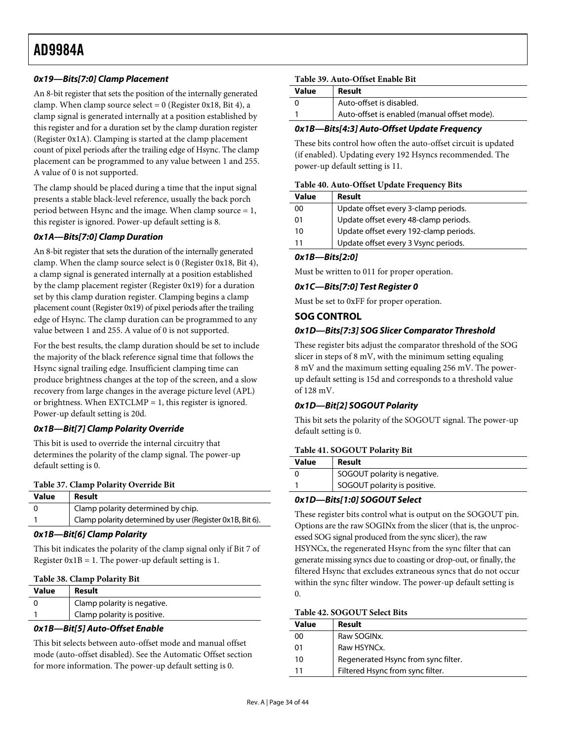#### 0x19—Bits[7:0] Clamp Placement

An 8-bit register that sets the position of the internally generated clamp. When clamp source select = 0 (Register 0x18, Bit 4), a clamp signal is generated internally at a position established by this register and for a duration set by the clamp duration register (Register 0x1A). Clamping is started at the clamp placement count of pixel periods after the trailing edge of Hsync. The clamp placement can be programmed to any value between 1 and 255. A value of 0 is not supported.

The clamp should be placed during a time that the input signal presents a stable black-level reference, usually the back porch period between Hsync and the image. When clamp source = 1, this register is ignored. Power-up default setting is 8.

#### 0x1A—Bits[7:0] Clamp Duration

An 8-bit register that sets the duration of the internally generated clamp. When the clamp source select is 0 (Register 0x18, Bit 4), a clamp signal is generated internally at a position established by the clamp placement register (Register 0x19) for a duration set by this clamp duration register. Clamping begins a clamp placement count (Register 0x19) of pixel periods after the trailing edge of Hsync. The clamp duration can be programmed to any value between 1 and 255. A value of 0 is not supported.

For the best results, the clamp duration should be set to include the majority of the black reference signal time that follows the Hsync signal trailing edge. Insufficient clamping time can produce brightness changes at the top of the screen, and a slow recovery from large changes in the average picture level (APL) or brightness. When EXTCLMP = 1, this register is ignored. Power-up default setting is 20d.

#### 0x1B—Bit[7] Clamp Polarity Override

This bit is used to override the internal circuitry that determines the polarity of the clamp signal. The power-up default setting is 0.

**Table 37. Clamp Polarity Override Bit**

| Value | Result |
|---|---|
| 0 | Clamp polarity determined by chip. |
| 1 | Clamp polarity determined by user (Register 0x1B, Bit 6). |

#### 0x1B—Bit[6] Clamp Polarity

This bit indicates the polarity of the clamp signal only if Bit 7 of Register 0x1B = 1. The power-up default setting is 1.

**Table 38. Clamp Polarity Bit**

| Value | Result |
|---|---|
| 0 | Clamp polarity is negative. |
| 1 | Clamp polarity is positive. |

#### 0x1B—Bit[5] Auto-Offset Enable

This bit selects between auto-offset mode and manual offset mode (auto-offset disabled). See the Automatic Offset section for more information. The power-up default setting is 0.

**Table 39. Auto-Offset Enable Bit**

| Value | Result |
|---|---|
| 0 | Auto-offset is disabled. |
| 1 | Auto-offset is enabled (manual offset mode). |

#### 0x1B—Bits[4:3] Auto-Offset Update Frequency

These bits control how often the auto-offset circuit is updated (if enabled). Updating every 192 Hsyncs recommended. The power-up default setting is 11.

**Table 40. Auto-Offset Update Frequency Bits**

| Value | Result |
|---|---|
| 00 | Update offset every 3-clamp periods. |
| 01 | Update offset every 48-clamp periods. |
| 10 | Update offset every 192-clamp periods. |
| 11 | Update offset every 3 Vsync periods. |

#### 0x1B—Bits[2:0]

Must be written to 011 for proper operation.

#### 0x1C—Bits[7:0] Test Register 0

Must be set to 0xFF for proper operation.

### SOG CONTROL

#### 0x1D—Bits[7:3] SOG Slicer Comparator Threshold

These register bits adjust the comparator threshold of the SOG slicer in steps of 8 mV, with the minimum setting equaling 8 mV and the maximum setting equaling 256 mV. The power-up default setting is 15d and corresponds to a threshold value of 128 mV.

#### 0x1D—Bit[2] SOGOUT Polarity

This bit sets the polarity of the SOGOUT signal. The power-up default setting is 0.

**Table 41. SOGOUT Polarity Bit**

| Value | Result |
|---|---|
| 0 | SOGOUT polarity is negative. |
| 1 | SOGOUT polarity is positive. |

#### 0x1D—Bits[1:0] SOGOUT Select

These register bits control what is output on the SOGOUT pin. Options are the raw SOGINx from the slicer (that is, the unprocessed SOG signal produced from the sync slicer), the raw HSYNCx, the regenerated Hsync from the sync filter that can generate missing syncs due to coasting or drop-out, or finally, the filtered Hsync that excludes extraneous syncs that do not occur within the sync filter window. The power-up default setting is 0.

**Table 42. SOGOUT Select Bits**

| Value | Result |
|---|---|
| 00 | Raw SOGINx. |
| 01 | Raw HSYNCx. |
| 10 | Regenerated Hsync from sync filter. |
| 11 | Filtered Hsync from sync filter. |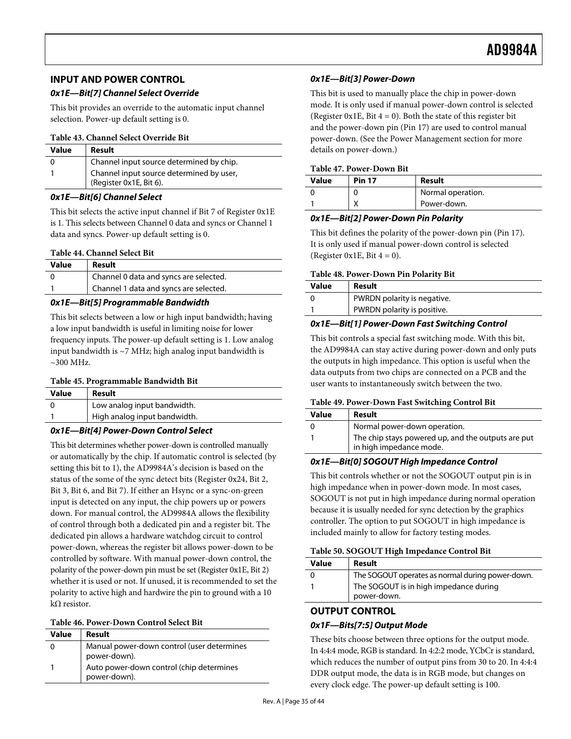## INPUT AND POWER CONTROL

### 0x1E—Bit[7] Channel Select Override

This bit provides an override to the automatic input channel selection. Power-up default setting is 0.

**Table 43. Channel Select Override Bit**

| Value | Result |
|---|---|
| 0 | Channel input source determined by chip. |
| 1 | Channel input source determined by user, (Register 0x1E, Bit 6). |

### 0x1E—Bit[6] Channel Select

This bit selects the active input channel if Bit 7 of Register 0x1E is 1. This selects between Channel 0 data and syncs or Channel 1 data and syncs. Power-up default setting is 0.

**Table 44. Channel Select Bit**

| Value | Result |
|---|---|
| 0 | Channel 0 data and syncs are selected. |
| 1 | Channel 1 data and syncs are selected. |

### 0x1E—Bit[5] Programmable Bandwidth

This bit selects between a low or high input bandwidth; having a low input bandwidth is useful in limiting noise for lower frequency inputs. The power-up default setting is 1. Low analog input bandwidth is ~7 MHz; high analog input bandwidth is ~300 MHz.

**Table 45. Programmable Bandwidth Bit**

| Value | Result |
|---|---|
| 0 | Low analog input bandwidth. |
| 1 | High analog input bandwidth. |

### 0x1E—Bit[4] Power-Down Control Select

This bit determines whether power-down is controlled manually or automatically by the chip. If automatic control is selected (by setting this bit to 1), the AD9984A's decision is based on the status of the some of the sync detect bits (Register 0x24, Bit 2, Bit 3, Bit 6, and Bit 7). If either an Hsync or a sync-on-green input is detected on any input, the chip powers up or powers down. For manual control, the AD9984A allows the flexibility of control through both a dedicated pin and a register bit. The dedicated pin allows a hardware watchdog circuit to control power-down, whereas the register bit allows power-down to be controlled by software. With manual power-down control, the polarity of the power-down pin must be set (Register 0x1E, Bit 2) whether it is used or not. If unused, it is recommended to set the polarity to active high and hardwire the pin to ground with a 10 kΩ resistor.

**Table 46. Power-Down Control Select Bit**

| Value | Result |
|---|---|
| 0 | Manual power-down control (user determines power-down). |
| 1 | Auto power-down control (chip determines power-down). |

### 0x1E—Bit[3] Power-Down

This bit is used to manually place the chip in power-down mode. It is only used if manual power-down control is selected (Register 0x1E, Bit 4 = 0). Both the state of this register bit and the power-down pin (Pin 17) are used to control manual power-down. (See the Power Management section for more details on power-down.)

**Table 47. Power-Down Bit**

| Value | Pin 17 | Result |
|---|---|---|
| 0 | 0 | Normal operation. |
| 1 | X | Power-down. |

### 0x1E—Bit[2] Power-Down Pin Polarity

This bit defines the polarity of the power-down pin (Pin 17). It is only used if manual power-down control is selected (Register 0x1E, Bit 4 = 0).

**Table 48. Power-Down Pin Polarity Bit**

| Value | Result |
|---|---|
| 0 | PWRDN polarity is negative. |
| 1 | PWRDN polarity is positive. |

### 0x1E—Bit[1] Power-Down Fast Switching Control

This bit controls a special fast switching mode. With this bit, the AD9984A can stay active during power-down and only puts the outputs in high impedance. This option is useful when the data outputs from two chips are connected on a PCB and the user wants to instantaneously switch between the two.

**Table 49. Power-Down Fast Switching Control Bit**

| Value | Result |
|---|---|
| 0 | Normal power-down operation. |
| 1 | The chip stays powered up, and the outputs are put in high impedance mode. |

### 0x1E—Bit[0] SOGOUT High Impedance Control

This bit controls whether or not the SOGOUT output pin is in high impedance when in power-down mode. In most cases, SOGOUT is not put in high impedance during normal operation because it is usually needed for sync detection by the graphics controller. The option to put SOGOUT in high impedance is included mainly to allow for factory testing modes.

**Table 50. SOGOUT High Impedance Control Bit**

| Value | Result |
|---|---|
| 0 | The SOGOUT operates as normal during power-down. |
| 1 | The SOGOUT is in high impedance during power-down. |

## OUTPUT CONTROL

### 0x1F—Bits[7:5] Output Mode

These bits choose between three options for the output mode. In 4:4:4 mode, RGB is standard. In 4:2:2 mode, YCbCr is standard, which reduces the number of output pins from 30 to 20. In 4:4:4 DDR output mode, the data is in RGB mode, but changes on every clock edge. The power-up default setting is 100.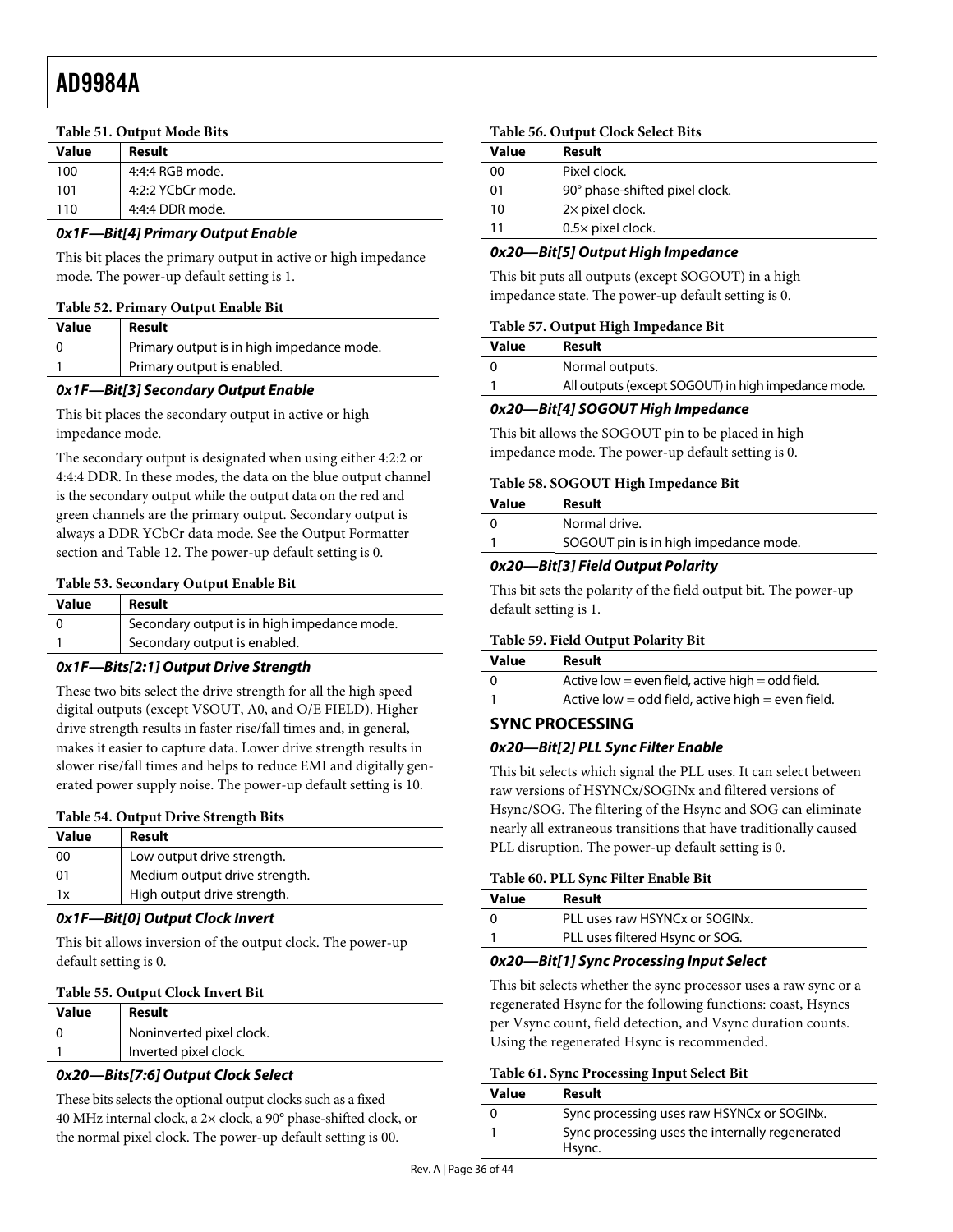**Table 51. Output Mode Bits**

| Value | Result |
| --- | --- |
| 100 | 4:4:4 RGB mode. |
| 101 | 4:2:2 YCbCr mode. |
| 110 | 4:4:4 DDR mode. |

### 0x1F—Bit[4] Primary Output Enable

This bit places the primary output in active or high impedance mode. The power-up default setting is 1.

**Table 52. Primary Output Enable Bit**

| Value | Result |
| --- | --- |
| 0 | Primary output is in high impedance mode. |
| 1 | Primary output is enabled. |

### 0x1F—Bit[3] Secondary Output Enable

This bit places the secondary output in active or high impedance mode.

The secondary output is designated when using either 4:2:2 or 4:4:4 DDR. In these modes, the data on the blue output channel is the secondary output while the output data on the red and green channels are the primary output. Secondary output is always a DDR YCbCr data mode. See the Output Formatter section and Table 12. The power-up default setting is 0.

**Table 53. Secondary Output Enable Bit**

| Value | Result |
| --- | --- |
| 0 | Secondary output is in high impedance mode. |
| 1 | Secondary output is enabled. |

### 0x1F—Bits[2:1] Output Drive Strength

These two bits select the drive strength for all the high speed digital outputs (except VSOUT, A0, and O/E FIELD). Higher drive strength results in faster rise/fall times and, in general, makes it easier to capture data. Lower drive strength results in slower rise/fall times and helps to reduce EMI and digitally generated power supply noise. The power-up default setting is 10.

**Table 54. Output Drive Strength Bits**

| Value | Result |
| --- | --- |
| 00 | Low output drive strength. |
| 01 | Medium output drive strength. |
| 1x | High output drive strength. |

### 0x1F—Bit[0] Output Clock Invert

This bit allows inversion of the output clock. The power-up default setting is 0.

**Table 55. Output Clock Invert Bit**

| Value | Result |
| --- | --- |
| 0 | Noninverted pixel clock. |
| 1 | Inverted pixel clock. |

### 0x20—Bits[7:6] Output Clock Select

These bits selects the optional output clocks such as a fixed 40 MHz internal clock, a 2× clock, a 90° phase-shifted clock, or the normal pixel clock. The power-up default setting is 00.

**Table 56. Output Clock Select Bits**

| Value | Result |
| --- | --- |
| 00 | Pixel clock. |
| 01 | 90° phase-shifted pixel clock. |
| 10 | 2× pixel clock. |
| 11 | 0.5× pixel clock. |

### 0x20—Bit[5] Output High Impedance

This bit puts all outputs (except SOGOUT) in a high impedance state. The power-up default setting is 0.

**Table 57. Output High Impedance Bit**

| Value | Result |
| --- | --- |
| 0 | Normal outputs. |
| 1 | All outputs (except SOGOUT) in high impedance mode. |

### 0x20—Bit[4] SOGOUT High Impedance

This bit allows the SOGOUT pin to be placed in high impedance mode. The power-up default setting is 0.

**Table 58. SOGOUT High Impedance Bit**

| Value | Result |
| --- | --- |
| 0 | Normal drive. |
| 1 | SOGOUT pin is in high impedance mode. |

### 0x20—Bit[3] Field Output Polarity

This bit sets the polarity of the field output bit. The power-up default setting is 1.

**Table 59. Field Output Polarity Bit**

| Value | Result |
| --- | --- |
| 0 | Active low = even field, active high = odd field. |
| 1 | Active low = odd field, active high = even field. |

## SYNC PROCESSING

### 0x20—Bit[2] PLL Sync Filter Enable

This bit selects which signal the PLL uses. It can select between raw versions of HSYNCx/SOGINx and filtered versions of Hsync/SOG. The filtering of the Hsync and SOG can eliminate nearly all extraneous transitions that have traditionally caused PLL disruption. The power-up default setting is 0.

**Table 60. PLL Sync Filter Enable Bit**

| Value | Result |
| --- | --- |
| 0 | PLL uses raw HSYNCx or SOGINx. |
| 1 | PLL uses filtered Hsync or SOG. |

### 0x20—Bit[1] Sync Processing Input Select

This bit selects whether the sync processor uses a raw sync or a regenerated Hsync for the following functions: coast, Hsyncs per Vsync count, field detection, and Vsync duration counts. Using the regenerated Hsync is recommended.

**Table 61. Sync Processing Input Select Bit**

| Value | Result |
| --- | --- |
| 0 | Sync processing uses raw HSYNCx or SOGINx. |
| 1 | Sync processing uses the internally regenerated Hsync. |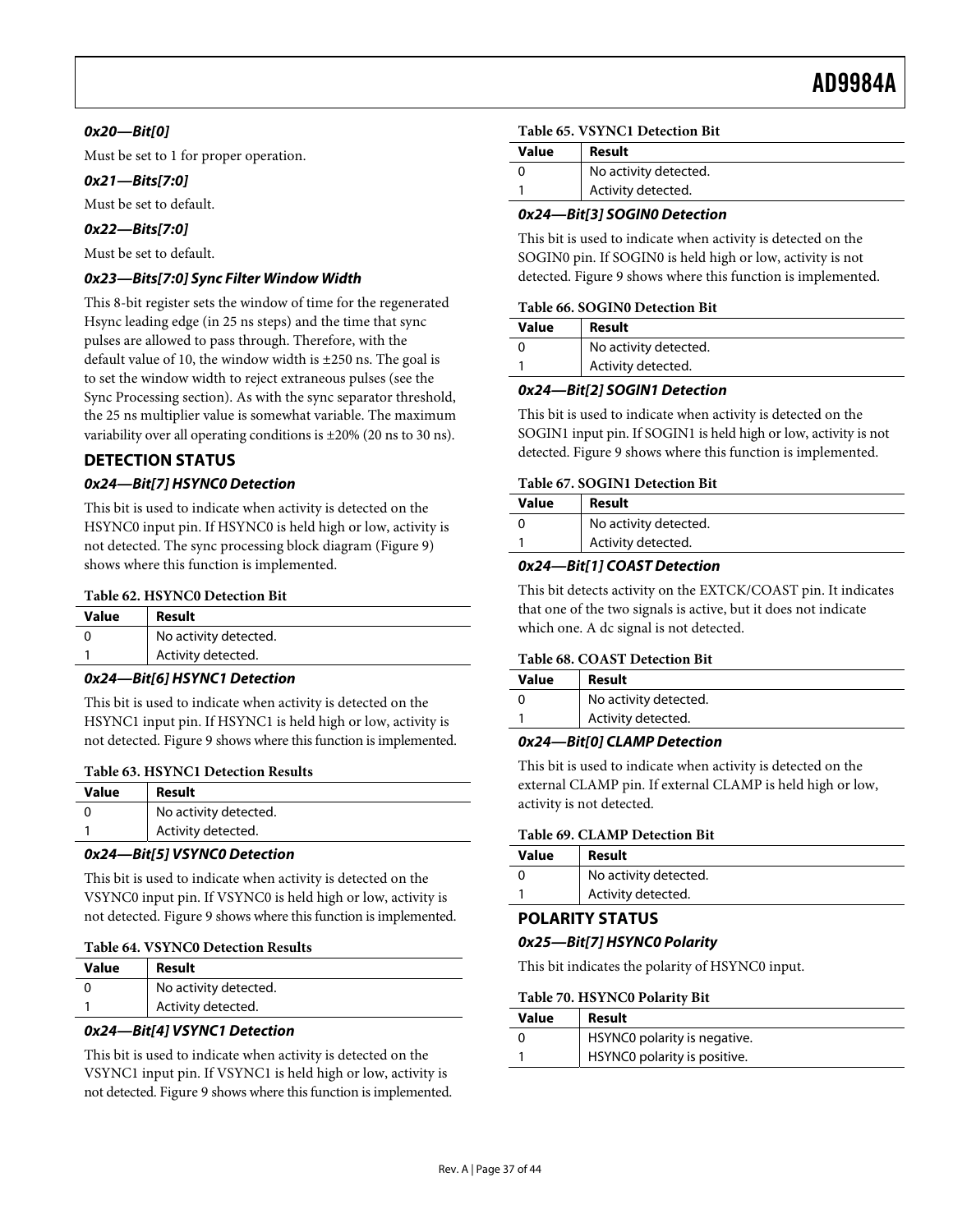#### 0x20—Bit[0]

Must be set to 1 for proper operation.

#### 0x21—Bits[7:0]

Must be set to default.

#### 0x22—Bits[7:0]

Must be set to default.

#### 0x23—Bits[7:0] Sync Filter Window Width

This 8-bit register sets the window of time for the regenerated Hsync leading edge (in 25 ns steps) and the time that sync pulses are allowed to pass through. Therefore, with the default value of 10, the window width is ±250 ns. The goal is to set the window width to reject extraneous pulses (see the Sync Processing section). As with the sync separator threshold, the 25 ns multiplier value is somewhat variable. The maximum variability over all operating conditions is ±20% (20 ns to 30 ns).

### DETECTION STATUS

#### 0x24—Bit[7] HSYNC0 Detection

This bit is used to indicate when activity is detected on the HSYNC0 input pin. If HSYNC0 is held high or low, activity is not detected. The sync processing block diagram (Figure 9) shows where this function is implemented.

**Table 62. HSYNC0 Detection Bit**

| Value | Result |
|---|---|
| 0 | No activity detected. |
| 1 | Activity detected. |

#### 0x24—Bit[6] HSYNC1 Detection

This bit is used to indicate when activity is detected on the HSYNC1 input pin. If HSYNC1 is held high or low, activity is not detected. Figure 9 shows where this function is implemented.

**Table 63. HSYNC1 Detection Results**

| Value | Result |
|---|---|
| 0 | No activity detected. |
| 1 | Activity detected. |

#### 0x24—Bit[5] VSYNC0 Detection

This bit is used to indicate when activity is detected on the VSYNC0 input pin. If VSYNC0 is held high or low, activity is not detected. Figure 9 shows where this function is implemented.

**Table 64. VSYNC0 Detection Results**

| Value | Result |
|---|---|
| 0 | No activity detected. |
| 1 | Activity detected. |

#### 0x24—Bit[4] VSYNC1 Detection

This bit is used to indicate when activity is detected on the VSYNC1 input pin. If VSYNC1 is held high or low, activity is not detected. Figure 9 shows where this function is implemented.

**Table 65. VSYNC1 Detection Bit**

| Value | Result |
|---|---|
| 0 | No activity detected. |
| 1 | Activity detected. |

#### 0x24—Bit[3] SOGIN0 Detection

This bit is used to indicate when activity is detected on the SOGIN0 pin. If SOGIN0 is held high or low, activity is not detected. Figure 9 shows where this function is implemented.

**Table 66. SOGIN0 Detection Bit**

| Value | Result |
|---|---|
| 0 | No activity detected. |
| 1 | Activity detected. |

#### 0x24—Bit[2] SOGIN1 Detection

This bit is used to indicate when activity is detected on the SOGIN1 input pin. If SOGIN1 is held high or low, activity is not detected. Figure 9 shows where this function is implemented.

**Table 67. SOGIN1 Detection Bit**

| Value | Result |
|---|---|
| 0 | No activity detected. |
| 1 | Activity detected. |

#### 0x24—Bit[1] COAST Detection

This bit detects activity on the EXTCK/COAST pin. It indicates that one of the two signals is active, but it does not indicate which one. A dc signal is not detected.

**Table 68. COAST Detection Bit**

| Value | Result |
|---|---|
| 0 | No activity detected. |
| 1 | Activity detected. |

#### 0x24—Bit[0] CLAMP Detection

This bit is used to indicate when activity is detected on the external CLAMP pin. If external CLAMP is held high or low, activity is not detected.

**Table 69. CLAMP Detection Bit**

| Value | Result |
|---|---|
| 0 | No activity detected. |
| 1 | Activity detected. |

### POLARITY STATUS

#### 0x25—Bit[7] HSYNC0 Polarity

This bit indicates the polarity of HSYNC0 input.

**Table 70. HSYNC0 Polarity Bit**

| Value | Result |
|---|---|
| 0 | HSYNC0 polarity is negative. |
| 1 | HSYNC0 polarity is positive. |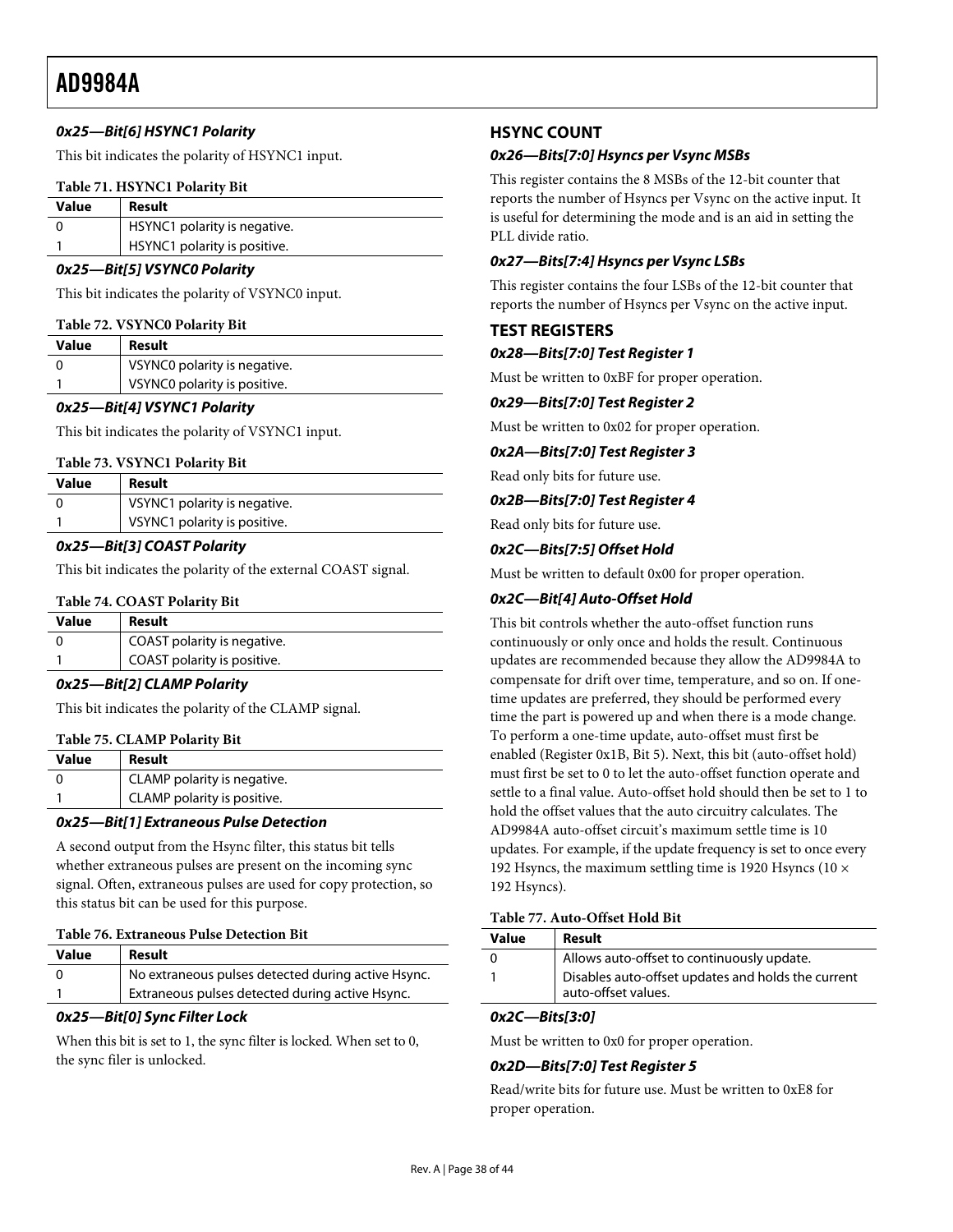#### 0x25—Bit[6] HSYNC1 Polarity

This bit indicates the polarity of HSYNC1 input.

**Table 71. HSYNC1 Polarity Bit**

| Value | Result |
|---|---|
| 0 | HSYNC1 polarity is negative. |
| 1 | HSYNC1 polarity is positive. |

#### 0x25—Bit[5] VSYNC0 Polarity

This bit indicates the polarity of VSYNC0 input.

**Table 72. VSYNC0 Polarity Bit**

| Value | Result |
|---|---|
| 0 | VSYNC0 polarity is negative. |
| 1 | VSYNC0 polarity is positive. |

#### 0x25—Bit[4] VSYNC1 Polarity

This bit indicates the polarity of VSYNC1 input.

**Table 73. VSYNC1 Polarity Bit**

| Value | Result |
|---|---|
| 0 | VSYNC1 polarity is negative. |
| 1 | VSYNC1 polarity is positive. |

#### 0x25—Bit[3] COAST Polarity

This bit indicates the polarity of the external COAST signal.

**Table 74. COAST Polarity Bit**

| Value | Result |
|---|---|
| 0 | COAST polarity is negative. |
| 1 | COAST polarity is positive. |

#### 0x25—Bit[2] CLAMP Polarity

This bit indicates the polarity of the CLAMP signal.

**Table 75. CLAMP Polarity Bit**

| Value | Result |
|---|---|
| 0 | CLAMP polarity is negative. |
| 1 | CLAMP polarity is positive. |

#### 0x25—Bit[1] Extraneous Pulse Detection

A second output from the Hsync filter, this status bit tells whether extraneous pulses are present on the incoming sync signal. Often, extraneous pulses are used for copy protection, so this status bit can be used for this purpose.

**Table 76. Extraneous Pulse Detection Bit**

| Value | Result |
|---|---|
| 0 | No extraneous pulses detected during active Hsync. |
| 1 | Extraneous pulses detected during active Hsync. |

#### 0x25—Bit[0] Sync Filter Lock

When this bit is set to 1, the sync filter is locked. When set to 0, the sync filer is unlocked.

### HSYNC COUNT

#### 0x26—Bits[7:0] Hsyncs per Vsync MSBs

This register contains the 8 MSBs of the 12-bit counter that reports the number of Hsyncs per Vsync on the active input. It is useful for determining the mode and is an aid in setting the PLL divide ratio.

#### 0x27—Bits[7:4] Hsyncs per Vsync LSBs

This register contains the four LSBs of the 12-bit counter that reports the number of Hsyncs per Vsync on the active input.

### TEST REGISTERS

#### 0x28—Bits[7:0] Test Register 1

Must be written to 0xBF for proper operation.

#### 0x29—Bits[7:0] Test Register 2

Must be written to 0x02 for proper operation.

#### 0x2A—Bits[7:0] Test Register 3

Read only bits for future use.

#### 0x2B—Bits[7:0] Test Register 4

Read only bits for future use.

#### 0x2C—Bits[7:5] Offset Hold

Must be written to default 0x00 for proper operation.

#### 0x2C—Bit[4] Auto-Offset Hold

This bit controls whether the auto-offset function runs continuously or only once and holds the result. Continuous updates are recommended because they allow the AD9984A to compensate for drift over time, temperature, and so on. If one-time updates are preferred, they should be performed every time the part is powered up and when there is a mode change. To perform a one-time update, auto-offset must first be enabled (Register 0x1B, Bit 5). Next, this bit (auto-offset hold) must first be set to 0 to let the auto-offset function operate and settle to a final value. Auto-offset hold should then be set to 1 to hold the offset values that the auto circuitry calculates. The AD9984A auto-offset circuit's maximum settle time is 10 updates. For example, if the update frequency is set to once every 192 Hsyncs, the maximum settling time is 1920 Hsyncs (10 × 192 Hsyncs).

**Table 77. Auto-Offset Hold Bit**

| Value | Result |
|---|---|
| 0 | Allows auto-offset to continuously update. |
| 1 | Disables auto-offset updates and holds the current auto-offset values. |

#### 0x2C—Bits[3:0]

Must be written to 0x0 for proper operation.

#### 0x2D—Bits[7:0] Test Register 5

Read/write bits for future use. Must be written to 0xE8 for proper operation.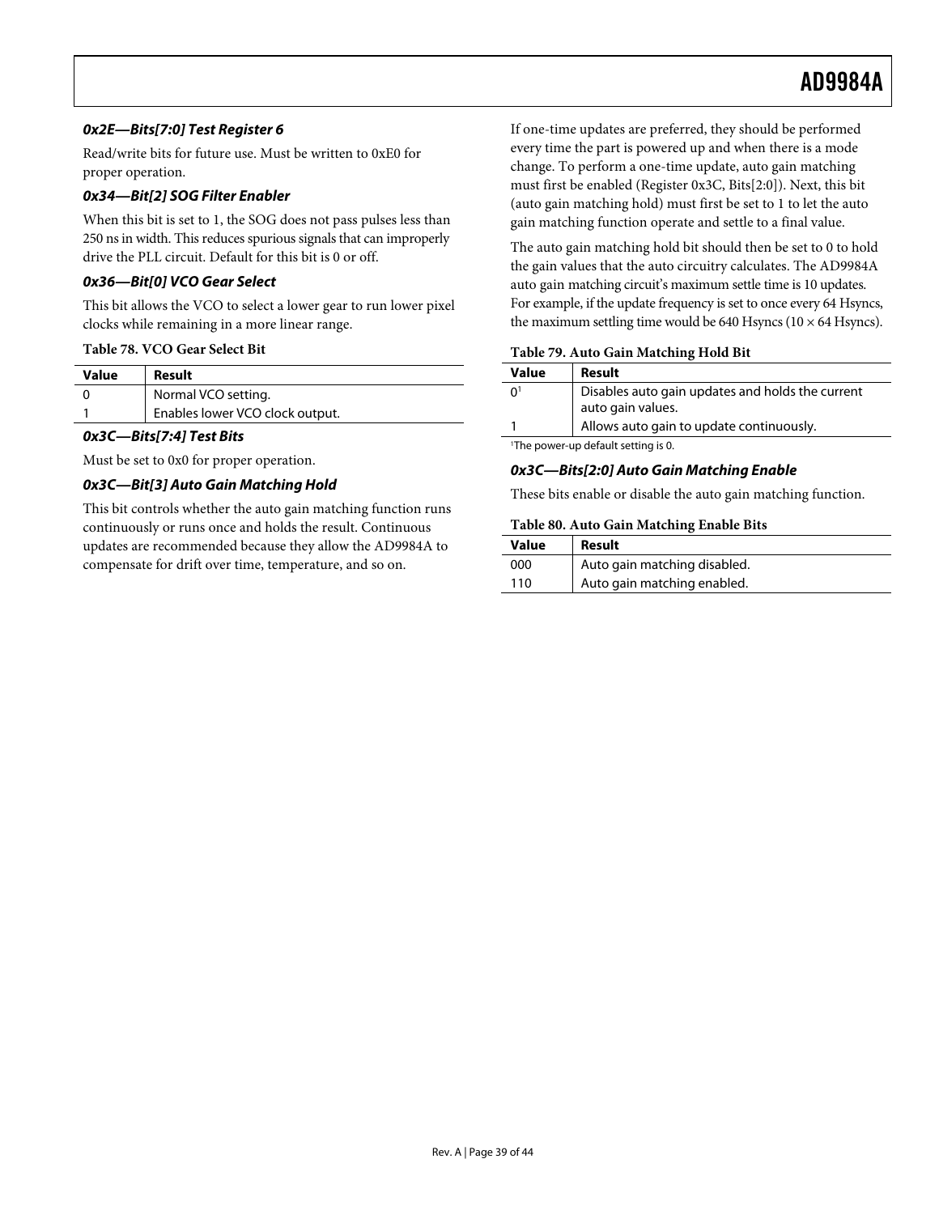#### 0x2E—Bits[7:0] Test Register 6

Read/write bits for future use. Must be written to 0xE0 for proper operation.

#### 0x34—Bit[2] SOG Filter Enabler

When this bit is set to 1, the SOG does not pass pulses less than 250 ns in width. This reduces spurious signals that can improperly drive the PLL circuit. Default for this bit is 0 or off.

#### 0x36—Bit[0] VCO Gear Select

This bit allows the VCO to select a lower gear to run lower pixel clocks while remaining in a more linear range.

**Table 78. VCO Gear Select Bit**

| Value | Result |
|---|---|
| 0 | Normal VCO setting. |
| 1 | Enables lower VCO clock output. |

#### 0x3C—Bits[7:4] Test Bits

Must be set to 0x0 for proper operation.

#### 0x3C—Bit[3] Auto Gain Matching Hold

This bit controls whether the auto gain matching function runs continuously or runs once and holds the result. Continuous updates are recommended because they allow the AD9984A to compensate for drift over time, temperature, and so on.

If one-time updates are preferred, they should be performed every time the part is powered up and when there is a mode change. To perform a one-time update, auto gain matching must first be enabled (Register 0x3C, Bits[2:0]). Next, this bit (auto gain matching hold) must first be set to 1 to let the auto gain matching function operate and settle to a final value.

The auto gain matching hold bit should then be set to 0 to hold the gain values that the auto circuitry calculates. The AD9984A auto gain matching circuit's maximum settle time is 10 updates. For example, if the update frequency is set to once every 64 Hsyncs, the maximum settling time would be 640 Hsyncs (10 × 64 Hsyncs).

**Table 79. Auto Gain Matching Hold Bit**

| Value | Result |
|---|---|
| 0[1] | Disables auto gain updates and holds the current auto gain values. |
| 1 | Allows auto gain to update continuously. |

[1]The power-up default setting is 0.

#### 0x3C—Bits[2:0] Auto Gain Matching Enable

These bits enable or disable the auto gain matching function.

**Table 80. Auto Gain Matching Enable Bits**

| Value | Result |
|---|---|
| 000 | Auto gain matching disabled. |
| 110 | Auto gain matching enabled. |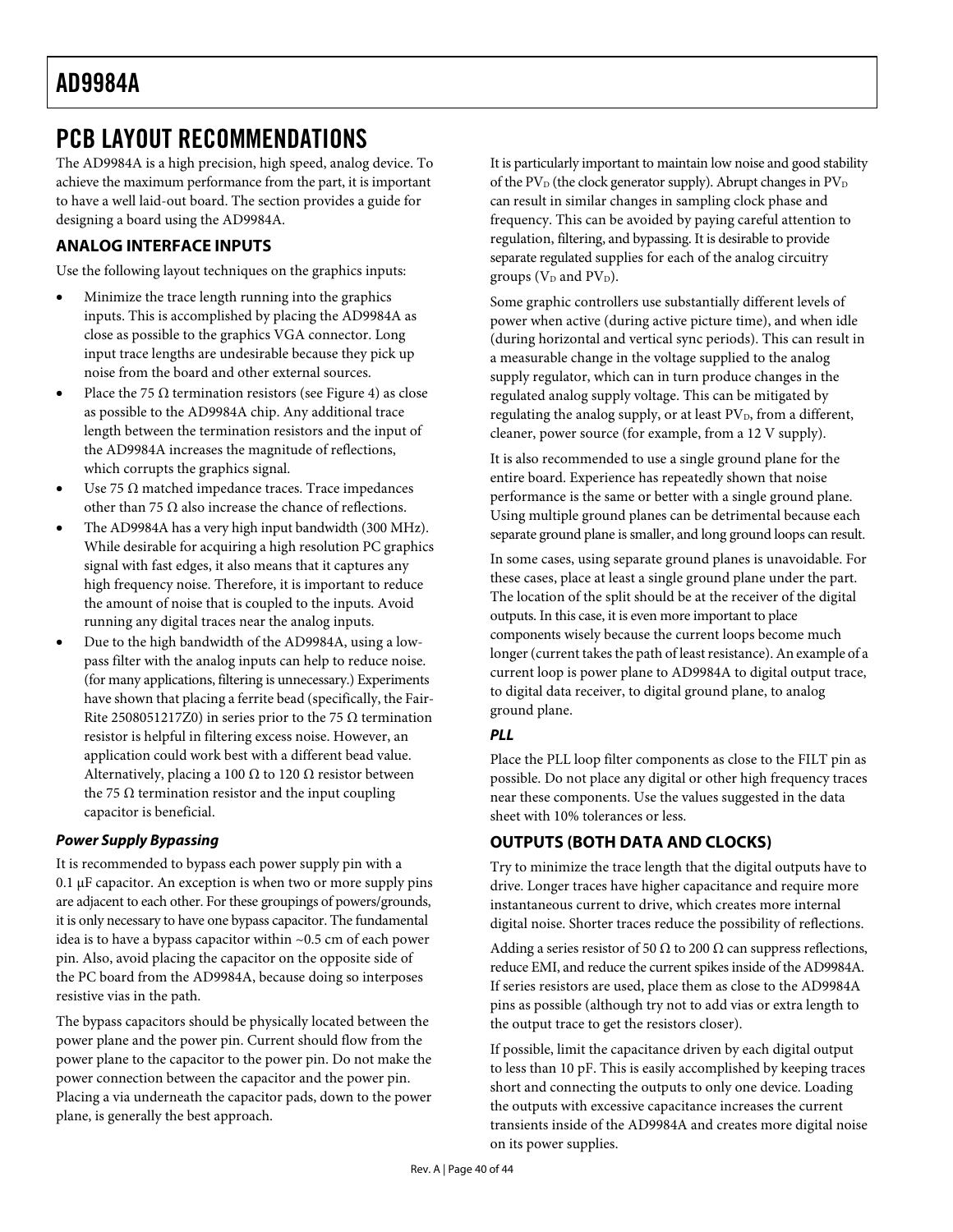# PCB LAYOUT RECOMMENDATIONS

The AD9984A is a high precision, high speed, analog device. To achieve the maximum performance from the part, it is important to have a well laid-out board. The section provides a guide for designing a board using the AD9984A.

## ANALOG INTERFACE INPUTS

Use the following layout techniques on the graphics inputs:

- Minimize the trace length running into the graphics inputs. This is accomplished by placing the AD9984A as close as possible to the graphics VGA connector. Long input trace lengths are undesirable because they pick up noise from the board and other external sources.
- Place the 75 Ω termination resistors (see Figure 4) as close as possible to the AD9984A chip. Any additional trace length between the termination resistors and the input of the AD9984A increases the magnitude of reflections, which corrupts the graphics signal.
- Use 75 Ω matched impedance traces. Trace impedances other than 75 Ω also increase the chance of reflections.
- The AD9984A has a very high input bandwidth (300 MHz). While desirable for acquiring a high resolution PC graphics signal with fast edges, it also means that it captures any high frequency noise. Therefore, it is important to reduce the amount of noise that is coupled to the inputs. Avoid running any digital traces near the analog inputs.
- Due to the high bandwidth of the AD9984A, using a low-pass filter with the analog inputs can help to reduce noise. (for many applications, filtering is unnecessary.) Experiments have shown that placing a ferrite bead (specifically, the Fair-Rite 2508051217Z0) in series prior to the 75 Ω termination resistor is helpful in filtering excess noise. However, an application could work best with a different bead value. Alternatively, placing a 100 Ω to 120 Ω resistor between the 75 Ω termination resistor and the input coupling capacitor is beneficial.

### *Power Supply Bypassing*

It is recommended to bypass each power supply pin with a 0.1 μF capacitor. An exception is when two or more supply pins are adjacent to each other. For these groupings of powers/grounds, it is only necessary to have one bypass capacitor. The fundamental idea is to have a bypass capacitor within ~0.5 cm of each power pin. Also, avoid placing the capacitor on the opposite side of the PC board from the AD9984A, because doing so interposes resistive vias in the path.

The bypass capacitors should be physically located between the power plane and the power pin. Current should flow from the power plane to the capacitor to the power pin. Do not make the power connection between the capacitor and the power pin. Placing a via underneath the capacitor pads, down to the power plane, is generally the best approach.

It is particularly important to maintain low noise and good stability of the $PV_D$ (the clock generator supply). Abrupt changes in $PV_D$ can result in similar changes in sampling clock phase and frequency. This can be avoided by paying careful attention to regulation, filtering, and bypassing. It is desirable to provide separate regulated supplies for each of the analog circuitry groups ($V_D$ and $PV_D$).

Some graphic controllers use substantially different levels of power when active (during active picture time), and when idle (during horizontal and vertical sync periods). This can result in a measurable change in the voltage supplied to the analog supply regulator, which can in turn produce changes in the regulated analog supply voltage. This can be mitigated by regulating the analog supply, or at least $PV_D$, from a different, cleaner, power source (for example, from a 12 V supply).

It is also recommended to use a single ground plane for the entire board. Experience has repeatedly shown that noise performance is the same or better with a single ground plane. Using multiple ground planes can be detrimental because each separate ground plane is smaller, and long ground loops can result.

In some cases, using separate ground planes is unavoidable. For these cases, place at least a single ground plane under the part. The location of the split should be at the receiver of the digital outputs. In this case, it is even more important to place components wisely because the current loops become much longer (current takes the path of least resistance). An example of a current loop is power plane to AD9984A to digital output trace, to digital data receiver, to digital ground plane, to analog ground plane.

### *PLL*

Place the PLL loop filter components as close to the FILT pin as possible. Do not place any digital or other high frequency traces near these components. Use the values suggested in the data sheet with 10% tolerances or less.

## OUTPUTS (BOTH DATA AND CLOCKS)

Try to minimize the trace length that the digital outputs have to drive. Longer traces have higher capacitance and require more instantaneous current to drive, which creates more internal digital noise. Shorter traces reduce the possibility of reflections.

Adding a series resistor of 50 Ω to 200 Ω can suppress reflections, reduce EMI, and reduce the current spikes inside of the AD9984A. If series resistors are used, place them as close to the AD9984A pins as possible (although try not to add vias or extra length to the output trace to get the resistors closer).

If possible, limit the capacitance driven by each digital output to less than 10 pF. This is easily accomplished by keeping traces short and connecting the outputs to only one device. Loading the outputs with excessive capacitance increases the current transients inside of the AD9984A and creates more digital noise on its power supplies.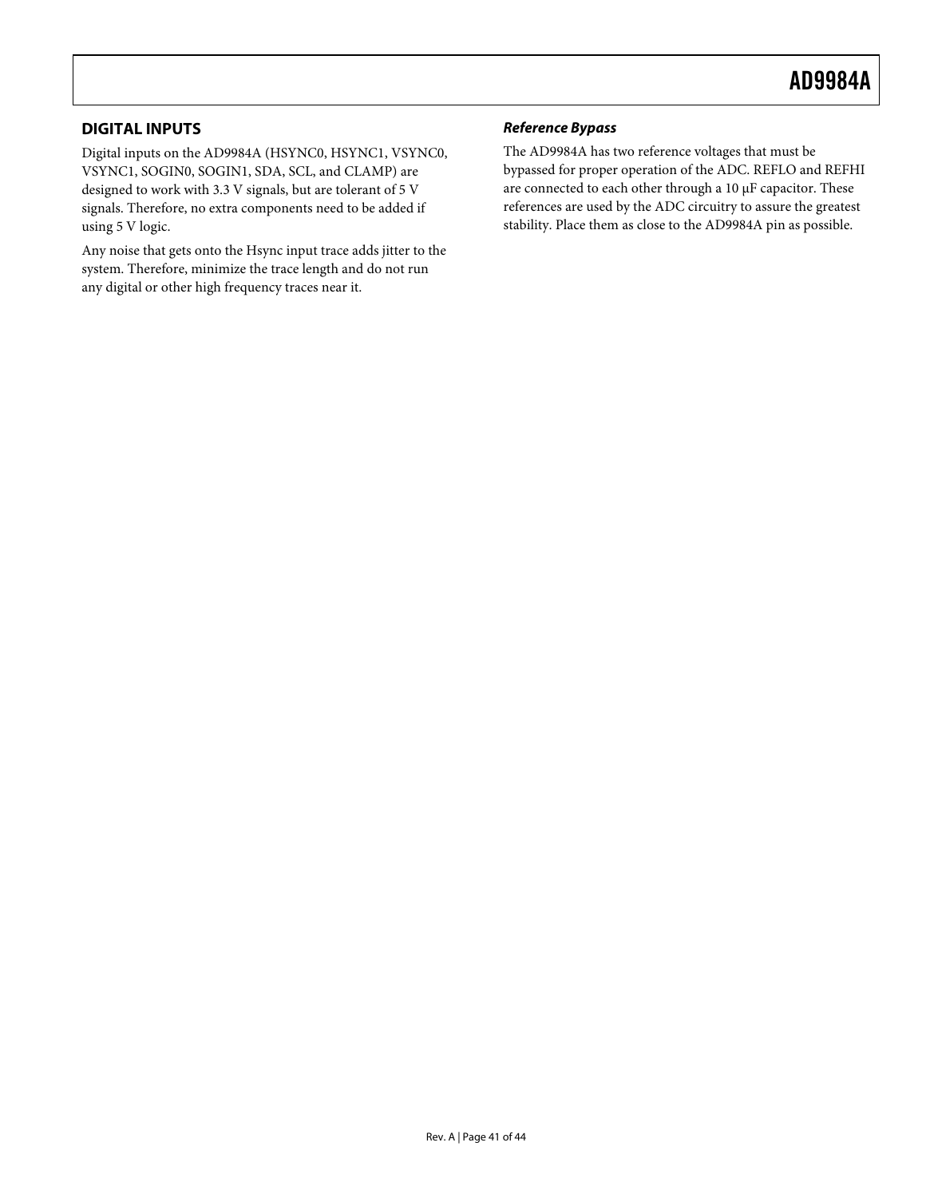## DIGITAL INPUTS

Digital inputs on the AD9984A (HSYNC0, HSYNC1, VSYNC0, VSYNC1, SOGIN0, SOGIN1, SDA, SCL, and CLAMP) are designed to work with 3.3 V signals, but are tolerant of 5 V signals. Therefore, no extra components need to be added if using 5 V logic.

Any noise that gets onto the Hsync input trace adds jitter to the system. Therefore, minimize the trace length and do not run any digital or other high frequency traces near it.

### *Reference Bypass*

The AD9984A has two reference voltages that must be bypassed for proper operation of the ADC. REFLO and REFHI are connected to each other through a 10 μF capacitor. These references are used by the ADC circuitry to assure the greatest stability. Place them as close to the AD9984A pin as possible.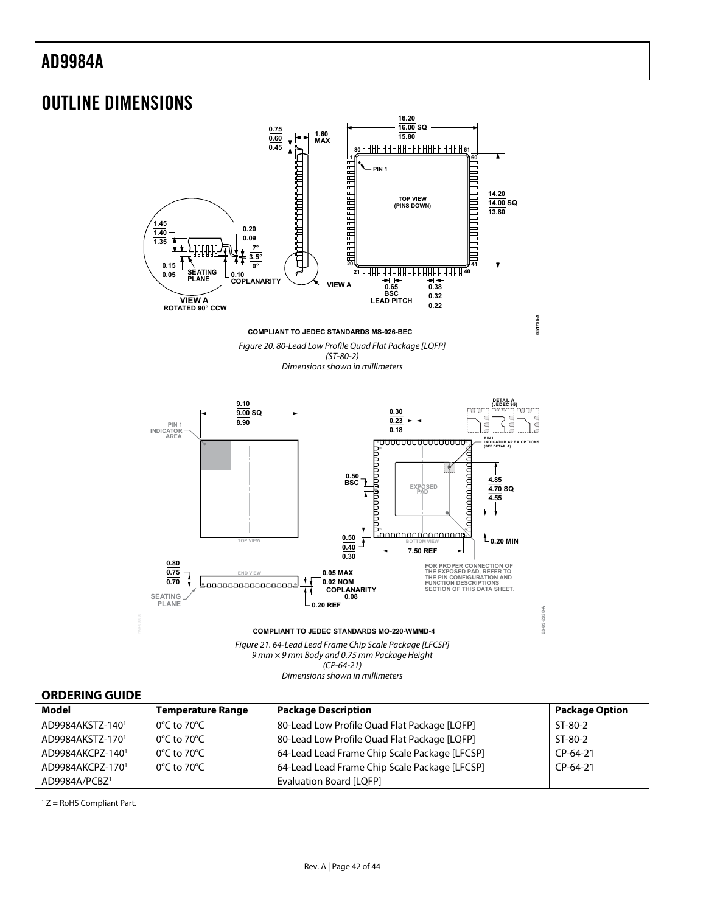## OUTLINE DIMENSIONS

COMPLIANT TO JEDEC STANDARDS MS-026-BEC

*Figure 20. 80-Lead Low Profile Quad Flat Package [LQFP] (ST-80-2) Dimensions shown in millimeters*

COMPLIANT TO JEDEC STANDARDS MO-220-WMMD-4

*Figure 21. 64-Lead Lead Frame Chip Scale Package [LFCSP] 9 mm × 9 mm Body and 0.75 mm Package Height (CP-64-21) Dimensions shown in millimeters*

### ORDERING GUIDE

| Model | Temperature Range | Package Description | Package Option |
|---|---|---|---|
| AD9984AKSTZ-140[1] | 0°C to 70°C | 80-Lead Low Profile Quad Flat Package [LQFP] | ST-80-2 |
| AD9984AKSTZ-170[1] | 0°C to 70°C | 80-Lead Low Profile Quad Flat Package [LQFP] | ST-80-2 |
| AD9984AKCPZ-140[1] | 0°C to 70°C | 64-Lead Lead Frame Chip Scale Package [LFCSP] | CP-64-21 |
| AD9984AKCPZ-170[1] | 0°C to 70°C | 64-Lead Lead Frame Chip Scale Package [LFCSP] | CP-64-21 |
| AD9984A/PCBZ[1] | | Evaluation Board [LQFP] | |

[1] Z = RoHS Compliant Part.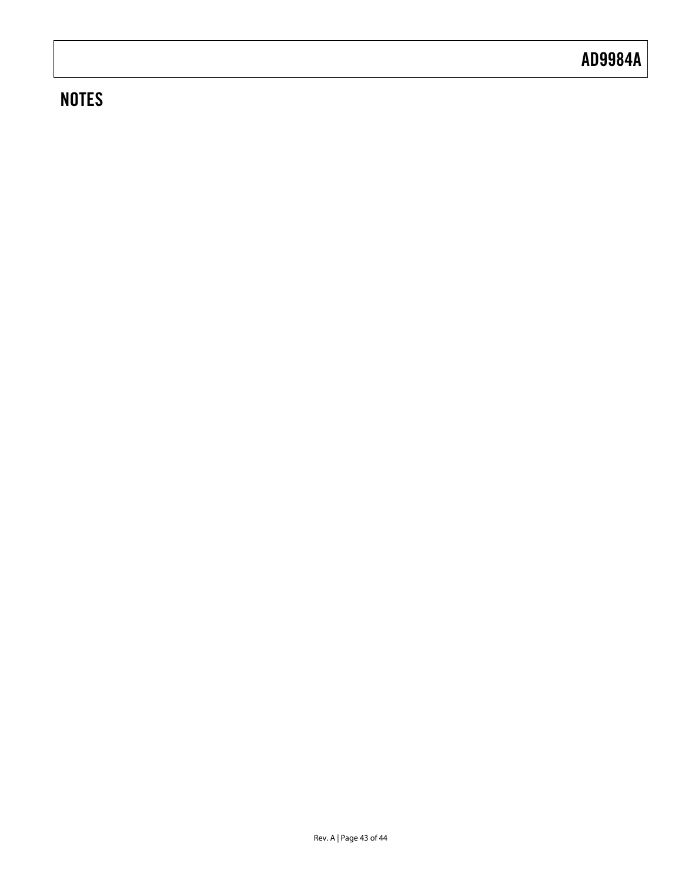## NOTES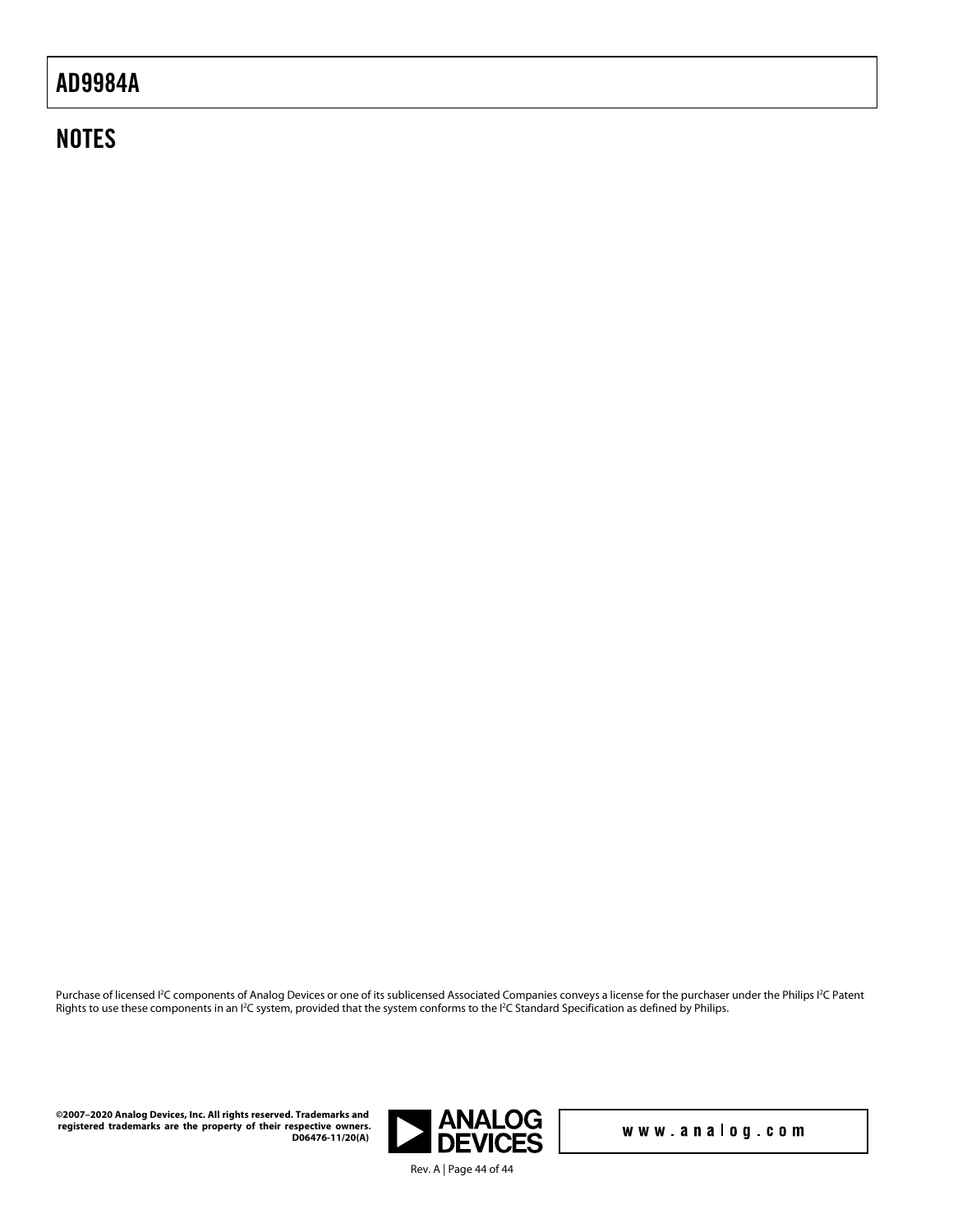## NOTES

Purchase of licensed I$^2$C components of Analog Devices or one of its sublicensed Associated Companies conveys a license for the purchaser under the Philips I$^2$C Patent Rights to use these components in an I$^2$C system, provided that the system conforms to the I$^2$C Standard Specification as defined by Philips.

**©2007–2020 Analog Devices, Inc. All rights reserved. Trademarks and registered trademarks are the property of their respective owners. D06476-11/20(A)**

www.analog.com